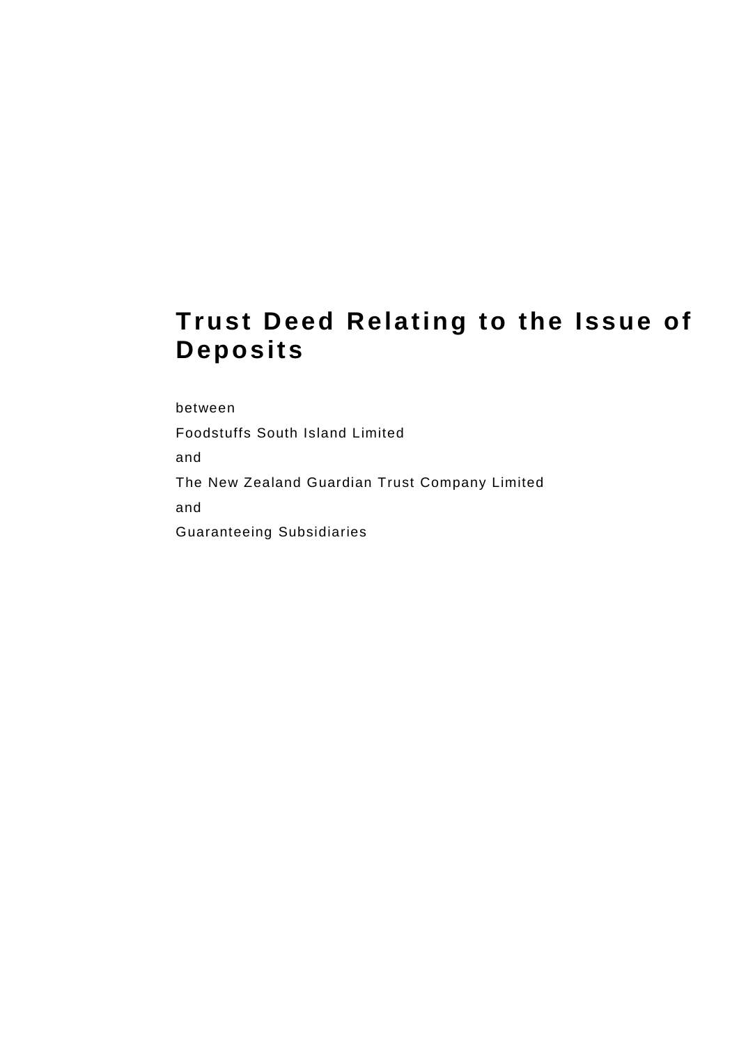# Trust Deed Relating to the Issue of Deposits

between

Foodstuffs South Island Limited

and

The New Zealand Guardian Trust Company Limited

and

Guaranteeing Subsidiaries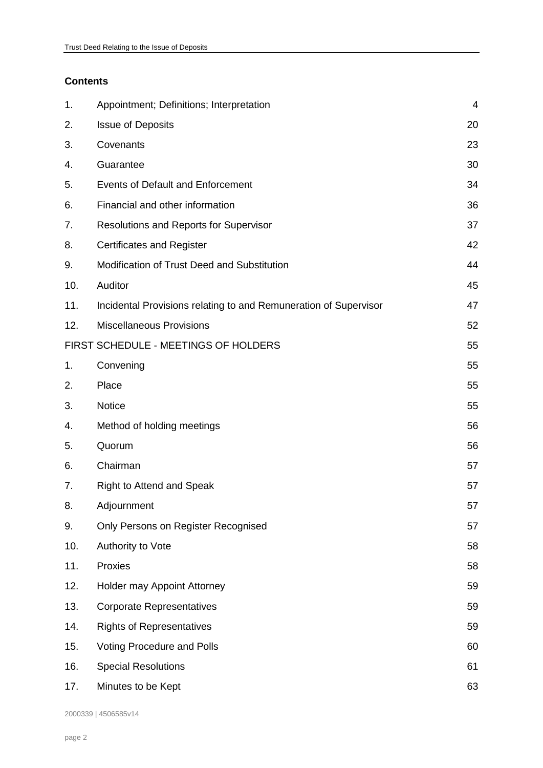**Contents**

| | | |
|---|---|---|
| 1. | Appointment; Definitions; Interpretation | 4 |
| 2. | Issue of Deposits | 20 |
| 3. | Covenants | 23 |
| 4. | Guarantee | 30 |
| 5. | Events of Default and Enforcement | 34 |
| 6. | Financial and other information | 36 |
| 7. | Resolutions and Reports for Supervisor | 37 |
| 8. | Certificates and Register | 42 |
| 9. | Modification of Trust Deed and Substitution | 44 |
| 10. | Auditor | 45 |
| 11. | Incidental Provisions relating to and Remuneration of Supervisor | 47 |
| 12. | Miscellaneous Provisions | 52 |
| FIRST SCHEDULE - MEETINGS OF HOLDERS | | 55 |
| 1. | Convening | 55 |
| 2. | Place | 55 |
| 3. | Notice | 55 |
| 4. | Method of holding meetings | 56 |
| 5. | Quorum | 56 |
| 6. | Chairman | 57 |
| 7. | Right to Attend and Speak | 57 |
| 8. | Adjournment | 57 |
| 9. | Only Persons on Register Recognised | 57 |
| 10. | Authority to Vote | 58 |
| 11. | Proxies | 58 |
| 12. | Holder may Appoint Attorney | 59 |
| 13. | Corporate Representatives | 59 |
| 14. | Rights of Representatives | 59 |
| 15. | Voting Procedure and Polls | 60 |
| 16. | Special Resolutions | 61 |
| 17. | Minutes to be Kept | 63 |

2000339 | 4506585v14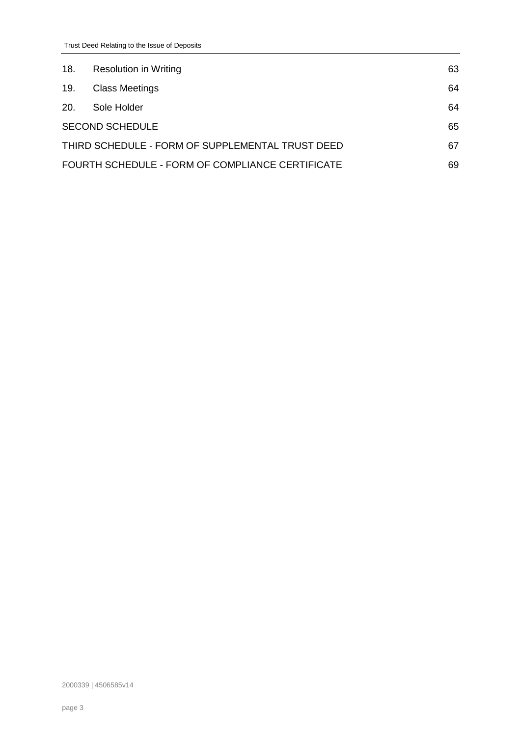| | | |
|---|---|---|
| 18. | Resolution in Writing | 63 |
| 19. | Class Meetings | 64 |
| 20. | Sole Holder | 64 |
| SECOND SCHEDULE | | 65 |
| THIRD SCHEDULE - FORM OF SUPPLEMENTAL TRUST DEED | | 67 |
| FOURTH SCHEDULE - FORM OF COMPLIANCE CERTIFICATE | | 69 |

2000339 | 4506585v14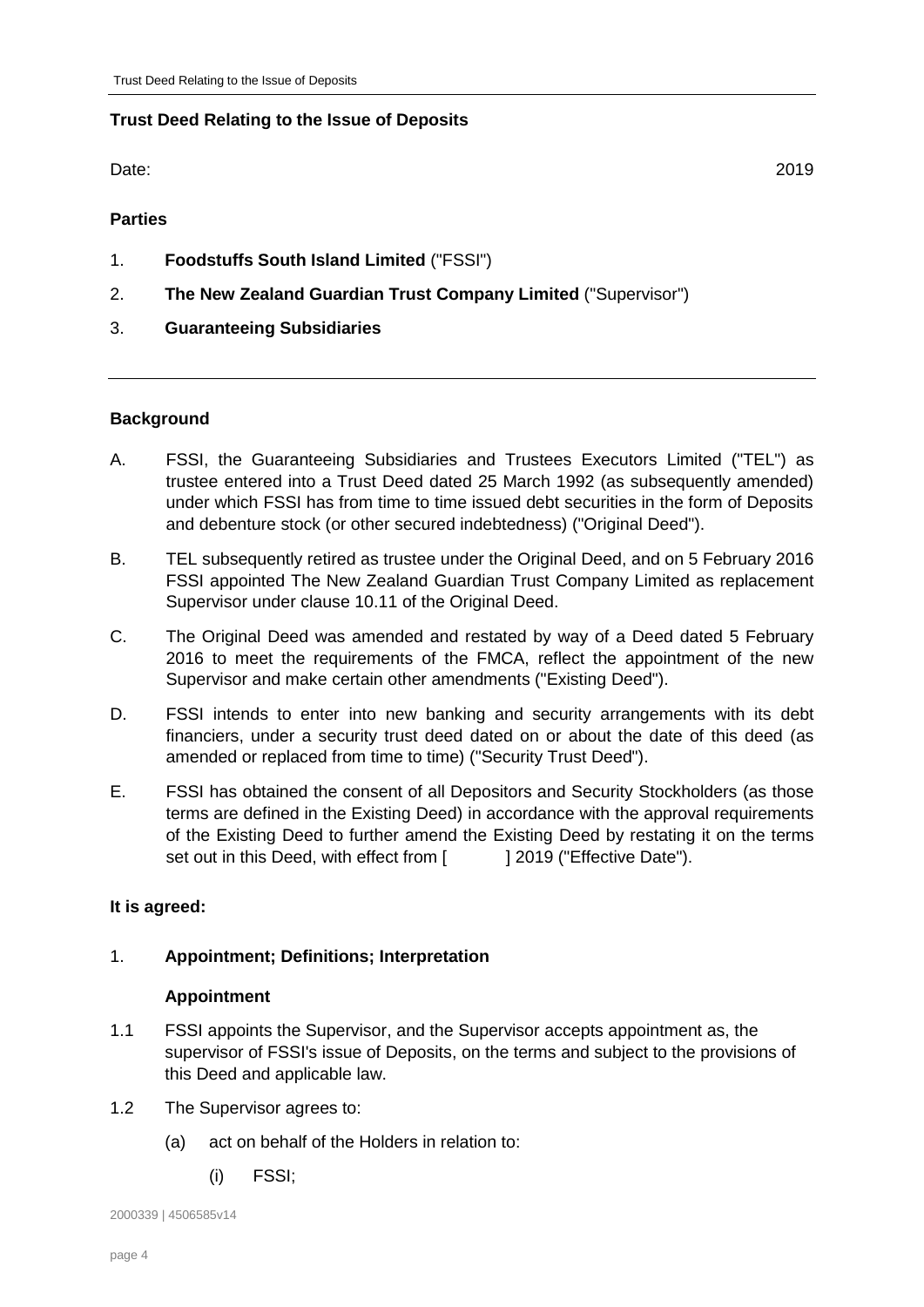**Trust Deed Relating to the Issue of Deposits**

Date: 2019

**Parties**

1. **Foodstuffs South Island Limited** ("FSSI")
2. **The New Zealand Guardian Trust Company Limited** ("Supervisor")
3. **Guaranteeing Subsidiaries**

---

**Background**

A. FSSI, the Guaranteeing Subsidiaries and Trustees Executors Limited ("TEL") as trustee entered into a Trust Deed dated 25 March 1992 (as subsequently amended) under which FSSI has from time to time issued debt securities in the form of Deposits and debenture stock (or other secured indebtedness) ("Original Deed").

B. TEL subsequently retired as trustee under the Original Deed, and on 5 February 2016 FSSI appointed The New Zealand Guardian Trust Company Limited as replacement Supervisor under clause 10.11 of the Original Deed.

C. The Original Deed was amended and restated by way of a Deed dated 5 February 2016 to meet the requirements of the FMCA, reflect the appointment of the new Supervisor and make certain other amendments ("Existing Deed").

D. FSSI intends to enter into new banking and security arrangements with its debt financiers, under a security trust deed dated on or about the date of this deed (as amended or replaced from time to time) ("Security Trust Deed").

E. FSSI has obtained the consent of all Depositors and Security Stockholders (as those terms are defined in the Existing Deed) in accordance with the approval requirements of the Existing Deed to further amend the Existing Deed by restating it on the terms set out in this Deed, with effect from [ ] 2019 ("Effective Date").

**It is agreed:**

1. **Appointment; Definitions; Interpretation**

**Appointment**

1.1 FSSI appoints the Supervisor, and the Supervisor accepts appointment as, the supervisor of FSSI's issue of Deposits, on the terms and subject to the provisions of this Deed and applicable law.

1.2 The Supervisor agrees to:

(a) act on behalf of the Holders in relation to:

(i) FSSI;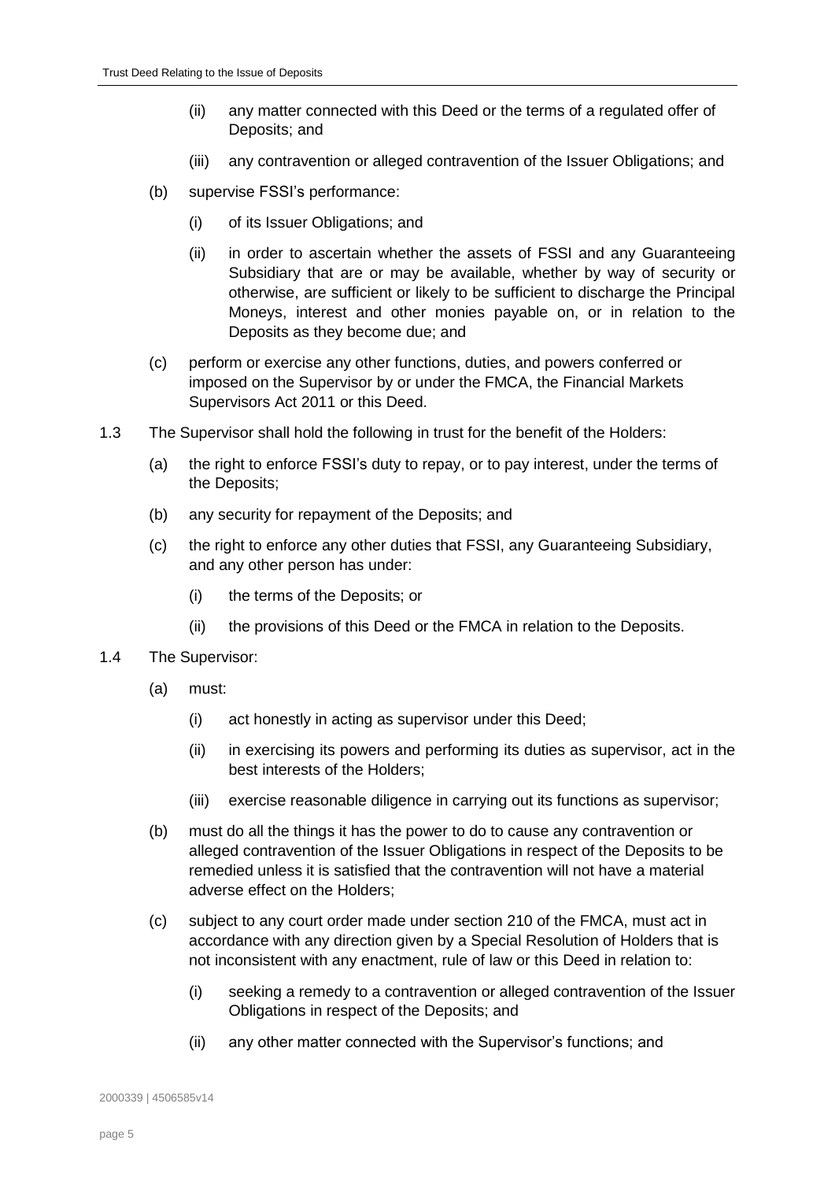(ii) any matter connected with this Deed or the terms of a regulated offer of Deposits; and

(iii) any contravention or alleged contravention of the Issuer Obligations; and

(b) supervise FSSI's performance:

(i) of its Issuer Obligations; and

(ii) in order to ascertain whether the assets of FSSI and any Guaranteeing Subsidiary that are or may be available, whether by way of security or otherwise, are sufficient or likely to be sufficient to discharge the Principal Moneys, interest and other monies payable on, or in relation to the Deposits as they become due; and

(c) perform or exercise any other functions, duties, and powers conferred or imposed on the Supervisor by or under the FMCA, the Financial Markets Supervisors Act 2011 or this Deed.

1.3 The Supervisor shall hold the following in trust for the benefit of the Holders:

(a) the right to enforce FSSI's duty to repay, or to pay interest, under the terms of the Deposits;

(b) any security for repayment of the Deposits; and

(c) the right to enforce any other duties that FSSI, any Guaranteeing Subsidiary, and any other person has under:

(i) the terms of the Deposits; or

(ii) the provisions of this Deed or the FMCA in relation to the Deposits.

1.4 The Supervisor:

(a) must:

(i) act honestly in acting as supervisor under this Deed;

(ii) in exercising its powers and performing its duties as supervisor, act in the best interests of the Holders;

(iii) exercise reasonable diligence in carrying out its functions as supervisor;

(b) must do all the things it has the power to do to cause any contravention or alleged contravention of the Issuer Obligations in respect of the Deposits to be remedied unless it is satisfied that the contravention will not have a material adverse effect on the Holders;

(c) subject to any court order made under section 210 of the FMCA, must act in accordance with any direction given by a Special Resolution of Holders that is not inconsistent with any enactment, rule of law or this Deed in relation to:

(i) seeking a remedy to a contravention or alleged contravention of the Issuer Obligations in respect of the Deposits; and

(ii) any other matter connected with the Supervisor's functions; and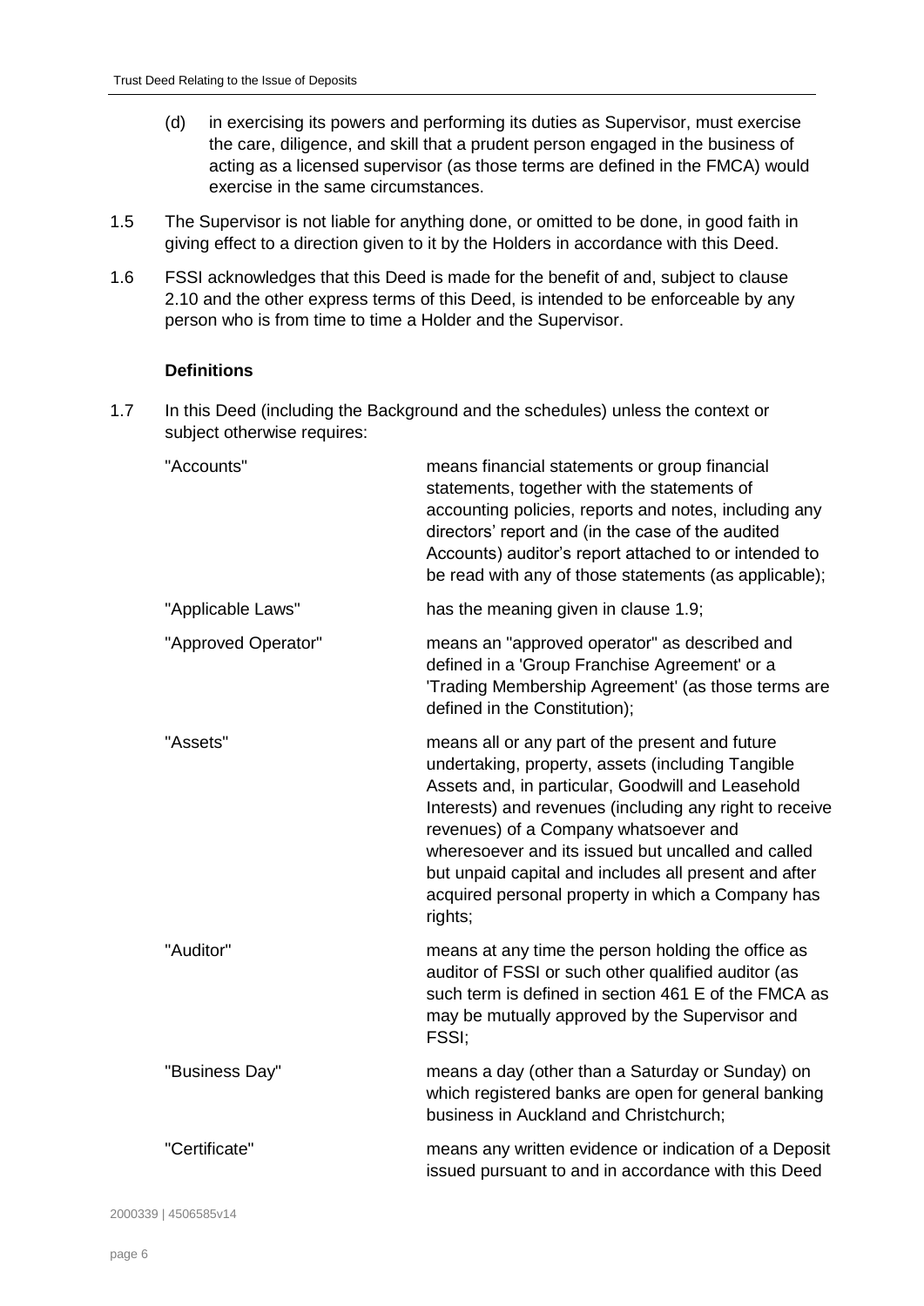(d) in exercising its powers and performing its duties as Supervisor, must exercise the care, diligence, and skill that a prudent person engaged in the business of acting as a licensed supervisor (as those terms are defined in the FMCA) would exercise in the same circumstances.

1.5 The Supervisor is not liable for anything done, or omitted to be done, in good faith in giving effect to a direction given to it by the Holders in accordance with this Deed.

1.6 FSSI acknowledges that this Deed is made for the benefit of and, subject to clause 2.10 and the other express terms of this Deed, is intended to be enforceable by any person who is from time to time a Holder and the Supervisor.

**Definitions**

1.7 In this Deed (including the Background and the schedules) unless the context or subject otherwise requires:

| | |
|---|---|
| "Accounts" | means financial statements or group financial statements, together with the statements of accounting policies, reports and notes, including any directors' report and (in the case of the audited Accounts) auditor's report attached to or intended to be read with any of those statements (as applicable); |
| "Applicable Laws" | has the meaning given in clause 1.9; |
| "Approved Operator" | means an "approved operator" as described and defined in a 'Group Franchise Agreement' or a 'Trading Membership Agreement' (as those terms are defined in the Constitution); |
| "Assets" | means all or any part of the present and future undertaking, property, assets (including Tangible Assets and, in particular, Goodwill and Leasehold Interests) and revenues (including any right to receive revenues) of a Company whatsoever and wheresoever and its issued but uncalled and called but unpaid capital and includes all present and after acquired personal property in which a Company has rights; |
| "Auditor" | means at any time the person holding the office as auditor of FSSI or such other qualified auditor (as such term is defined in section 461 E of the FMCA as may be mutually approved by the Supervisor and FSSI; |
| "Business Day" | means a day (other than a Saturday or Sunday) on which registered banks are open for general banking business in Auckland and Christchurch; |
| "Certificate" | means any written evidence or indication of a Deposit issued pursuant to and in accordance with this Deed |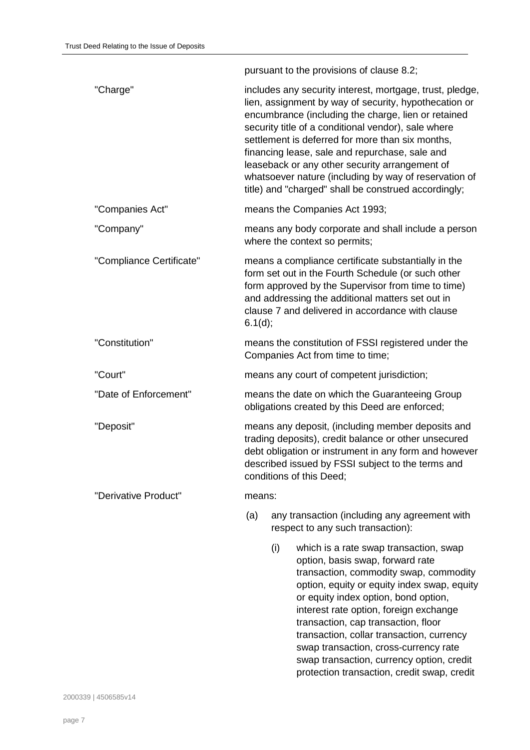pursuant to the provisions of clause 8.2;

| | |
|---|---|
| "Charge" | includes any security interest, mortgage, trust, pledge, lien, assignment by way of security, hypothecation or encumbrance (including the charge, lien or retained security title of a conditional vendor), sale where settlement is deferred for more than six months, financing lease, sale and repurchase, sale and leaseback or any other security arrangement of whatsoever nature (including by way of reservation of title) and "charged" shall be construed accordingly; |
| "Companies Act" | means the Companies Act 1993; |
| "Company" | means any body corporate and shall include a person where the context so permits; |
| "Compliance Certificate" | means a compliance certificate substantially in the form set out in the Fourth Schedule (or such other form approved by the Supervisor from time to time) and addressing the additional matters set out in clause 7 and delivered in accordance with clause 6.1(d); |
| "Constitution" | means the constitution of FSSI registered under the Companies Act from time to time; |
| "Court" | means any court of competent jurisdiction; |
| "Date of Enforcement" | means the date on which the Guaranteeing Group obligations created by this Deed are enforced; |
| "Deposit" | means any deposit, (including member deposits and trading deposits), credit balance or other unsecured debt obligation or instrument in any form and however described issued by FSSI subject to the terms and conditions of this Deed; |
| "Derivative Product" | means: |

(a) any transaction (including any agreement with respect to any such transaction):

(i) which is a rate swap transaction, swap option, basis swap, forward rate transaction, commodity swap, commodity option, equity or equity index swap, equity or equity index option, bond option, interest rate option, foreign exchange transaction, cap transaction, floor transaction, collar transaction, currency swap transaction, cross-currency rate swap transaction, currency option, credit protection transaction, credit swap, credit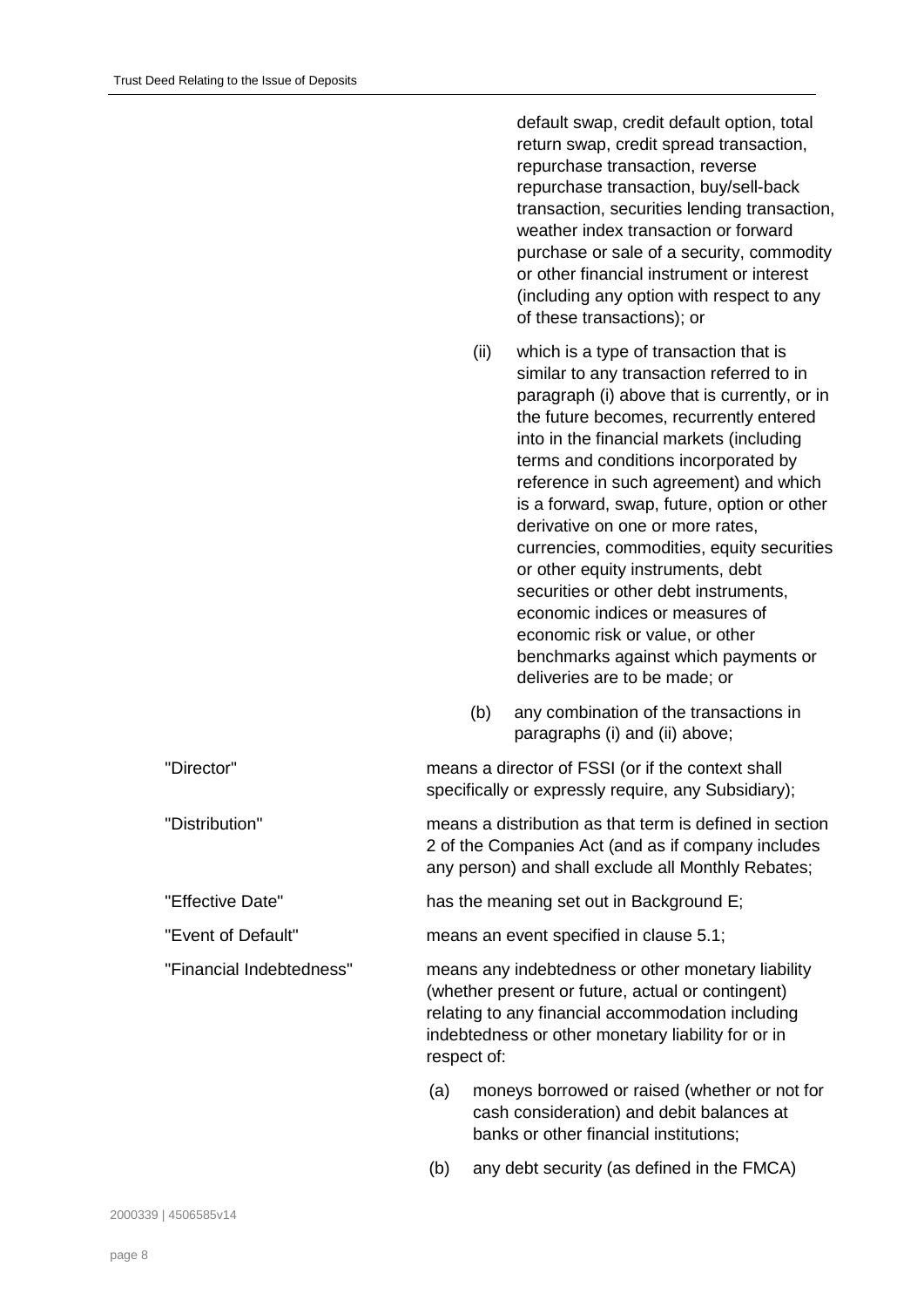default swap, credit default option, total return swap, credit spread transaction, repurchase transaction, reverse repurchase transaction, buy/sell-back transaction, securities lending transaction, weather index transaction or forward purchase or sale of a security, commodity or other financial instrument or interest (including any option with respect to any of these transactions); or

(ii) which is a type of transaction that is similar to any transaction referred to in paragraph (i) above that is currently, or in the future becomes, recurrently entered into in the financial markets (including terms and conditions incorporated by reference in such agreement) and which is a forward, swap, future, option or other derivative on one or more rates, currencies, commodities, equity securities or other equity instruments, debt securities or other debt instruments, economic indices or measures of economic risk or value, or other benchmarks against which payments or deliveries are to be made; or

(b) any combination of the transactions in paragraphs (i) and (ii) above;

"Director" means a director of FSSI (or if the context shall specifically or expressly require, any Subsidiary);

"Distribution" means a distribution as that term is defined in section 2 of the Companies Act (and as if company includes any person) and shall exclude all Monthly Rebates;

"Effective Date" has the meaning set out in Background E;

"Event of Default" means an event specified in clause 5.1;

"Financial Indebtedness" means any indebtedness or other monetary liability (whether present or future, actual or contingent) relating to any financial accommodation including indebtedness or other monetary liability for or in respect of:

(a) moneys borrowed or raised (whether or not for cash consideration) and debit balances at banks or other financial institutions;

(b) any debt security (as defined in the FMCA)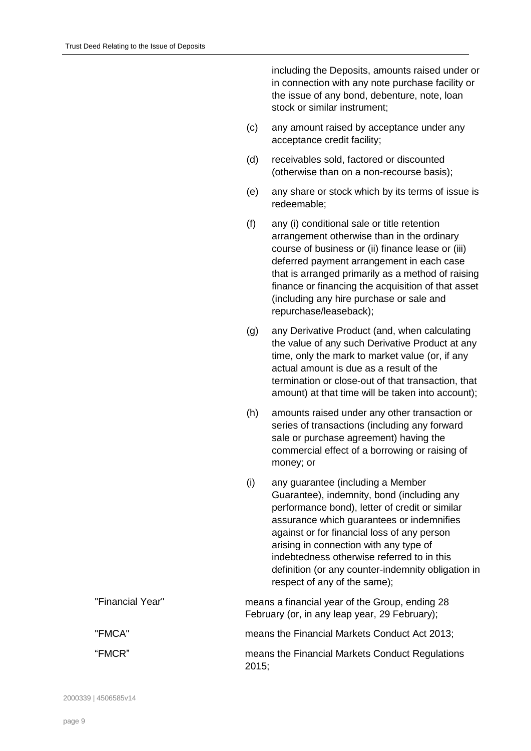including the Deposits, amounts raised under or in connection with any note purchase facility or the issue of any bond, debenture, note, loan stock or similar instrument;

(c) any amount raised by acceptance under any acceptance credit facility;

(d) receivables sold, factored or discounted (otherwise than on a non-recourse basis);

(e) any share or stock which by its terms of issue is redeemable;

(f) any (i) conditional sale or title retention arrangement otherwise than in the ordinary course of business or (ii) finance lease or (iii) deferred payment arrangement in each case that is arranged primarily as a method of raising finance or financing the acquisition of that asset (including any hire purchase or sale and repurchase/leaseback);

(g) any Derivative Product (and, when calculating the value of any such Derivative Product at any time, only the mark to market value (or, if any actual amount is due as a result of the termination or close-out of that transaction, that amount) at that time will be taken into account);

(h) amounts raised under any other transaction or series of transactions (including any forward sale or purchase agreement) having the commercial effect of a borrowing or raising of money; or

(i) any guarantee (including a Member Guarantee), indemnity, bond (including any performance bond), letter of credit or similar assurance which guarantees or indemnifies against or for financial loss of any person arising in connection with any type of indebtedness otherwise referred to in this definition (or any counter-indemnity obligation in respect of any of the same);

"Financial Year" means a financial year of the Group, ending 28 February (or, in any leap year, 29 February);

"FMCA" means the Financial Markets Conduct Act 2013;

"FMCR" means the Financial Markets Conduct Regulations 2015;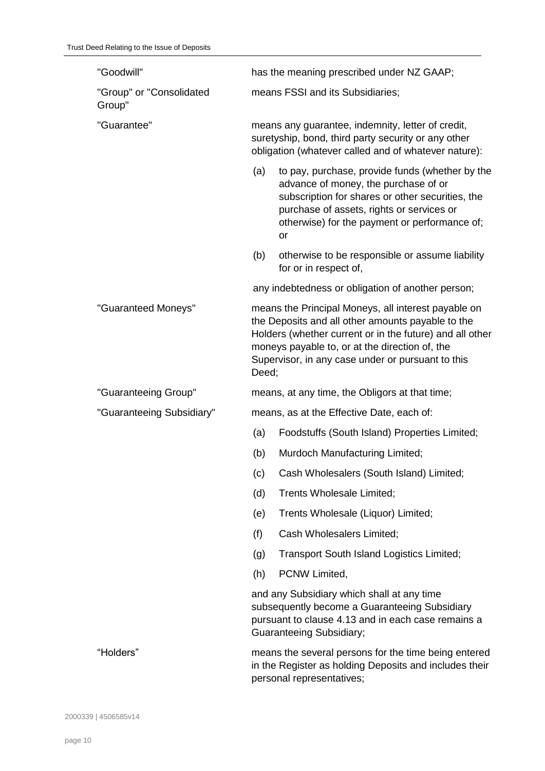"Goodwill" has the meaning prescribed under NZ GAAP;

"Group" or "Consolidated Group" means FSSI and its Subsidiaries;

"Guarantee" means any guarantee, indemnity, letter of credit, suretyship, bond, third party security or any other obligation (whatever called and of whatever nature):

(a) to pay, purchase, provide funds (whether by the advance of money, the purchase of or subscription for shares or other securities, the purchase of assets, rights or services or otherwise) for the payment or performance of; or

(b) otherwise to be responsible or assume liability for or in respect of,

any indebtedness or obligation of another person;

"Guaranteed Moneys" means the Principal Moneys, all interest payable on the Deposits and all other amounts payable to the Holders (whether current or in the future) and all other moneys payable to, or at the direction of, the Supervisor, in any case under or pursuant to this Deed;

"Guaranteeing Group" means, at any time, the Obligors at that time;

"Guaranteeing Subsidiary" means, as at the Effective Date, each of:

(a) Foodstuffs (South Island) Properties Limited;

(b) Murdoch Manufacturing Limited;

(c) Cash Wholesalers (South Island) Limited;

(d) Trents Wholesale Limited;

(e) Trents Wholesale (Liquor) Limited;

(f) Cash Wholesalers Limited;

(g) Transport South Island Logistics Limited;

(h) PCNW Limited,

and any Subsidiary which shall at any time subsequently become a Guaranteeing Subsidiary pursuant to clause 4.13 and in each case remains a Guaranteeing Subsidiary;

"Holders" means the several persons for the time being entered in the Register as holding Deposits and includes their personal representatives;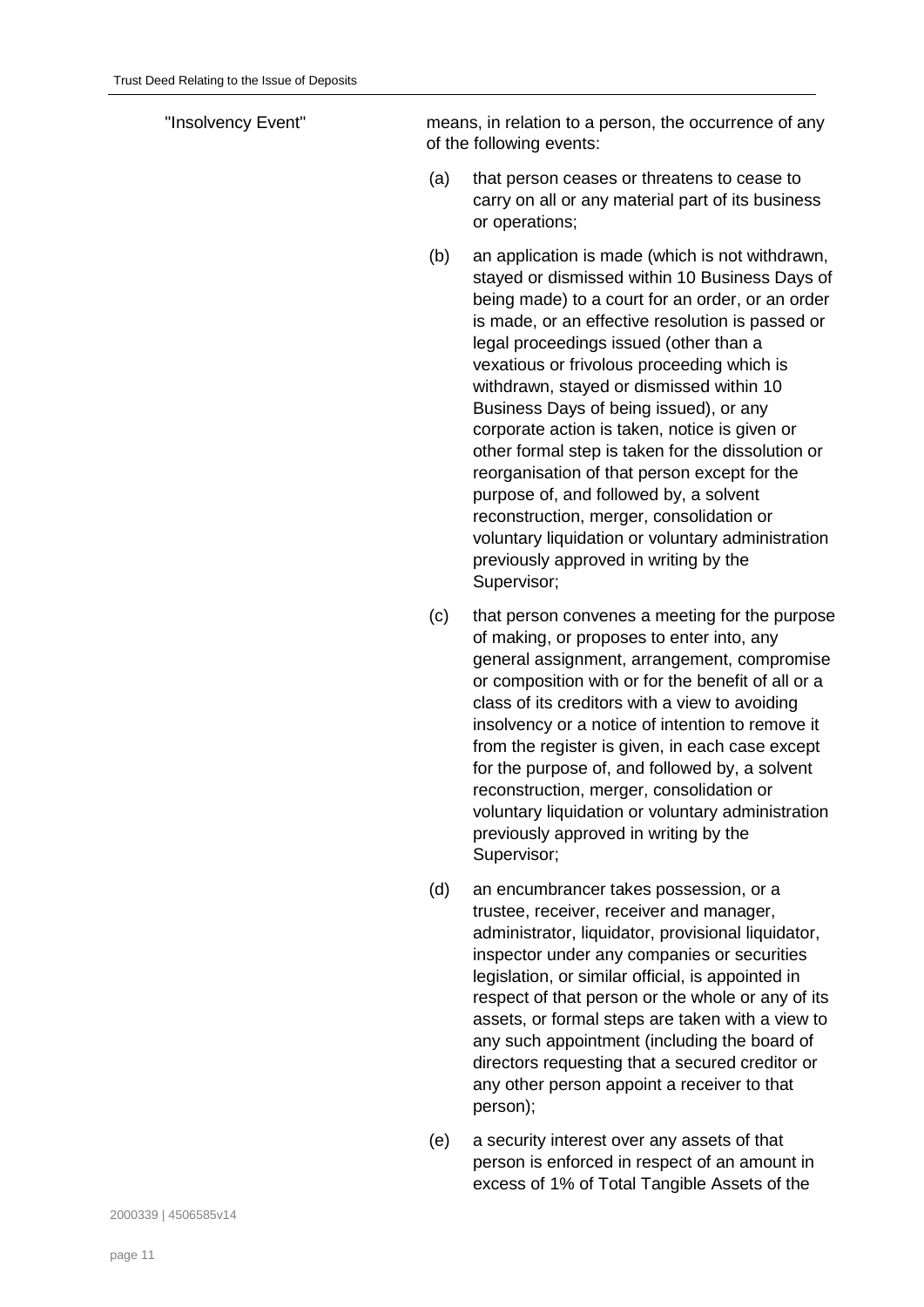"Insolvency Event" means, in relation to a person, the occurrence of any of the following events:

(a) that person ceases or threatens to cease to carry on all or any material part of its business or operations;

(b) an application is made (which is not withdrawn, stayed or dismissed within 10 Business Days of being made) to a court for an order, or an order is made, or an effective resolution is passed or legal proceedings issued (other than a vexatious or frivolous proceeding which is withdrawn, stayed or dismissed within 10 Business Days of being issued), or any corporate action is taken, notice is given or other formal step is taken for the dissolution or reorganisation of that person except for the purpose of, and followed by, a solvent reconstruction, merger, consolidation or voluntary liquidation or voluntary administration previously approved in writing by the Supervisor;

(c) that person convenes a meeting for the purpose of making, or proposes to enter into, any general assignment, arrangement, compromise or composition with or for the benefit of all or a class of its creditors with a view to avoiding insolvency or a notice of intention to remove it from the register is given, in each case except for the purpose of, and followed by, a solvent reconstruction, merger, consolidation or voluntary liquidation or voluntary administration previously approved in writing by the Supervisor;

(d) an encumbrancer takes possession, or a trustee, receiver, receiver and manager, administrator, liquidator, provisional liquidator, inspector under any companies or securities legislation, or similar official, is appointed in respect of that person or the whole or any of its assets, or formal steps are taken with a view to any such appointment (including the board of directors requesting that a secured creditor or any other person appoint a receiver to that person);

(e) a security interest over any assets of that person is enforced in respect of an amount in excess of 1% of Total Tangible Assets of the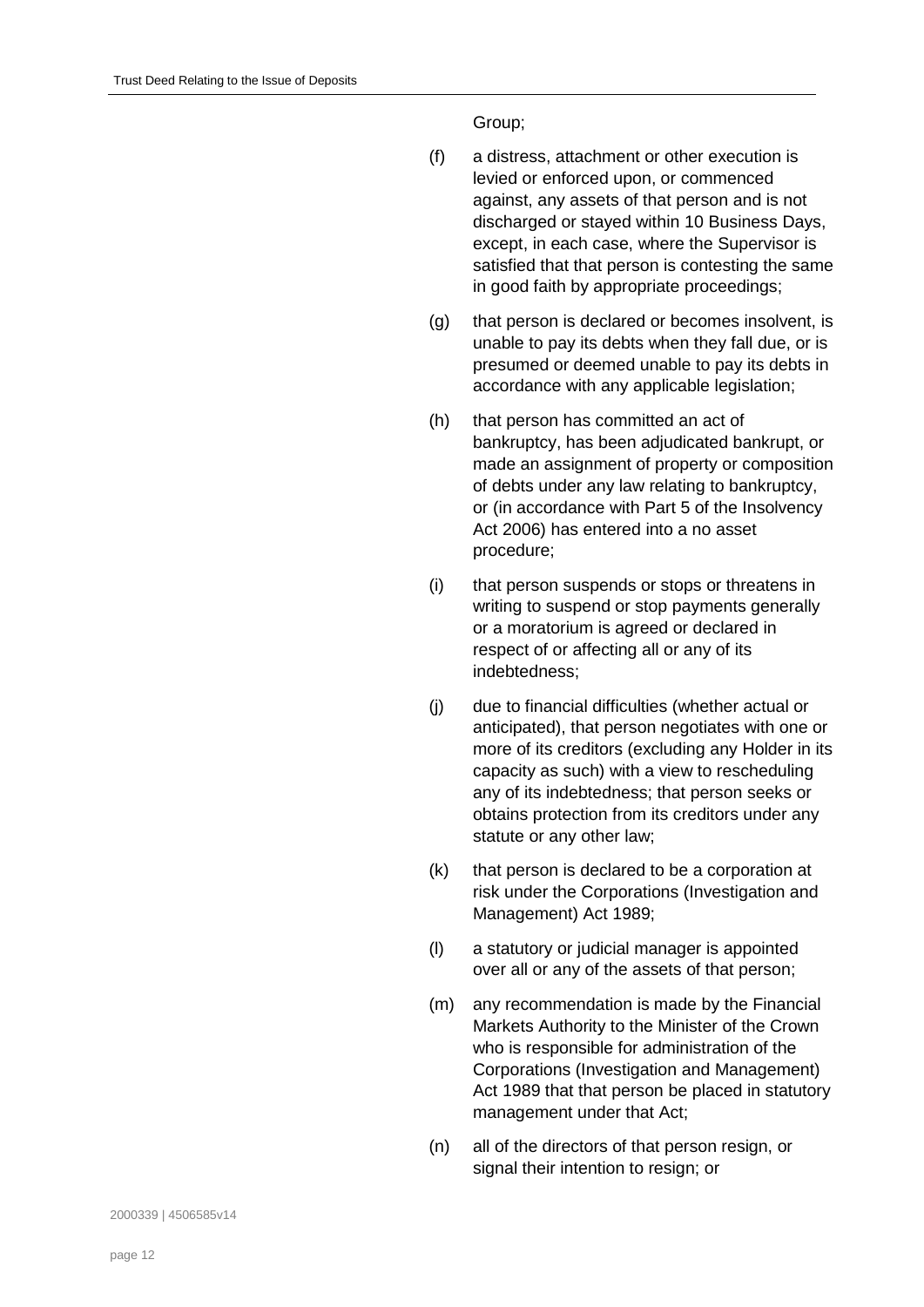Group;

(f) a distress, attachment or other execution is levied or enforced upon, or commenced against, any assets of that person and is not discharged or stayed within 10 Business Days, except, in each case, where the Supervisor is satisfied that that person is contesting the same in good faith by appropriate proceedings;

(g) that person is declared or becomes insolvent, is unable to pay its debts when they fall due, or is presumed or deemed unable to pay its debts in accordance with any applicable legislation;

(h) that person has committed an act of bankruptcy, has been adjudicated bankrupt, or made an assignment of property or composition of debts under any law relating to bankruptcy, or (in accordance with Part 5 of the Insolvency Act 2006) has entered into a no asset procedure;

(i) that person suspends or stops or threatens in writing to suspend or stop payments generally or a moratorium is agreed or declared in respect of or affecting all or any of its indebtedness;

(j) due to financial difficulties (whether actual or anticipated), that person negotiates with one or more of its creditors (excluding any Holder in its capacity as such) with a view to rescheduling any of its indebtedness; that person seeks or obtains protection from its creditors under any statute or any other law;

(k) that person is declared to be a corporation at risk under the Corporations (Investigation and Management) Act 1989;

(l) a statutory or judicial manager is appointed over all or any of the assets of that person;

(m) any recommendation is made by the Financial Markets Authority to the Minister of the Crown who is responsible for administration of the Corporations (Investigation and Management) Act 1989 that that person be placed in statutory management under that Act;

(n) all of the directors of that person resign, or signal their intention to resign; or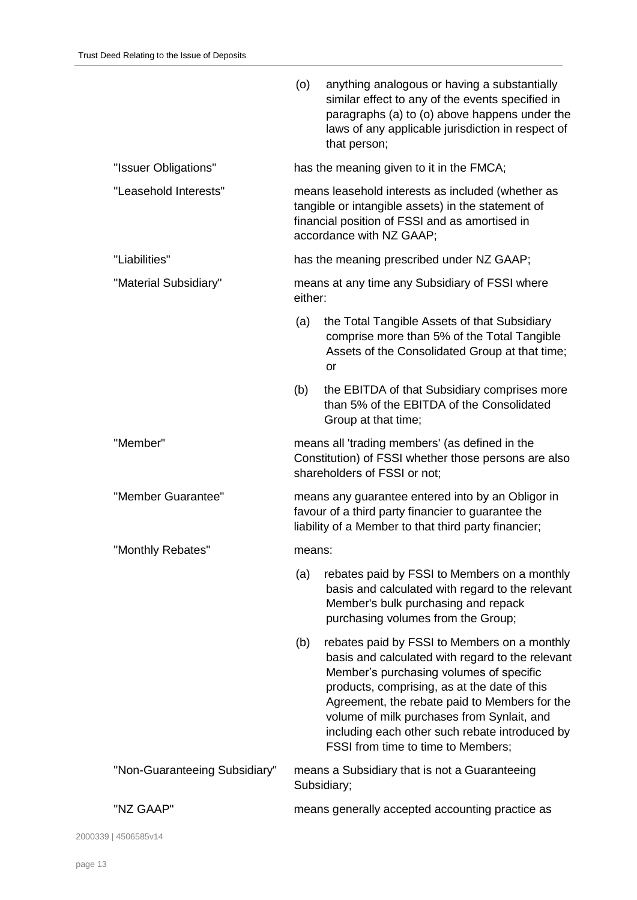(o) anything analogous or having a substantially similar effect to any of the events specified in paragraphs (a) to (o) above happens under the laws of any applicable jurisdiction in respect of that person;

"Issuer Obligations" has the meaning given to it in the FMCA;

"Leasehold Interests" means leasehold interests as included (whether as tangible or intangible assets) in the statement of financial position of FSSI and as amortised in accordance with NZ GAAP;

"Liabilities" has the meaning prescribed under NZ GAAP;

"Material Subsidiary" means at any time any Subsidiary of FSSI where either:

(a) the Total Tangible Assets of that Subsidiary comprise more than 5% of the Total Tangible Assets of the Consolidated Group at that time; or

(b) the EBITDA of that Subsidiary comprises more than 5% of the EBITDA of the Consolidated Group at that time;

"Member" means all 'trading members' (as defined in the Constitution) of FSSI whether those persons are also shareholders of FSSI or not;

"Member Guarantee" means any guarantee entered into by an Obligor in favour of a third party financier to guarantee the liability of a Member to that third party financier;

"Monthly Rebates" means:

(a) rebates paid by FSSI to Members on a monthly basis and calculated with regard to the relevant Member's bulk purchasing and repack purchasing volumes from the Group;

(b) rebates paid by FSSI to Members on a monthly basis and calculated with regard to the relevant Member's purchasing volumes of specific products, comprising, as at the date of this Agreement, the rebate paid to Members for the volume of milk purchases from Synlait, and including each other such rebate introduced by FSSI from time to time to Members;

"Non-Guaranteeing Subsidiary" means a Subsidiary that is not a Guaranteeing Subsidiary;

"NZ GAAP" means generally accepted accounting practice as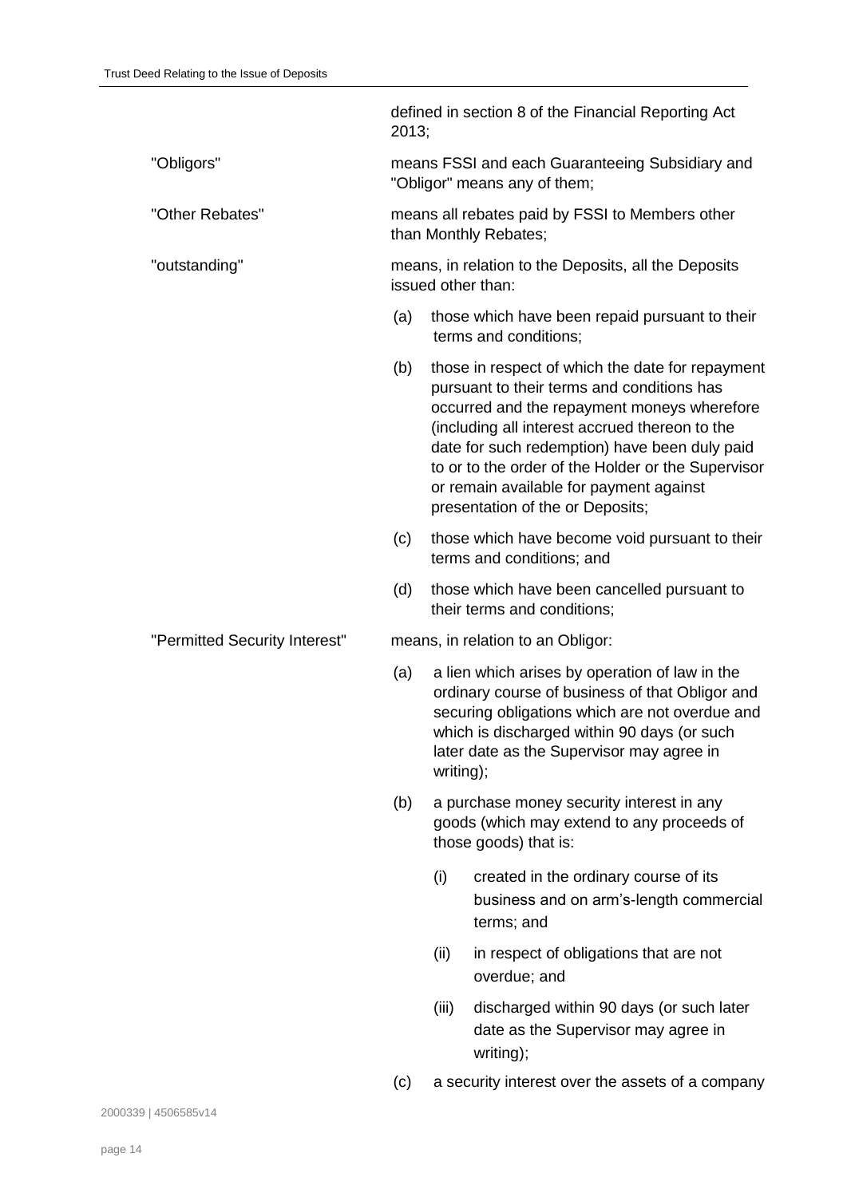defined in section 8 of the Financial Reporting Act 2013;

"Obligors" means FSSI and each Guaranteeing Subsidiary and "Obligor" means any of them;

"Other Rebates" means all rebates paid by FSSI to Members other than Monthly Rebates;

"outstanding" means, in relation to the Deposits, all the Deposits issued other than:

(a) those which have been repaid pursuant to their terms and conditions;

(b) those in respect of which the date for repayment pursuant to their terms and conditions has occurred and the repayment moneys wherefore (including all interest accrued thereon to the date for such redemption) have been duly paid to or to the order of the Holder or the Supervisor or remain available for payment against presentation of the or Deposits;

(c) those which have become void pursuant to their terms and conditions; and

(d) those which have been cancelled pursuant to their terms and conditions;

"Permitted Security Interest" means, in relation to an Obligor:

(a) a lien which arises by operation of law in the ordinary course of business of that Obligor and securing obligations which are not overdue and which is discharged within 90 days (or such later date as the Supervisor may agree in writing);

(b) a purchase money security interest in any goods (which may extend to any proceeds of those goods) that is:

   (i) created in the ordinary course of its business and on arm's-length commercial terms; and

   (ii) in respect of obligations that are not overdue; and

   (iii) discharged within 90 days (or such later date as the Supervisor may agree in writing);

(c) a security interest over the assets of a company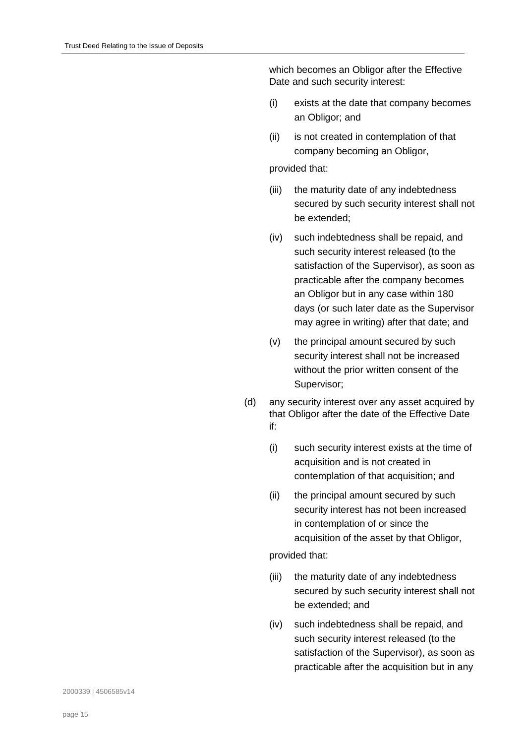which becomes an Obligor after the Effective Date and such security interest:

- (i) exists at the date that company becomes an Obligor; and
- (ii) is not created in contemplation of that company becoming an Obligor,

provided that:

- (iii) the maturity date of any indebtedness secured by such security interest shall not be extended;
- (iv) such indebtedness shall be repaid, and such security interest released (to the satisfaction of the Supervisor), as soon as practicable after the company becomes an Obligor but in any case within 180 days (or such later date as the Supervisor may agree in writing) after that date; and
- (v) the principal amount secured by such security interest shall not be increased without the prior written consent of the Supervisor;

(d) any security interest over any asset acquired by that Obligor after the date of the Effective Date if:

- (i) such security interest exists at the time of acquisition and is not created in contemplation of that acquisition; and
- (ii) the principal amount secured by such security interest has not been increased in contemplation of or since the acquisition of the asset by that Obligor,

provided that:

- (iii) the maturity date of any indebtedness secured by such security interest shall not be extended; and
- (iv) such indebtedness shall be repaid, and such security interest released (to the satisfaction of the Supervisor), as soon as practicable after the acquisition but in any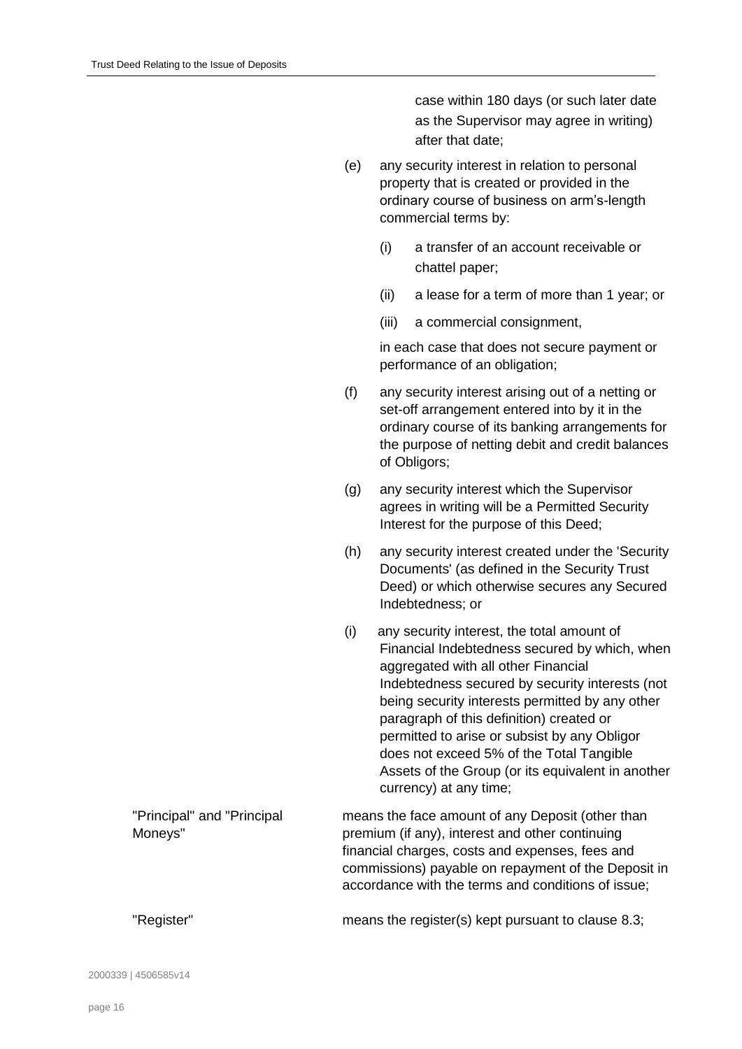case within 180 days (or such later date as the Supervisor may agree in writing) after that date;

(e) any security interest in relation to personal property that is created or provided in the ordinary course of business on arm's-length commercial terms by:

(i) a transfer of an account receivable or chattel paper;

(ii) a lease for a term of more than 1 year; or

(iii) a commercial consignment,

in each case that does not secure payment or performance of an obligation;

(f) any security interest arising out of a netting or set-off arrangement entered into by it in the ordinary course of its banking arrangements for the purpose of netting debit and credit balances of Obligors;

(g) any security interest which the Supervisor agrees in writing will be a Permitted Security Interest for the purpose of this Deed;

(h) any security interest created under the 'Security Documents' (as defined in the Security Trust Deed) or which otherwise secures any Secured Indebtedness; or

(i) any security interest, the total amount of Financial Indebtedness secured by which, when aggregated with all other Financial Indebtedness secured by security interests (not being security interests permitted by any other paragraph of this definition) created or permitted to arise or subsist by any Obligor does not exceed 5% of the Total Tangible Assets of the Group (or its equivalent in another currency) at any time;

"Principal" and "Principal Moneys" means the face amount of any Deposit (other than premium (if any), interest and other continuing financial charges, costs and expenses, fees and commissions) payable on repayment of the Deposit in accordance with the terms and conditions of issue;

"Register" means the register(s) kept pursuant to clause 8.3;

2000339 | 4506585v14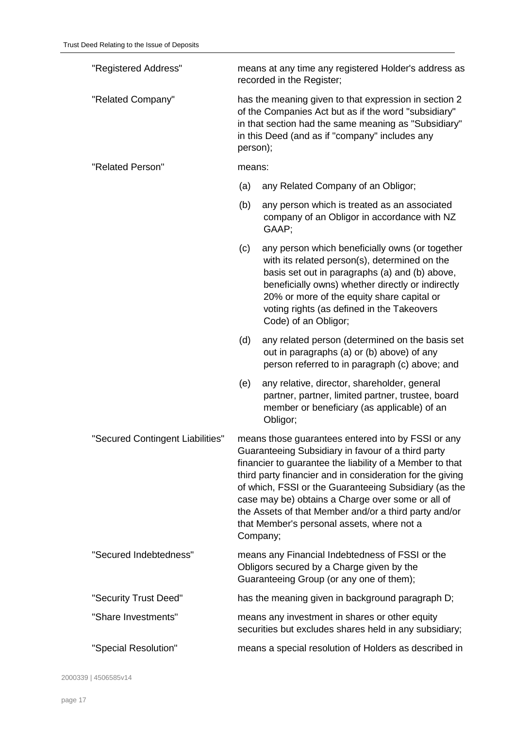"Registered Address" means at any time any registered Holder's address as recorded in the Register;

"Related Company" has the meaning given to that expression in section 2 of the Companies Act but as if the word "subsidiary" in that section had the same meaning as "Subsidiary" in this Deed (and as if "company" includes any person);

"Related Person" means:

(a) any Related Company of an Obligor;

(b) any person which is treated as an associated company of an Obligor in accordance with NZ GAAP;

(c) any person which beneficially owns (or together with its related person(s), determined on the basis set out in paragraphs (a) and (b) above, beneficially owns) whether directly or indirectly 20% or more of the equity share capital or voting rights (as defined in the Takeovers Code) of an Obligor;

(d) any related person (determined on the basis set out in paragraphs (a) or (b) above) of any person referred to in paragraph (c) above; and

(e) any relative, director, shareholder, general partner, partner, limited partner, trustee, board member or beneficiary (as applicable) of an Obligor;

"Secured Contingent Liabilities" means those guarantees entered into by FSSI or any Guaranteeing Subsidiary in favour of a third party financier to guarantee the liability of a Member to that third party financier and in consideration for the giving of which, FSSI or the Guaranteeing Subsidiary (as the case may be) obtains a Charge over some or all of the Assets of that Member and/or a third party and/or that Member's personal assets, where not a Company;

"Secured Indebtedness" means any Financial Indebtedness of FSSI or the Obligors secured by a Charge given by the Guaranteeing Group (or any one of them);

"Security Trust Deed" has the meaning given in background paragraph D;

"Share Investments" means any investment in shares or other equity securities but excludes shares held in any subsidiary;

"Special Resolution" means a special resolution of Holders as described in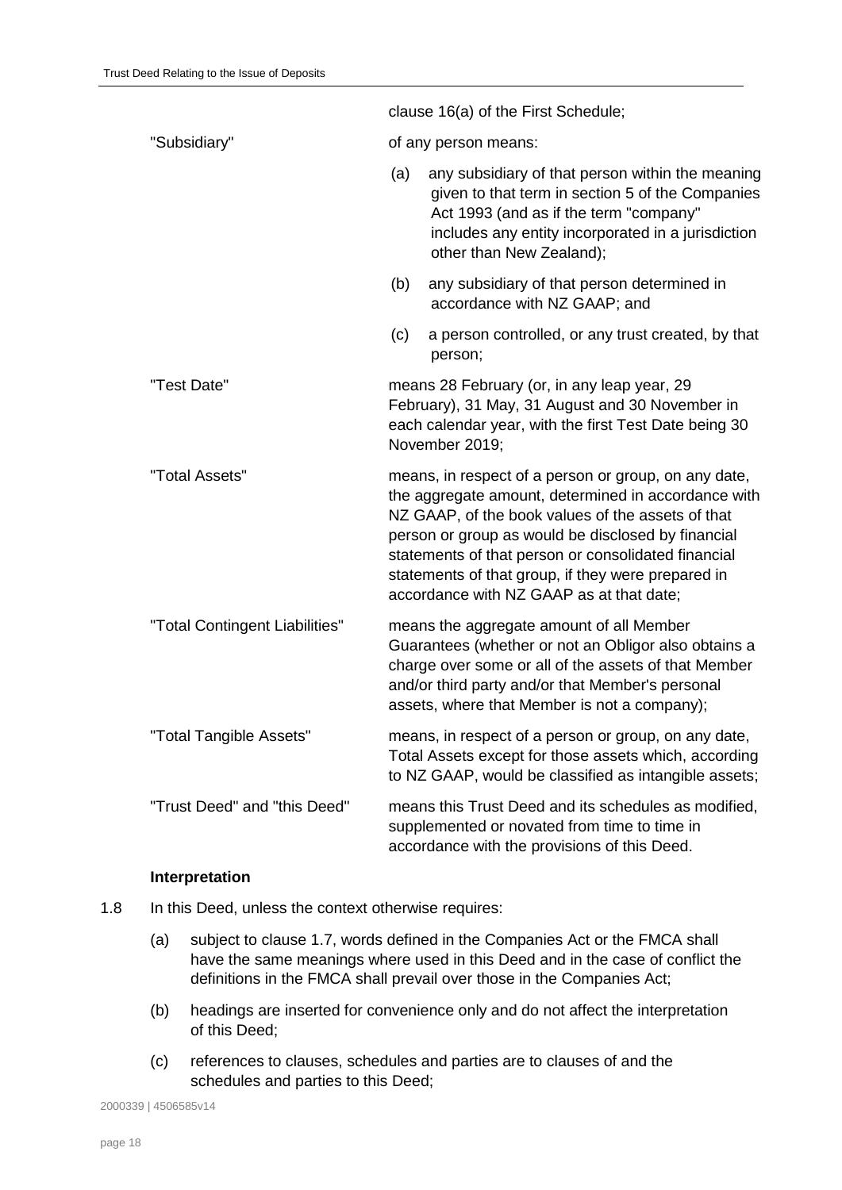| | |
|---|---|
| | clause 16(a) of the First Schedule; |
| "Subsidiary" | of any person means:<br>(a) any subsidiary of that person within the meaning given to that term in section 5 of the Companies Act 1993 (and as if the term "company" includes any entity incorporated in a jurisdiction other than New Zealand);<br>(b) any subsidiary of that person determined in accordance with NZ GAAP; and<br>(c) a person controlled, or any trust created, by that person; |
| "Test Date" | means 28 February (or, in any leap year, 29 February), 31 May, 31 August and 30 November in each calendar year, with the first Test Date being 30 November 2019; |
| "Total Assets" | means, in respect of a person or group, on any date, the aggregate amount, determined in accordance with NZ GAAP, of the book values of the assets of that person or group as would be disclosed by financial statements of that person or consolidated financial statements of that group, if they were prepared in accordance with NZ GAAP as at that date; |
| "Total Contingent Liabilities" | means the aggregate amount of all Member Guarantees (whether or not an Obligor also obtains a charge over some or all of the assets of that Member and/or third party and/or that Member's personal assets, where that Member is not a company); |
| "Total Tangible Assets" | means, in respect of a person or group, on any date, Total Assets except for those assets which, according to NZ GAAP, would be classified as intangible assets; |
| "Trust Deed" and "this Deed" | means this Trust Deed and its schedules as modified, supplemented or novated from time to time in accordance with the provisions of this Deed. |

**Interpretation**

1.8 In this Deed, unless the context otherwise requires:

(a) subject to clause 1.7, words defined in the Companies Act or the FMCA shall have the same meanings where used in this Deed and in the case of conflict the definitions in the FMCA shall prevail over those in the Companies Act;

(b) headings are inserted for convenience only and do not affect the interpretation of this Deed;

(c) references to clauses, schedules and parties are to clauses of and the schedules and parties to this Deed;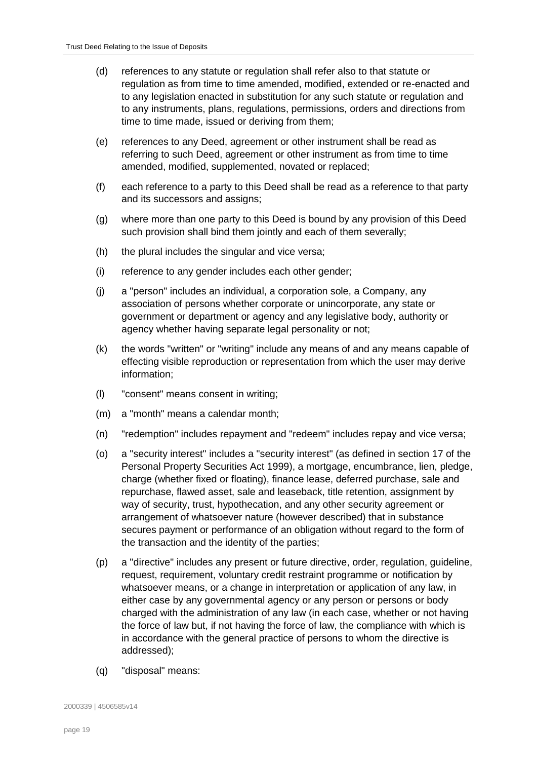(d) references to any statute or regulation shall refer also to that statute or regulation as from time to time amended, modified, extended or re-enacted and to any legislation enacted in substitution for any such statute or regulation and to any instruments, plans, regulations, permissions, orders and directions from time to time made, issued or deriving from them;

(e) references to any Deed, agreement or other instrument shall be read as referring to such Deed, agreement or other instrument as from time to time amended, modified, supplemented, novated or replaced;

(f) each reference to a party to this Deed shall be read as a reference to that party and its successors and assigns;

(g) where more than one party to this Deed is bound by any provision of this Deed such provision shall bind them jointly and each of them severally;

(h) the plural includes the singular and vice versa;

(i) reference to any gender includes each other gender;

(j) a "person" includes an individual, a corporation sole, a Company, any association of persons whether corporate or unincorporate, any state or government or department or agency and any legislative body, authority or agency whether having separate legal personality or not;

(k) the words "written" or "writing" include any means of and any means capable of effecting visible reproduction or representation from which the user may derive information;

(l) "consent" means consent in writing;

(m) a "month" means a calendar month;

(n) "redemption" includes repayment and "redeem" includes repay and vice versa;

(o) a "security interest" includes a "security interest" (as defined in section 17 of the Personal Property Securities Act 1999), a mortgage, encumbrance, lien, pledge, charge (whether fixed or floating), finance lease, deferred purchase, sale and repurchase, flawed asset, sale and leaseback, title retention, assignment by way of security, trust, hypothecation, and any other security agreement or arrangement of whatsoever nature (however described) that in substance secures payment or performance of an obligation without regard to the form of the transaction and the identity of the parties;

(p) a "directive" includes any present or future directive, order, regulation, guideline, request, requirement, voluntary credit restraint programme or notification by whatsoever means, or a change in interpretation or application of any law, in either case by any governmental agency or any person or persons or body charged with the administration of any law (in each case, whether or not having the force of law but, if not having the force of law, the compliance with which is in accordance with the general practice of persons to whom the directive is addressed);

(q) "disposal" means: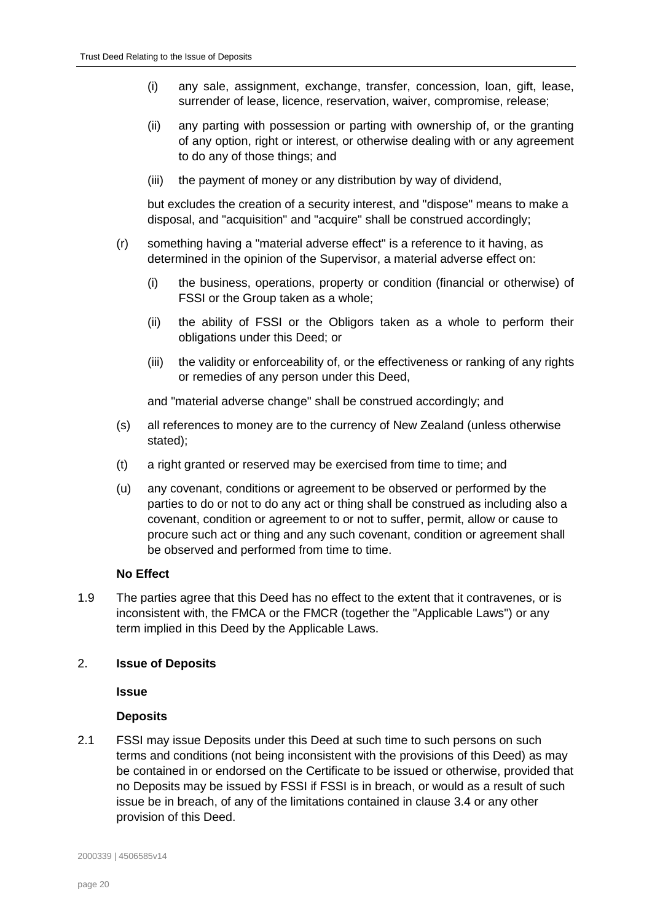(i) any sale, assignment, exchange, transfer, concession, loan, gift, lease, surrender of lease, licence, reservation, waiver, compromise, release;

(ii) any parting with possession or parting with ownership of, or the granting of any option, right or interest, or otherwise dealing with or any agreement to do any of those things; and

(iii) the payment of money or any distribution by way of dividend,

but excludes the creation of a security interest, and "dispose" means to make a disposal, and "acquisition" and "acquire" shall be construed accordingly;

(r) something having a "material adverse effect" is a reference to it having, as determined in the opinion of the Supervisor, a material adverse effect on:

(i) the business, operations, property or condition (financial or otherwise) of FSSI or the Group taken as a whole;

(ii) the ability of FSSI or the Obligors taken as a whole to perform their obligations under this Deed; or

(iii) the validity or enforceability of, or the effectiveness or ranking of any rights or remedies of any person under this Deed,

and "material adverse change" shall be construed accordingly; and

(s) all references to money are to the currency of New Zealand (unless otherwise stated);

(t) a right granted or reserved may be exercised from time to time; and

(u) any covenant, conditions or agreement to be observed or performed by the parties to do or not to do any act or thing shall be construed as including also a covenant, condition or agreement to or not to suffer, permit, allow or cause to procure such act or thing and any such covenant, condition or agreement shall be observed and performed from time to time.

**No Effect**

1.9 The parties agree that this Deed has no effect to the extent that it contravenes, or is inconsistent with, the FMCA or the FMCR (together the "Applicable Laws") or any term implied in this Deed by the Applicable Laws.

## 2. Issue of Deposits

**Issue**

**Deposits**

2.1 FSSI may issue Deposits under this Deed at such time to such persons on such terms and conditions (not being inconsistent with the provisions of this Deed) as may be contained in or endorsed on the Certificate to be issued or otherwise, provided that no Deposits may be issued by FSSI if FSSI is in breach, or would as a result of such issue be in breach, of any of the limitations contained in clause 3.4 or any other provision of this Deed.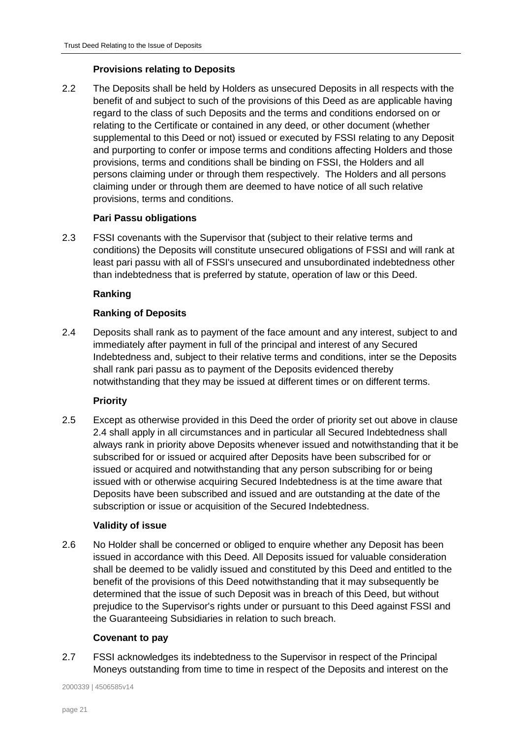**Provisions relating to Deposits**

2.2 The Deposits shall be held by Holders as unsecured Deposits in all respects with the benefit of and subject to such of the provisions of this Deed as are applicable having regard to the class of such Deposits and the terms and conditions endorsed on or relating to the Certificate or contained in any deed, or other document (whether supplemental to this Deed or not) issued or executed by FSSI relating to any Deposit and purporting to confer or impose terms and conditions affecting Holders and those provisions, terms and conditions shall be binding on FSSI, the Holders and all persons claiming under or through them respectively. The Holders and all persons claiming under or through them are deemed to have notice of all such relative provisions, terms and conditions.

**Pari Passu obligations**

2.3 FSSI covenants with the Supervisor that (subject to their relative terms and conditions) the Deposits will constitute unsecured obligations of FSSI and will rank at least pari passu with all of FSSI's unsecured and unsubordinated indebtedness other than indebtedness that is preferred by statute, operation of law or this Deed.

**Ranking**

**Ranking of Deposits**

2.4 Deposits shall rank as to payment of the face amount and any interest, subject to and immediately after payment in full of the principal and interest of any Secured Indebtedness and, subject to their relative terms and conditions, inter se the Deposits shall rank pari passu as to payment of the Deposits evidenced thereby notwithstanding that they may be issued at different times or on different terms.

**Priority**

2.5 Except as otherwise provided in this Deed the order of priority set out above in clause 2.4 shall apply in all circumstances and in particular all Secured Indebtedness shall always rank in priority above Deposits whenever issued and notwithstanding that it be subscribed for or issued or acquired after Deposits have been subscribed for or issued or acquired and notwithstanding that any person subscribing for or being issued with or otherwise acquiring Secured Indebtedness is at the time aware that Deposits have been subscribed and issued and are outstanding at the date of the subscription or issue or acquisition of the Secured Indebtedness.

**Validity of issue**

2.6 No Holder shall be concerned or obliged to enquire whether any Deposit has been issued in accordance with this Deed. All Deposits issued for valuable consideration shall be deemed to be validly issued and constituted by this Deed and entitled to the benefit of the provisions of this Deed notwithstanding that it may subsequently be determined that the issue of such Deposit was in breach of this Deed, but without prejudice to the Supervisor's rights under or pursuant to this Deed against FSSI and the Guaranteeing Subsidiaries in relation to such breach.

**Covenant to pay**

2.7 FSSI acknowledges its indebtedness to the Supervisor in respect of the Principal Moneys outstanding from time to time in respect of the Deposits and interest on the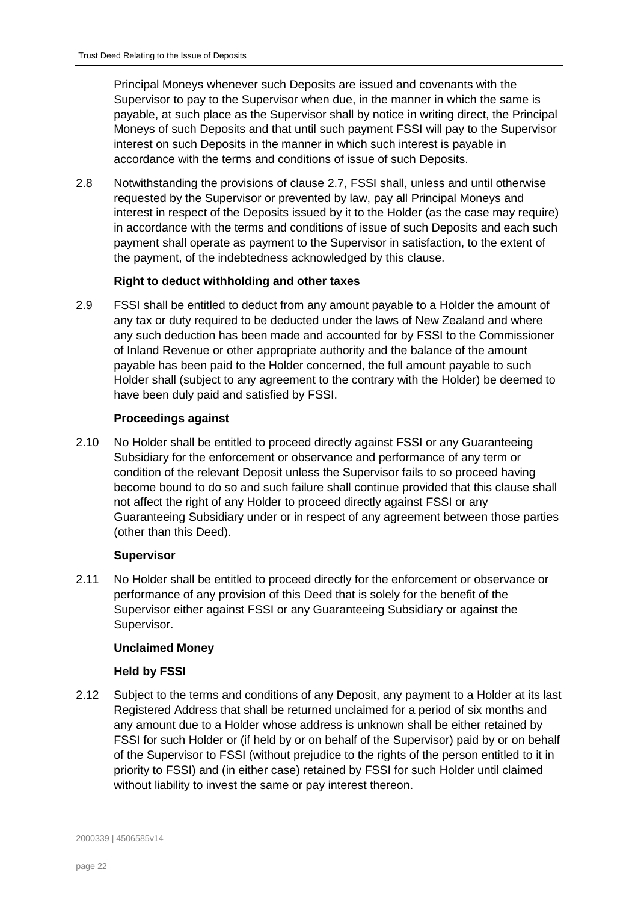Principal Moneys whenever such Deposits are issued and covenants with the Supervisor to pay to the Supervisor when due, in the manner in which the same is payable, at such place as the Supervisor shall by notice in writing direct, the Principal Moneys of such Deposits and that until such payment FSSI will pay to the Supervisor interest on such Deposits in the manner in which such interest is payable in accordance with the terms and conditions of issue of such Deposits.

2.8 Notwithstanding the provisions of clause 2.7, FSSI shall, unless and until otherwise requested by the Supervisor or prevented by law, pay all Principal Moneys and interest in respect of the Deposits issued by it to the Holder (as the case may require) in accordance with the terms and conditions of issue of such Deposits and each such payment shall operate as payment to the Supervisor in satisfaction, to the extent of the payment, of the indebtedness acknowledged by this clause.

**Right to deduct withholding and other taxes**

2.9 FSSI shall be entitled to deduct from any amount payable to a Holder the amount of any tax or duty required to be deducted under the laws of New Zealand and where any such deduction has been made and accounted for by FSSI to the Commissioner of Inland Revenue or other appropriate authority and the balance of the amount payable has been paid to the Holder concerned, the full amount payable to such Holder shall (subject to any agreement to the contrary with the Holder) be deemed to have been duly paid and satisfied by FSSI.

**Proceedings against**

2.10 No Holder shall be entitled to proceed directly against FSSI or any Guaranteeing Subsidiary for the enforcement or observance and performance of any term or condition of the relevant Deposit unless the Supervisor fails to so proceed having become bound to do so and such failure shall continue provided that this clause shall not affect the right of any Holder to proceed directly against FSSI or any Guaranteeing Subsidiary under or in respect of any agreement between those parties (other than this Deed).

**Supervisor**

2.11 No Holder shall be entitled to proceed directly for the enforcement or observance or performance of any provision of this Deed that is solely for the benefit of the Supervisor either against FSSI or any Guaranteeing Subsidiary or against the Supervisor.

**Unclaimed Money**

**Held by FSSI**

2.12 Subject to the terms and conditions of any Deposit, any payment to a Holder at its last Registered Address that shall be returned unclaimed for a period of six months and any amount due to a Holder whose address is unknown shall be either retained by FSSI for such Holder or (if held by or on behalf of the Supervisor) paid by or on behalf of the Supervisor to FSSI (without prejudice to the rights of the person entitled to it in priority to FSSI) and (in either case) retained by FSSI for such Holder until claimed without liability to invest the same or pay interest thereon.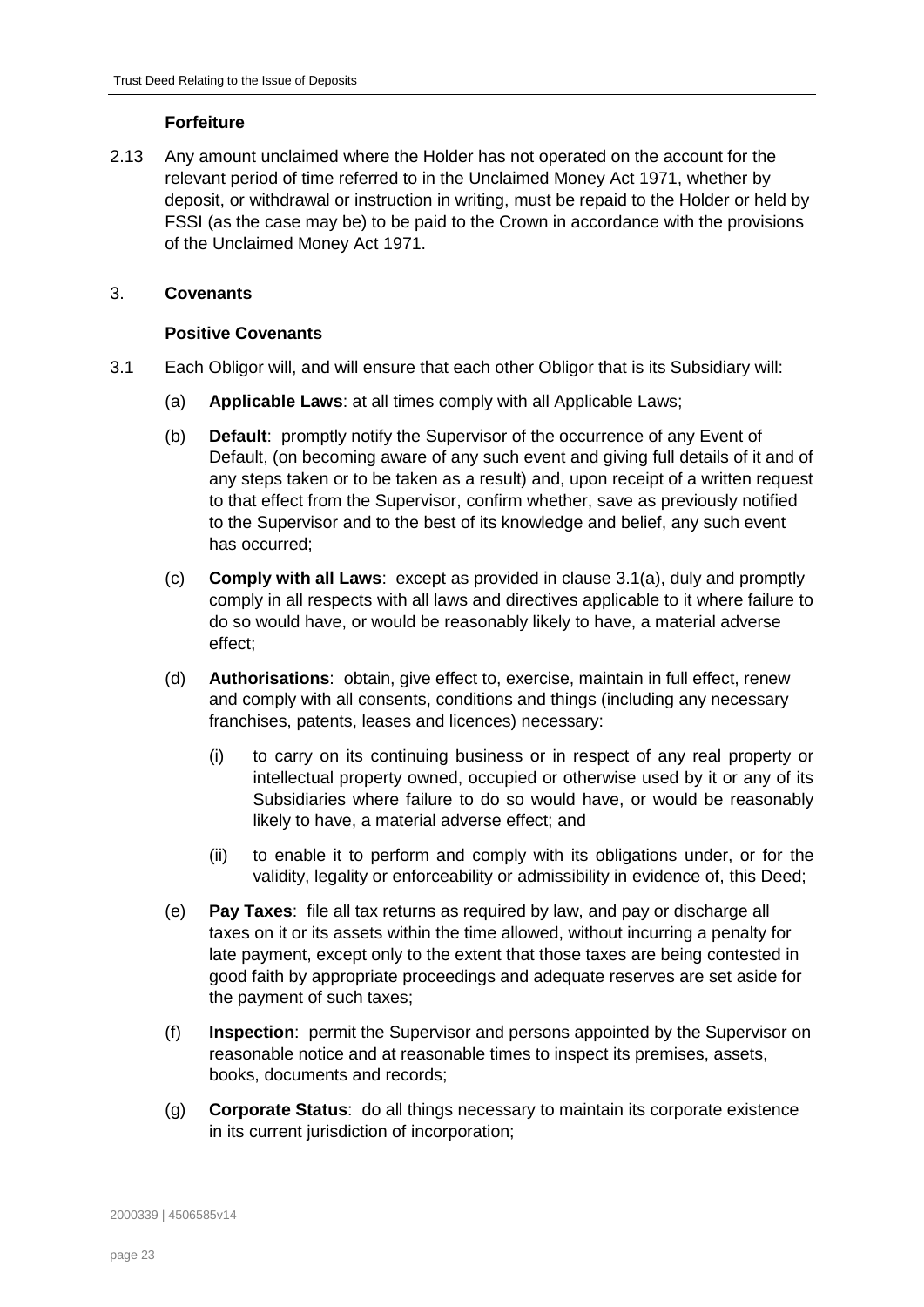### Forfeiture

2.13 Any amount unclaimed where the Holder has not operated on the account for the relevant period of time referred to in the Unclaimed Money Act 1971, whether by deposit, or withdrawal or instruction in writing, must be repaid to the Holder or held by FSSI (as the case may be) to be paid to the Crown in accordance with the provisions of the Unclaimed Money Act 1971.

## 3. Covenants

### Positive Covenants

3.1 Each Obligor will, and will ensure that each other Obligor that is its Subsidiary will:

(a) **Applicable Laws**: at all times comply with all Applicable Laws;

(b) **Default**: promptly notify the Supervisor of the occurrence of any Event of Default, (on becoming aware of any such event and giving full details of it and of any steps taken or to be taken as a result) and, upon receipt of a written request to that effect from the Supervisor, confirm whether, save as previously notified to the Supervisor and to the best of its knowledge and belief, any such event has occurred;

(c) **Comply with all Laws**: except as provided in clause 3.1(a), duly and promptly comply in all respects with all laws and directives applicable to it where failure to do so would have, or would be reasonably likely to have, a material adverse effect;

(d) **Authorisations**: obtain, give effect to, exercise, maintain in full effect, renew and comply with all consents, conditions and things (including any necessary franchises, patents, leases and licences) necessary:

(i) to carry on its continuing business or in respect of any real property or intellectual property owned, occupied or otherwise used by it or any of its Subsidiaries where failure to do so would have, or would be reasonably likely to have, a material adverse effect; and

(ii) to enable it to perform and comply with its obligations under, or for the validity, legality or enforceability or admissibility in evidence of, this Deed;

(e) **Pay Taxes**: file all tax returns as required by law, and pay or discharge all taxes on it or its assets within the time allowed, without incurring a penalty for late payment, except only to the extent that those taxes are being contested in good faith by appropriate proceedings and adequate reserves are set aside for the payment of such taxes;

(f) **Inspection**: permit the Supervisor and persons appointed by the Supervisor on reasonable notice and at reasonable times to inspect its premises, assets, books, documents and records;

(g) **Corporate Status**: do all things necessary to maintain its corporate existence in its current jurisdiction of incorporation;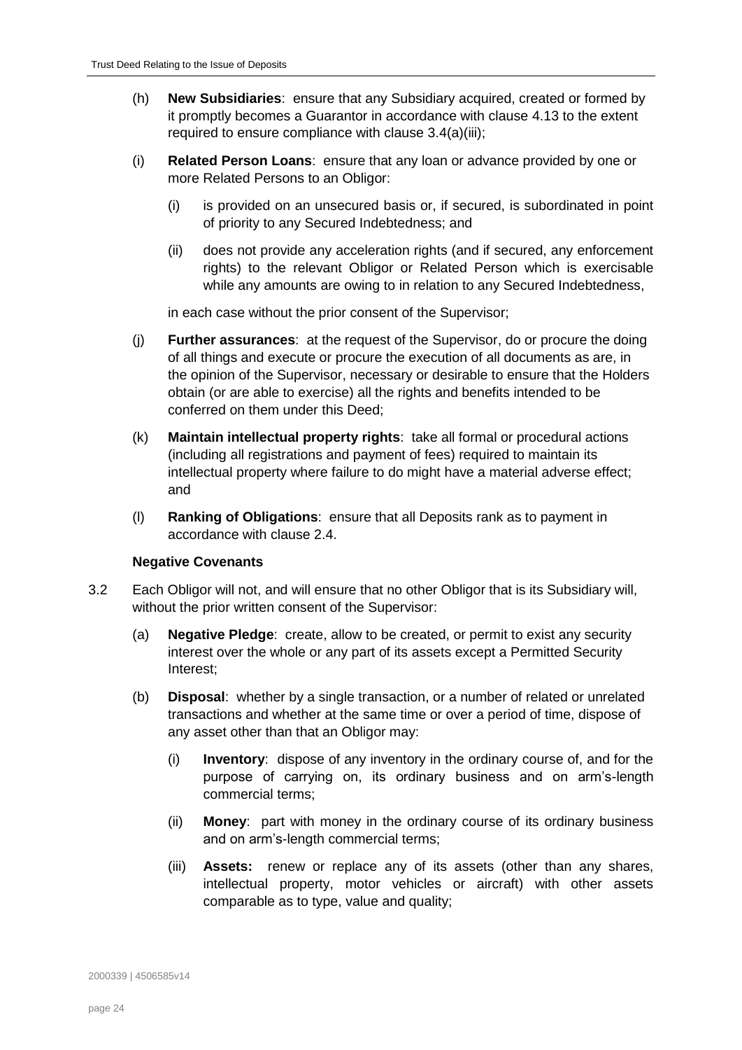(h) **New Subsidiaries**: ensure that any Subsidiary acquired, created or formed by it promptly becomes a Guarantor in accordance with clause 4.13 to the extent required to ensure compliance with clause 3.4(a)(iii);

(i) **Related Person Loans**: ensure that any loan or advance provided by one or more Related Persons to an Obligor:

  (i) is provided on an unsecured basis or, if secured, is subordinated in point of priority to any Secured Indebtedness; and

  (ii) does not provide any acceleration rights (and if secured, any enforcement rights) to the relevant Obligor or Related Person which is exercisable while any amounts are owing to in relation to any Secured Indebtedness,

  in each case without the prior consent of the Supervisor;

(j) **Further assurances**: at the request of the Supervisor, do or procure the doing of all things and execute or procure the execution of all documents as are, in the opinion of the Supervisor, necessary or desirable to ensure that the Holders obtain (or are able to exercise) all the rights and benefits intended to be conferred on them under this Deed;

(k) **Maintain intellectual property rights**: take all formal or procedural actions (including all registrations and payment of fees) required to maintain its intellectual property where failure to do might have a material adverse effect; and

(l) **Ranking of Obligations**: ensure that all Deposits rank as to payment in accordance with clause 2.4.

**Negative Covenants**

3.2 Each Obligor will not, and will ensure that no other Obligor that is its Subsidiary will, without the prior written consent of the Supervisor:

(a) **Negative Pledge**: create, allow to be created, or permit to exist any security interest over the whole or any part of its assets except a Permitted Security Interest;

(b) **Disposal**: whether by a single transaction, or a number of related or unrelated transactions and whether at the same time or over a period of time, dispose of any asset other than that an Obligor may:

  (i) **Inventory**: dispose of any inventory in the ordinary course of, and for the purpose of carrying on, its ordinary business and on arm's-length commercial terms;

  (ii) **Money**: part with money in the ordinary course of its ordinary business and on arm's-length commercial terms;

  (iii) **Assets:** renew or replace any of its assets (other than any shares, intellectual property, motor vehicles or aircraft) with other assets comparable as to type, value and quality;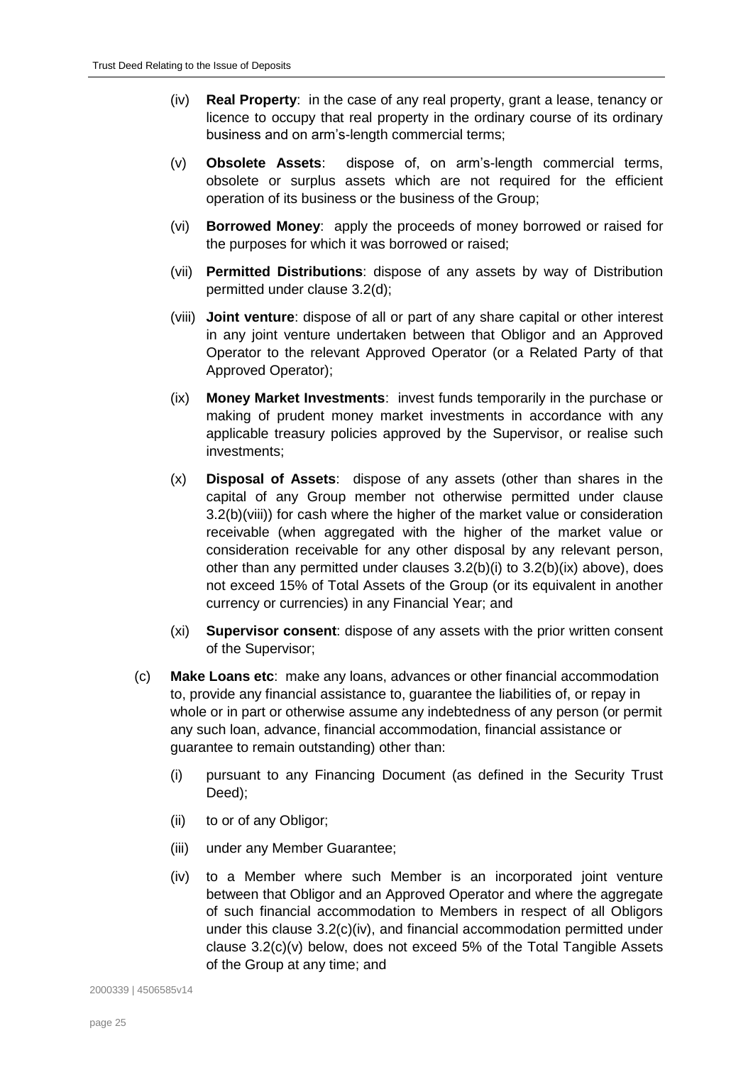(iv) **Real Property**: in the case of any real property, grant a lease, tenancy or licence to occupy that real property in the ordinary course of its ordinary business and on arm's-length commercial terms;

(v) **Obsolete Assets**: dispose of, on arm's-length commercial terms, obsolete or surplus assets which are not required for the efficient operation of its business or the business of the Group;

(vi) **Borrowed Money**: apply the proceeds of money borrowed or raised for the purposes for which it was borrowed or raised;

(vii) **Permitted Distributions**: dispose of any assets by way of Distribution permitted under clause 3.2(d);

(viii) **Joint venture**: dispose of all or part of any share capital or other interest in any joint venture undertaken between that Obligor and an Approved Operator to the relevant Approved Operator (or a Related Party of that Approved Operator);

(ix) **Money Market Investments**: invest funds temporarily in the purchase or making of prudent money market investments in accordance with any applicable treasury policies approved by the Supervisor, or realise such investments;

(x) **Disposal of Assets**: dispose of any assets (other than shares in the capital of any Group member not otherwise permitted under clause 3.2(b)(viii)) for cash where the higher of the market value or consideration receivable (when aggregated with the higher of the market value or consideration receivable for any other disposal by any relevant person, other than any permitted under clauses 3.2(b)(i) to 3.2(b)(ix) above), does not exceed 15% of Total Assets of the Group (or its equivalent in another currency or currencies) in any Financial Year; and

(xi) **Supervisor consent**: dispose of any assets with the prior written consent of the Supervisor;

(c) **Make Loans etc**: make any loans, advances or other financial accommodation to, provide any financial assistance to, guarantee the liabilities of, or repay in whole or in part or otherwise assume any indebtedness of any person (or permit any such loan, advance, financial accommodation, financial assistance or guarantee to remain outstanding) other than:

(i) pursuant to any Financing Document (as defined in the Security Trust Deed);

(ii) to or of any Obligor;

(iii) under any Member Guarantee;

(iv) to a Member where such Member is an incorporated joint venture between that Obligor and an Approved Operator and where the aggregate of such financial accommodation to Members in respect of all Obligors under this clause 3.2(c)(iv), and financial accommodation permitted under clause 3.2(c)(v) below, does not exceed 5% of the Total Tangible Assets of the Group at any time; and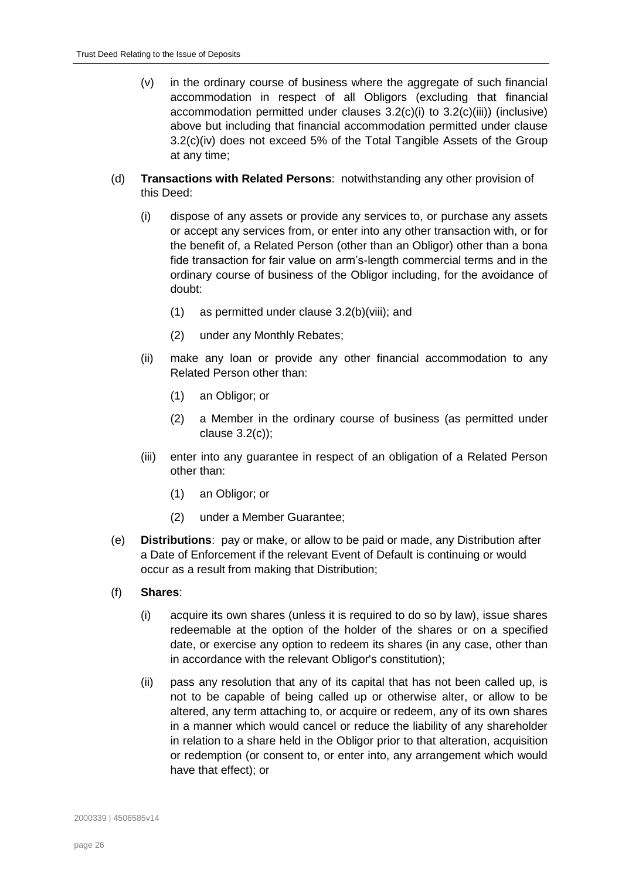(v) in the ordinary course of business where the aggregate of such financial accommodation in respect of all Obligors (excluding that financial accommodation permitted under clauses 3.2(c)(i) to 3.2(c)(iii)) (inclusive) above but including that financial accommodation permitted under clause 3.2(c)(iv) does not exceed 5% of the Total Tangible Assets of the Group at any time;

(d) **Transactions with Related Persons**: notwithstanding any other provision of this Deed:

(i) dispose of any assets or provide any services to, or purchase any assets or accept any services from, or enter into any other transaction with, or for the benefit of, a Related Person (other than an Obligor) other than a bona fide transaction for fair value on arm's-length commercial terms and in the ordinary course of business of the Obligor including, for the avoidance of doubt:

(1) as permitted under clause 3.2(b)(viii); and

(2) under any Monthly Rebates;

(ii) make any loan or provide any other financial accommodation to any Related Person other than:

(1) an Obligor; or

(2) a Member in the ordinary course of business (as permitted under clause 3.2(c));

(iii) enter into any guarantee in respect of an obligation of a Related Person other than:

(1) an Obligor; or

(2) under a Member Guarantee;

(e) **Distributions**: pay or make, or allow to be paid or made, any Distribution after a Date of Enforcement if the relevant Event of Default is continuing or would occur as a result from making that Distribution;

(f) **Shares**:

(i) acquire its own shares (unless it is required to do so by law), issue shares redeemable at the option of the holder of the shares or on a specified date, or exercise any option to redeem its shares (in any case, other than in accordance with the relevant Obligor's constitution);

(ii) pass any resolution that any of its capital that has not been called up, is not to be capable of being called up or otherwise alter, or allow to be altered, any term attaching to, or acquire or redeem, any of its own shares in a manner which would cancel or reduce the liability of any shareholder in relation to a share held in the Obligor prior to that alteration, acquisition or redemption (or consent to, or enter into, any arrangement which would have that effect); or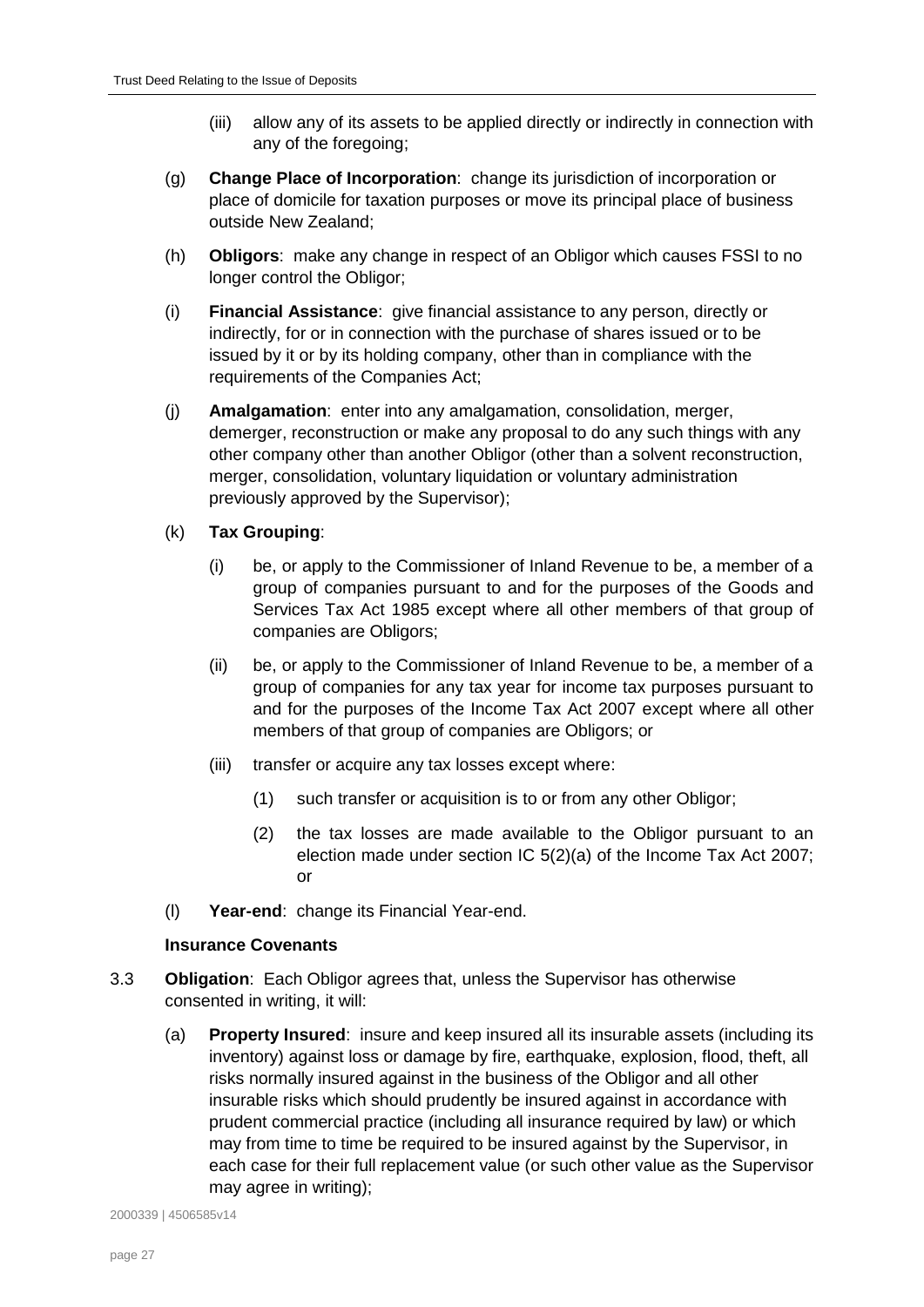(iii) allow any of its assets to be applied directly or indirectly in connection with any of the foregoing;

(g) **Change Place of Incorporation**: change its jurisdiction of incorporation or place of domicile for taxation purposes or move its principal place of business outside New Zealand;

(h) **Obligors**: make any change in respect of an Obligor which causes FSSI to no longer control the Obligor;

(i) **Financial Assistance**: give financial assistance to any person, directly or indirectly, for or in connection with the purchase of shares issued or to be issued by it or by its holding company, other than in compliance with the requirements of the Companies Act;

(j) **Amalgamation**: enter into any amalgamation, consolidation, merger, demerger, reconstruction or make any proposal to do any such things with any other company other than another Obligor (other than a solvent reconstruction, merger, consolidation, voluntary liquidation or voluntary administration previously approved by the Supervisor);

(k) **Tax Grouping**:

(i) be, or apply to the Commissioner of Inland Revenue to be, a member of a group of companies pursuant to and for the purposes of the Goods and Services Tax Act 1985 except where all other members of that group of companies are Obligors;

(ii) be, or apply to the Commissioner of Inland Revenue to be, a member of a group of companies for any tax year for income tax purposes pursuant to and for the purposes of the Income Tax Act 2007 except where all other members of that group of companies are Obligors; or

(iii) transfer or acquire any tax losses except where:

(1) such transfer or acquisition is to or from any other Obligor;

(2) the tax losses are made available to the Obligor pursuant to an election made under section IC 5(2)(a) of the Income Tax Act 2007; or

(l) **Year-end**: change its Financial Year-end.

**Insurance Covenants**

3.3 **Obligation**: Each Obligor agrees that, unless the Supervisor has otherwise consented in writing, it will:

(a) **Property Insured**: insure and keep insured all its insurable assets (including its inventory) against loss or damage by fire, earthquake, explosion, flood, theft, all risks normally insured against in the business of the Obligor and all other insurable risks which should prudently be insured against in accordance with prudent commercial practice (including all insurance required by law) or which may from time to time be required to be insured against by the Supervisor, in each case for their full replacement value (or such other value as the Supervisor may agree in writing);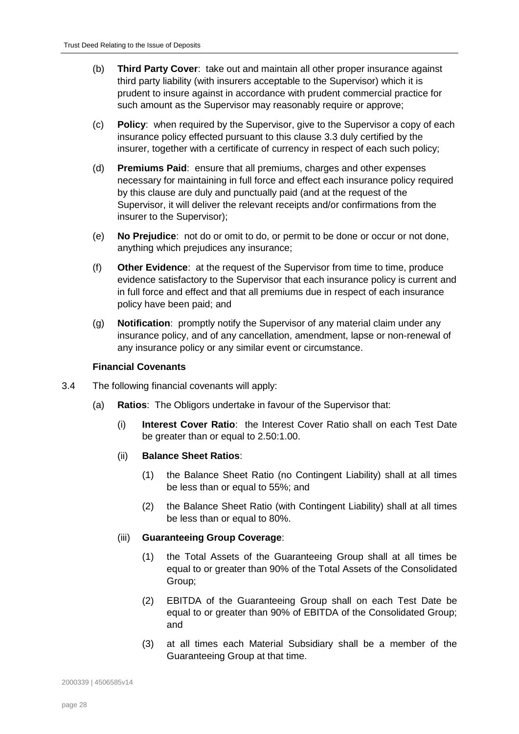(b) **Third Party Cover**: take out and maintain all other proper insurance against third party liability (with insurers acceptable to the Supervisor) which it is prudent to insure against in accordance with prudent commercial practice for such amount as the Supervisor may reasonably require or approve;

(c) **Policy**: when required by the Supervisor, give to the Supervisor a copy of each insurance policy effected pursuant to this clause 3.3 duly certified by the insurer, together with a certificate of currency in respect of each such policy;

(d) **Premiums Paid**: ensure that all premiums, charges and other expenses necessary for maintaining in full force and effect each insurance policy required by this clause are duly and punctually paid (and at the request of the Supervisor, it will deliver the relevant receipts and/or confirmations from the insurer to the Supervisor);

(e) **No Prejudice**: not do or omit to do, or permit to be done or occur or not done, anything which prejudices any insurance;

(f) **Other Evidence**: at the request of the Supervisor from time to time, produce evidence satisfactory to the Supervisor that each insurance policy is current and in full force and effect and that all premiums due in respect of each insurance policy have been paid; and

(g) **Notification**: promptly notify the Supervisor of any material claim under any insurance policy, and of any cancellation, amendment, lapse or non-renewal of any insurance policy or any similar event or circumstance.

**Financial Covenants**

3.4 The following financial covenants will apply:

(a) **Ratios**: The Obligors undertake in favour of the Supervisor that:

(i) **Interest Cover Ratio**: the Interest Cover Ratio shall on each Test Date be greater than or equal to 2.50:1.00.

(ii) **Balance Sheet Ratios**:

(1) the Balance Sheet Ratio (no Contingent Liability) shall at all times be less than or equal to 55%; and

(2) the Balance Sheet Ratio (with Contingent Liability) shall at all times be less than or equal to 80%.

(iii) **Guaranteeing Group Coverage**:

(1) the Total Assets of the Guaranteeing Group shall at all times be equal to or greater than 90% of the Total Assets of the Consolidated Group;

(2) EBITDA of the Guaranteeing Group shall on each Test Date be equal to or greater than 90% of EBITDA of the Consolidated Group; and

(3) at all times each Material Subsidiary shall be a member of the Guaranteeing Group at that time.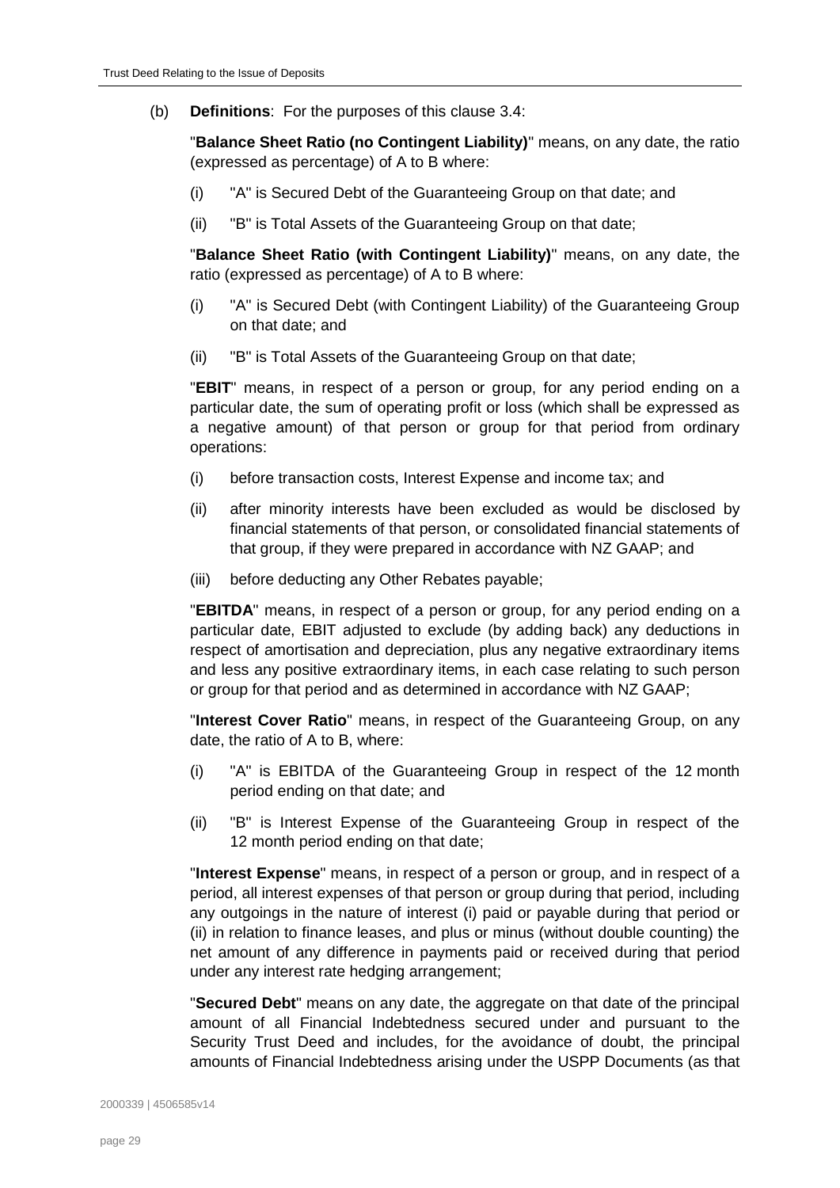(b) **Definitions**: For the purposes of this clause 3.4:

"**Balance Sheet Ratio (no Contingent Liability)**" means, on any date, the ratio (expressed as percentage) of A to B where:

(i) "A" is Secured Debt of the Guaranteeing Group on that date; and

(ii) "B" is Total Assets of the Guaranteeing Group on that date;

"**Balance Sheet Ratio (with Contingent Liability)**" means, on any date, the ratio (expressed as percentage) of A to B where:

(i) "A" is Secured Debt (with Contingent Liability) of the Guaranteeing Group on that date; and

(ii) "B" is Total Assets of the Guaranteeing Group on that date;

"**EBIT**" means, in respect of a person or group, for any period ending on a particular date, the sum of operating profit or loss (which shall be expressed as a negative amount) of that person or group for that period from ordinary operations:

(i) before transaction costs, Interest Expense and income tax; and

(ii) after minority interests have been excluded as would be disclosed by financial statements of that person, or consolidated financial statements of that group, if they were prepared in accordance with NZ GAAP; and

(iii) before deducting any Other Rebates payable;

"**EBITDA**" means, in respect of a person or group, for any period ending on a particular date, EBIT adjusted to exclude (by adding back) any deductions in respect of amortisation and depreciation, plus any negative extraordinary items and less any positive extraordinary items, in each case relating to such person or group for that period and as determined in accordance with NZ GAAP;

"**Interest Cover Ratio**" means, in respect of the Guaranteeing Group, on any date, the ratio of A to B, where:

(i) "A" is EBITDA of the Guaranteeing Group in respect of the 12 month period ending on that date; and

(ii) "B" is Interest Expense of the Guaranteeing Group in respect of the 12 month period ending on that date;

"**Interest Expense**" means, in respect of a person or group, and in respect of a period, all interest expenses of that person or group during that period, including any outgoings in the nature of interest (i) paid or payable during that period or (ii) in relation to finance leases, and plus or minus (without double counting) the net amount of any difference in payments paid or received during that period under any interest rate hedging arrangement;

"**Secured Debt**" means on any date, the aggregate on that date of the principal amount of all Financial Indebtedness secured under and pursuant to the Security Trust Deed and includes, for the avoidance of doubt, the principal amounts of Financial Indebtedness arising under the USPP Documents (as that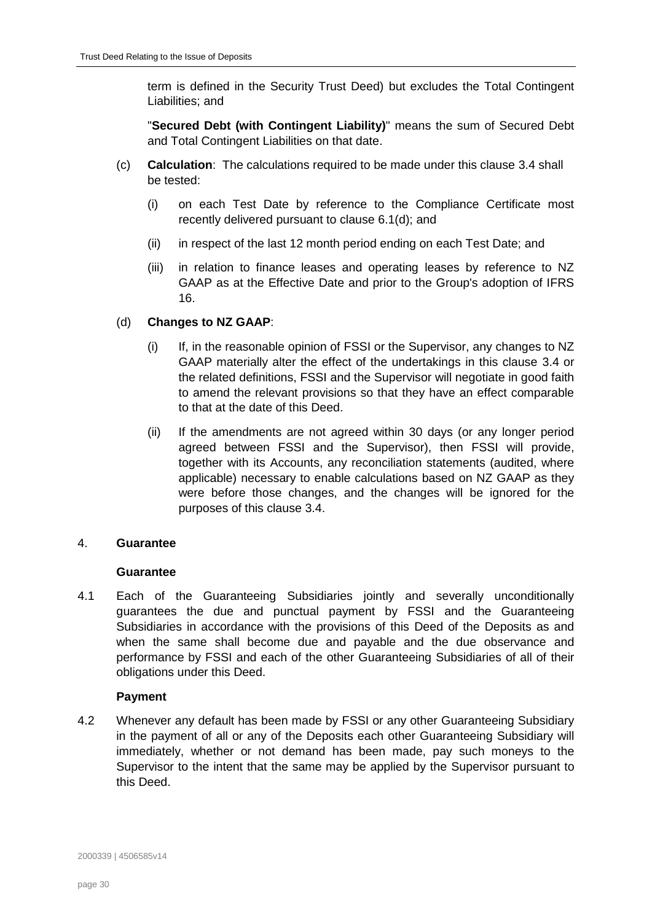term is defined in the Security Trust Deed) but excludes the Total Contingent Liabilities; and

"**Secured Debt (with Contingent Liability)**" means the sum of Secured Debt and Total Contingent Liabilities on that date.

(c) **Calculation**: The calculations required to be made under this clause 3.4 shall be tested:

(i) on each Test Date by reference to the Compliance Certificate most recently delivered pursuant to clause 6.1(d); and

(ii) in respect of the last 12 month period ending on each Test Date; and

(iii) in relation to finance leases and operating leases by reference to NZ GAAP as at the Effective Date and prior to the Group's adoption of IFRS 16.

(d) **Changes to NZ GAAP**:

(i) If, in the reasonable opinion of FSSI or the Supervisor, any changes to NZ GAAP materially alter the effect of the undertakings in this clause 3.4 or the related definitions, FSSI and the Supervisor will negotiate in good faith to amend the relevant provisions so that they have an effect comparable to that at the date of this Deed.

(ii) If the amendments are not agreed within 30 days (or any longer period agreed between FSSI and the Supervisor), then FSSI will provide, together with its Accounts, any reconciliation statements (audited, where applicable) necessary to enable calculations based on NZ GAAP as they were before those changes, and the changes will be ignored for the purposes of this clause 3.4.

## 4. Guarantee

**Guarantee**

4.1 Each of the Guaranteeing Subsidiaries jointly and severally unconditionally guarantees the due and punctual payment by FSSI and the Guaranteeing Subsidiaries in accordance with the provisions of this Deed of the Deposits as and when the same shall become due and payable and the due observance and performance by FSSI and each of the other Guaranteeing Subsidiaries of all of their obligations under this Deed.

**Payment**

4.2 Whenever any default has been made by FSSI or any other Guaranteeing Subsidiary in the payment of all or any of the Deposits each other Guaranteeing Subsidiary will immediately, whether or not demand has been made, pay such moneys to the Supervisor to the intent that the same may be applied by the Supervisor pursuant to this Deed.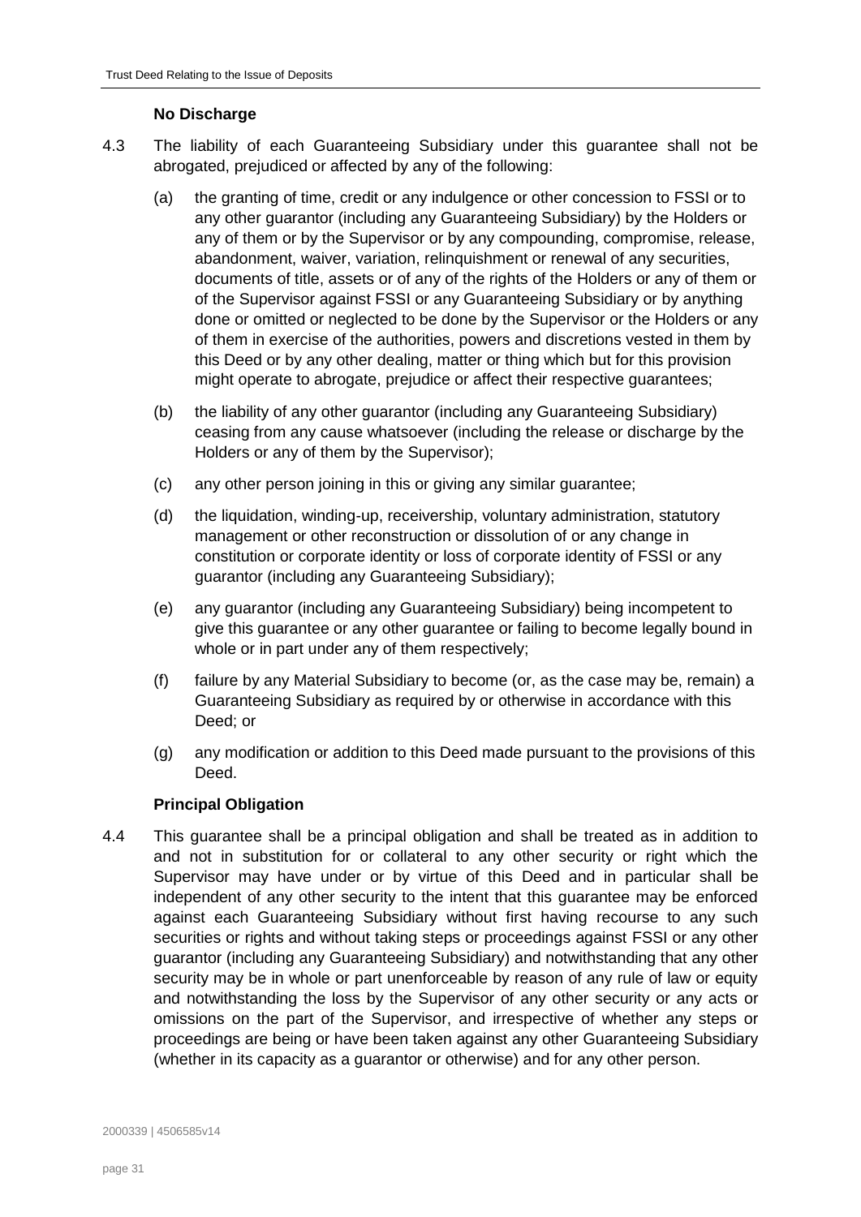**No Discharge**

4.3 The liability of each Guaranteeing Subsidiary under this guarantee shall not be abrogated, prejudiced or affected by any of the following:

(a) the granting of time, credit or any indulgence or other concession to FSSI or to any other guarantor (including any Guaranteeing Subsidiary) by the Holders or any of them or by the Supervisor or by any compounding, compromise, release, abandonment, waiver, variation, relinquishment or renewal of any securities, documents of title, assets or of any of the rights of the Holders or any of them or of the Supervisor against FSSI or any Guaranteeing Subsidiary or by anything done or omitted or neglected to be done by the Supervisor or the Holders or any of them in exercise of the authorities, powers and discretions vested in them by this Deed or by any other dealing, matter or thing which but for this provision might operate to abrogate, prejudice or affect their respective guarantees;

(b) the liability of any other guarantor (including any Guaranteeing Subsidiary) ceasing from any cause whatsoever (including the release or discharge by the Holders or any of them by the Supervisor);

(c) any other person joining in this or giving any similar guarantee;

(d) the liquidation, winding-up, receivership, voluntary administration, statutory management or other reconstruction or dissolution of or any change in constitution or corporate identity or loss of corporate identity of FSSI or any guarantor (including any Guaranteeing Subsidiary);

(e) any guarantor (including any Guaranteeing Subsidiary) being incompetent to give this guarantee or any other guarantee or failing to become legally bound in whole or in part under any of them respectively;

(f) failure by any Material Subsidiary to become (or, as the case may be, remain) a Guaranteeing Subsidiary as required by or otherwise in accordance with this Deed; or

(g) any modification or addition to this Deed made pursuant to the provisions of this Deed.

**Principal Obligation**

4.4 This guarantee shall be a principal obligation and shall be treated as in addition to and not in substitution for or collateral to any other security or right which the Supervisor may have under or by virtue of this Deed and in particular shall be independent of any other security to the intent that this guarantee may be enforced against each Guaranteeing Subsidiary without first having recourse to any such securities or rights and without taking steps or proceedings against FSSI or any other guarantor (including any Guaranteeing Subsidiary) and notwithstanding that any other security may be in whole or part unenforceable by reason of any rule of law or equity and notwithstanding the loss by the Supervisor of any other security or any acts or omissions on the part of the Supervisor, and irrespective of whether any steps or proceedings are being or have been taken against any other Guaranteeing Subsidiary (whether in its capacity as a guarantor or otherwise) and for any other person.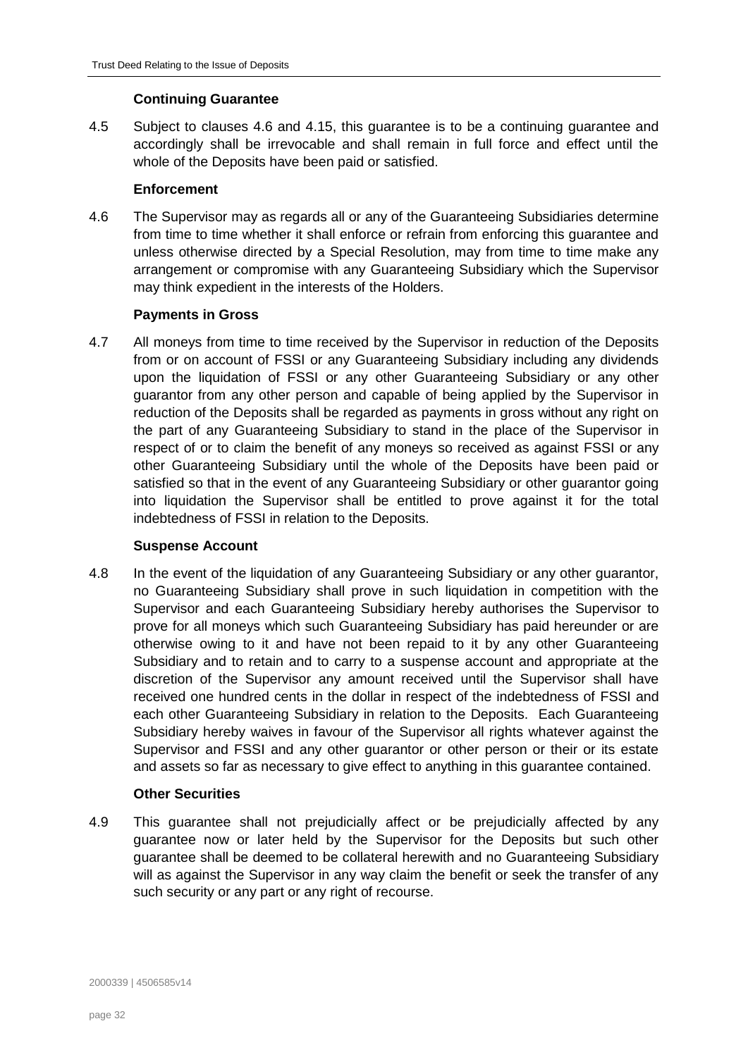**Continuing Guarantee**

4.5 Subject to clauses 4.6 and 4.15, this guarantee is to be a continuing guarantee and accordingly shall be irrevocable and shall remain in full force and effect until the whole of the Deposits have been paid or satisfied.

**Enforcement**

4.6 The Supervisor may as regards all or any of the Guaranteeing Subsidiaries determine from time to time whether it shall enforce or refrain from enforcing this guarantee and unless otherwise directed by a Special Resolution, may from time to time make any arrangement or compromise with any Guaranteeing Subsidiary which the Supervisor may think expedient in the interests of the Holders.

**Payments in Gross**

4.7 All moneys from time to time received by the Supervisor in reduction of the Deposits from or on account of FSSI or any Guaranteeing Subsidiary including any dividends upon the liquidation of FSSI or any other Guaranteeing Subsidiary or any other guarantor from any other person and capable of being applied by the Supervisor in reduction of the Deposits shall be regarded as payments in gross without any right on the part of any Guaranteeing Subsidiary to stand in the place of the Supervisor in respect of or to claim the benefit of any moneys so received as against FSSI or any other Guaranteeing Subsidiary until the whole of the Deposits have been paid or satisfied so that in the event of any Guaranteeing Subsidiary or other guarantor going into liquidation the Supervisor shall be entitled to prove against it for the total indebtedness of FSSI in relation to the Deposits.

**Suspense Account**

4.8 In the event of the liquidation of any Guaranteeing Subsidiary or any other guarantor, no Guaranteeing Subsidiary shall prove in such liquidation in competition with the Supervisor and each Guaranteeing Subsidiary hereby authorises the Supervisor to prove for all moneys which such Guaranteeing Subsidiary has paid hereunder or are otherwise owing to it and have not been repaid to it by any other Guaranteeing Subsidiary and to retain and to carry to a suspense account and appropriate at the discretion of the Supervisor any amount received until the Supervisor shall have received one hundred cents in the dollar in respect of the indebtedness of FSSI and each other Guaranteeing Subsidiary in relation to the Deposits. Each Guaranteeing Subsidiary hereby waives in favour of the Supervisor all rights whatever against the Supervisor and FSSI and any other guarantor or other person or their or its estate and assets so far as necessary to give effect to anything in this guarantee contained.

**Other Securities**

4.9 This guarantee shall not prejudicially affect or be prejudicially affected by any guarantee now or later held by the Supervisor for the Deposits but such other guarantee shall be deemed to be collateral herewith and no Guaranteeing Subsidiary will as against the Supervisor in any way claim the benefit or seek the transfer of any such security or any part or any right of recourse.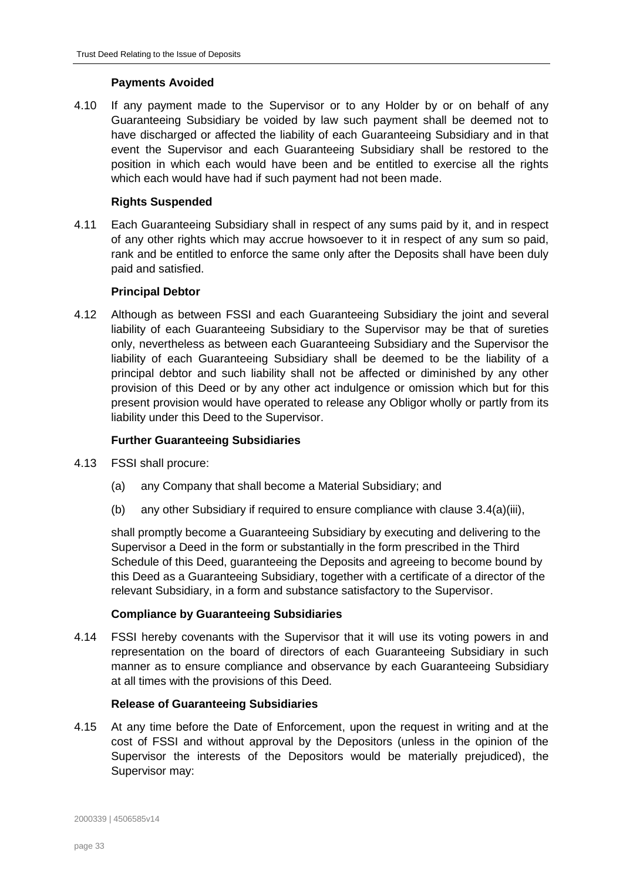**Payments Avoided**

4.10 If any payment made to the Supervisor or to any Holder by or on behalf of any Guaranteeing Subsidiary be voided by law such payment shall be deemed not to have discharged or affected the liability of each Guaranteeing Subsidiary and in that event the Supervisor and each Guaranteeing Subsidiary shall be restored to the position in which each would have been and be entitled to exercise all the rights which each would have had if such payment had not been made.

**Rights Suspended**

4.11 Each Guaranteeing Subsidiary shall in respect of any sums paid by it, and in respect of any other rights which may accrue howsoever to it in respect of any sum so paid, rank and be entitled to enforce the same only after the Deposits shall have been duly paid and satisfied.

**Principal Debtor**

4.12 Although as between FSSI and each Guaranteeing Subsidiary the joint and several liability of each Guaranteeing Subsidiary to the Supervisor may be that of sureties only, nevertheless as between each Guaranteeing Subsidiary and the Supervisor the liability of each Guaranteeing Subsidiary shall be deemed to be the liability of a principal debtor and such liability shall not be affected or diminished by any other provision of this Deed or by any other act indulgence or omission which but for this present provision would have operated to release any Obligor wholly or partly from its liability under this Deed to the Supervisor.

**Further Guaranteeing Subsidiaries**

4.13 FSSI shall procure:

(a) any Company that shall become a Material Subsidiary; and

(b) any other Subsidiary if required to ensure compliance with clause 3.4(a)(iii),

shall promptly become a Guaranteeing Subsidiary by executing and delivering to the Supervisor a Deed in the form or substantially in the form prescribed in the Third Schedule of this Deed, guaranteeing the Deposits and agreeing to become bound by this Deed as a Guaranteeing Subsidiary, together with a certificate of a director of the relevant Subsidiary, in a form and substance satisfactory to the Supervisor.

**Compliance by Guaranteeing Subsidiaries**

4.14 FSSI hereby covenants with the Supervisor that it will use its voting powers in and representation on the board of directors of each Guaranteeing Subsidiary in such manner as to ensure compliance and observance by each Guaranteeing Subsidiary at all times with the provisions of this Deed.

**Release of Guaranteeing Subsidiaries**

4.15 At any time before the Date of Enforcement, upon the request in writing and at the cost of FSSI and without approval by the Depositors (unless in the opinion of the Supervisor the interests of the Depositors would be materially prejudiced), the Supervisor may: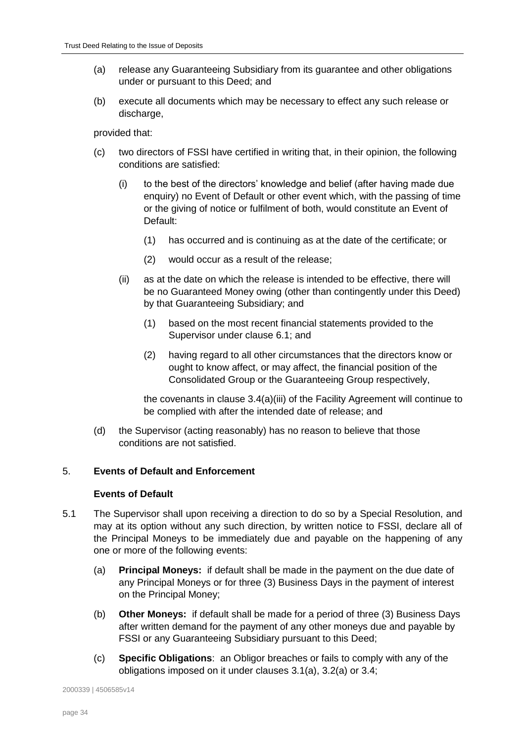(a) release any Guaranteeing Subsidiary from its guarantee and other obligations under or pursuant to this Deed; and

(b) execute all documents which may be necessary to effect any such release or discharge,

provided that:

(c) two directors of FSSI have certified in writing that, in their opinion, the following conditions are satisfied:

   (i) to the best of the directors' knowledge and belief (after having made due enquiry) no Event of Default or other event which, with the passing of time or the giving of notice or fulfilment of both, would constitute an Event of Default:

      (1) has occurred and is continuing as at the date of the certificate; or

      (2) would occur as a result of the release;

   (ii) as at the date on which the release is intended to be effective, there will be no Guaranteed Money owing (other than contingently under this Deed) by that Guaranteeing Subsidiary; and

      (1) based on the most recent financial statements provided to the Supervisor under clause 6.1; and

      (2) having regard to all other circumstances that the directors know or ought to know affect, or may affect, the financial position of the Consolidated Group or the Guaranteeing Group respectively,

   the covenants in clause 3.4(a)(iii) of the Facility Agreement will continue to be complied with after the intended date of release; and

(d) the Supervisor (acting reasonably) has no reason to believe that those conditions are not satisfied.

## 5. Events of Default and Enforcement

### Events of Default

5.1 The Supervisor shall upon receiving a direction to do so by a Special Resolution, and may at its option without any such direction, by written notice to FSSI, declare all of the Principal Moneys to be immediately due and payable on the happening of any one or more of the following events:

(a) **Principal Moneys:** if default shall be made in the payment on the due date of any Principal Moneys or for three (3) Business Days in the payment of interest on the Principal Money;

(b) **Other Moneys:** if default shall be made for a period of three (3) Business Days after written demand for the payment of any other moneys due and payable by FSSI or any Guaranteeing Subsidiary pursuant to this Deed;

(c) **Specific Obligations**: an Obligor breaches or fails to comply with any of the obligations imposed on it under clauses 3.1(a), 3.2(a) or 3.4;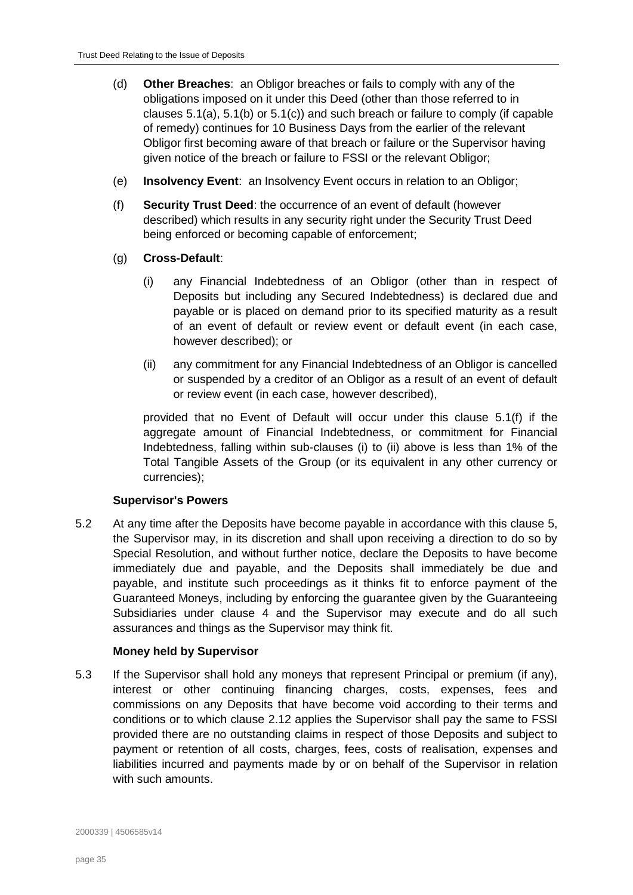(d) **Other Breaches**: an Obligor breaches or fails to comply with any of the obligations imposed on it under this Deed (other than those referred to in clauses 5.1(a), 5.1(b) or 5.1(c)) and such breach or failure to comply (if capable of remedy) continues for 10 Business Days from the earlier of the relevant Obligor first becoming aware of that breach or failure or the Supervisor having given notice of the breach or failure to FSSI or the relevant Obligor;

(e) **Insolvency Event**: an Insolvency Event occurs in relation to an Obligor;

(f) **Security Trust Deed**: the occurrence of an event of default (however described) which results in any security right under the Security Trust Deed being enforced or becoming capable of enforcement;

(g) **Cross-Default**:

(i) any Financial Indebtedness of an Obligor (other than in respect of Deposits but including any Secured Indebtedness) is declared due and payable or is placed on demand prior to its specified maturity as a result of an event of default or review event or default event (in each case, however described); or

(ii) any commitment for any Financial Indebtedness of an Obligor is cancelled or suspended by a creditor of an Obligor as a result of an event of default or review event (in each case, however described),

provided that no Event of Default will occur under this clause 5.1(f) if the aggregate amount of Financial Indebtedness, or commitment for Financial Indebtedness, falling within sub-clauses (i) to (ii) above is less than 1% of the Total Tangible Assets of the Group (or its equivalent in any other currency or currencies);

**Supervisor's Powers**

5.2 At any time after the Deposits have become payable in accordance with this clause 5, the Supervisor may, in its discretion and shall upon receiving a direction to do so by Special Resolution, and without further notice, declare the Deposits to have become immediately due and payable, and the Deposits shall immediately be due and payable, and institute such proceedings as it thinks fit to enforce payment of the Guaranteed Moneys, including by enforcing the guarantee given by the Guaranteeing Subsidiaries under clause 4 and the Supervisor may execute and do all such assurances and things as the Supervisor may think fit.

**Money held by Supervisor**

5.3 If the Supervisor shall hold any moneys that represent Principal or premium (if any), interest or other continuing financing charges, costs, expenses, fees and commissions on any Deposits that have become void according to their terms and conditions or to which clause 2.12 applies the Supervisor shall pay the same to FSSI provided there are no outstanding claims in respect of those Deposits and subject to payment or retention of all costs, charges, fees, costs of realisation, expenses and liabilities incurred and payments made by or on behalf of the Supervisor in relation with such amounts.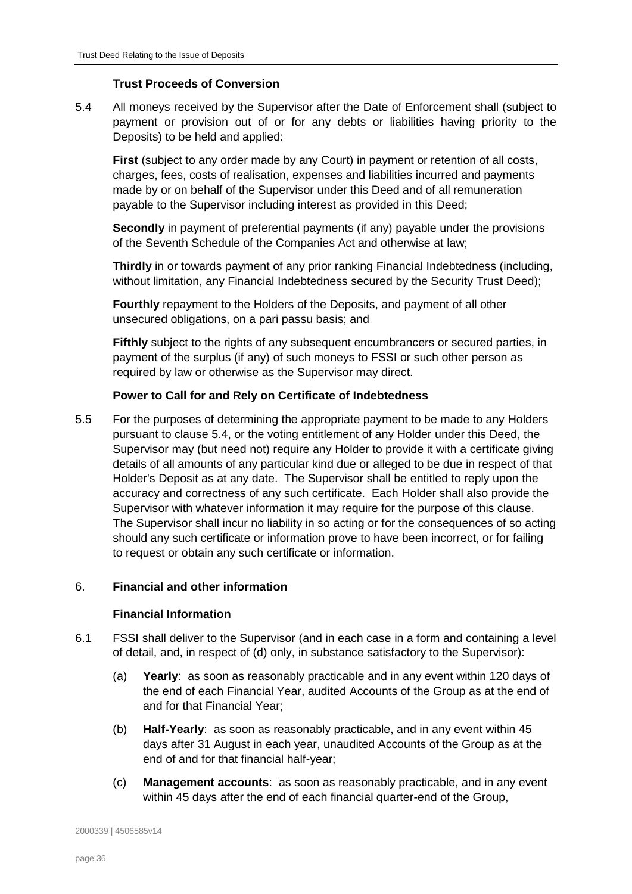**Trust Proceeds of Conversion**

5.4 All moneys received by the Supervisor after the Date of Enforcement shall (subject to payment or provision out of or for any debts or liabilities having priority to the Deposits) to be held and applied:

**First** (subject to any order made by any Court) in payment or retention of all costs, charges, fees, costs of realisation, expenses and liabilities incurred and payments made by or on behalf of the Supervisor under this Deed and of all remuneration payable to the Supervisor including interest as provided in this Deed;

**Secondly** in payment of preferential payments (if any) payable under the provisions of the Seventh Schedule of the Companies Act and otherwise at law;

**Thirdly** in or towards payment of any prior ranking Financial Indebtedness (including, without limitation, any Financial Indebtedness secured by the Security Trust Deed);

**Fourthly** repayment to the Holders of the Deposits, and payment of all other unsecured obligations, on a pari passu basis; and

**Fifthly** subject to the rights of any subsequent encumbrancers or secured parties, in payment of the surplus (if any) of such moneys to FSSI or such other person as required by law or otherwise as the Supervisor may direct.

**Power to Call for and Rely on Certificate of Indebtedness**

5.5 For the purposes of determining the appropriate payment to be made to any Holders pursuant to clause 5.4, or the voting entitlement of any Holder under this Deed, the Supervisor may (but need not) require any Holder to provide it with a certificate giving details of all amounts of any particular kind due or alleged to be due in respect of that Holder's Deposit as at any date. The Supervisor shall be entitled to reply upon the accuracy and correctness of any such certificate. Each Holder shall also provide the Supervisor with whatever information it may require for the purpose of this clause. The Supervisor shall incur no liability in so acting or for the consequences of so acting should any such certificate or information prove to have been incorrect, or for failing to request or obtain any such certificate or information.

## 6. Financial and other information

**Financial Information**

6.1 FSSI shall deliver to the Supervisor (and in each case in a form and containing a level of detail, and, in respect of (d) only, in substance satisfactory to the Supervisor):

(a) **Yearly**: as soon as reasonably practicable and in any event within 120 days of the end of each Financial Year, audited Accounts of the Group as at the end of and for that Financial Year;

(b) **Half-Yearly**: as soon as reasonably practicable, and in any event within 45 days after 31 August in each year, unaudited Accounts of the Group as at the end of and for that financial half-year;

(c) **Management accounts**: as soon as reasonably practicable, and in any event within 45 days after the end of each financial quarter-end of the Group,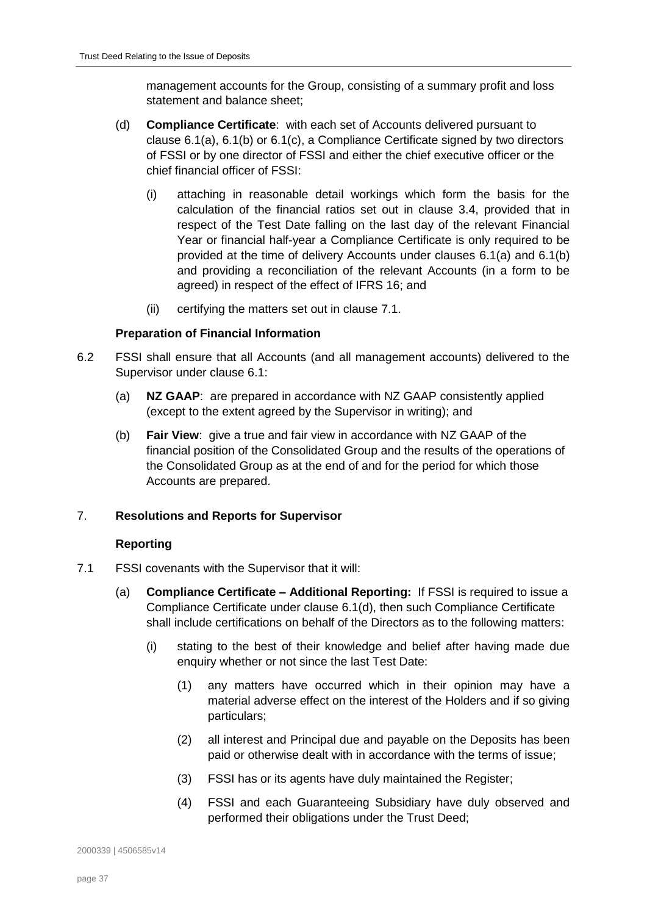management accounts for the Group, consisting of a summary profit and loss statement and balance sheet;

(d) **Compliance Certificate**: with each set of Accounts delivered pursuant to clause 6.1(a), 6.1(b) or 6.1(c), a Compliance Certificate signed by two directors of FSSI or by one director of FSSI and either the chief executive officer or the chief financial officer of FSSI:

  (i) attaching in reasonable detail workings which form the basis for the calculation of the financial ratios set out in clause 3.4, provided that in respect of the Test Date falling on the last day of the relevant Financial Year or financial half-year a Compliance Certificate is only required to be provided at the time of delivery Accounts under clauses 6.1(a) and 6.1(b) and providing a reconciliation of the relevant Accounts (in a form to be agreed) in respect of the effect of IFRS 16; and

  (ii) certifying the matters set out in clause 7.1.

**Preparation of Financial Information**

6.2 FSSI shall ensure that all Accounts (and all management accounts) delivered to the Supervisor under clause 6.1:

(a) **NZ GAAP**: are prepared in accordance with NZ GAAP consistently applied (except to the extent agreed by the Supervisor in writing); and

(b) **Fair View**: give a true and fair view in accordance with NZ GAAP of the financial position of the Consolidated Group and the results of the operations of the Consolidated Group as at the end of and for the period for which those Accounts are prepared.

## 7. Resolutions and Reports for Supervisor

**Reporting**

7.1 FSSI covenants with the Supervisor that it will:

(a) **Compliance Certificate – Additional Reporting:** If FSSI is required to issue a Compliance Certificate under clause 6.1(d), then such Compliance Certificate shall include certifications on behalf of the Directors as to the following matters:

  (i) stating to the best of their knowledge and belief after having made due enquiry whether or not since the last Test Date:

    (1) any matters have occurred which in their opinion may have a material adverse effect on the interest of the Holders and if so giving particulars;

    (2) all interest and Principal due and payable on the Deposits has been paid or otherwise dealt with in accordance with the terms of issue;

    (3) FSSI has or its agents have duly maintained the Register;

    (4) FSSI and each Guaranteeing Subsidiary have duly observed and performed their obligations under the Trust Deed;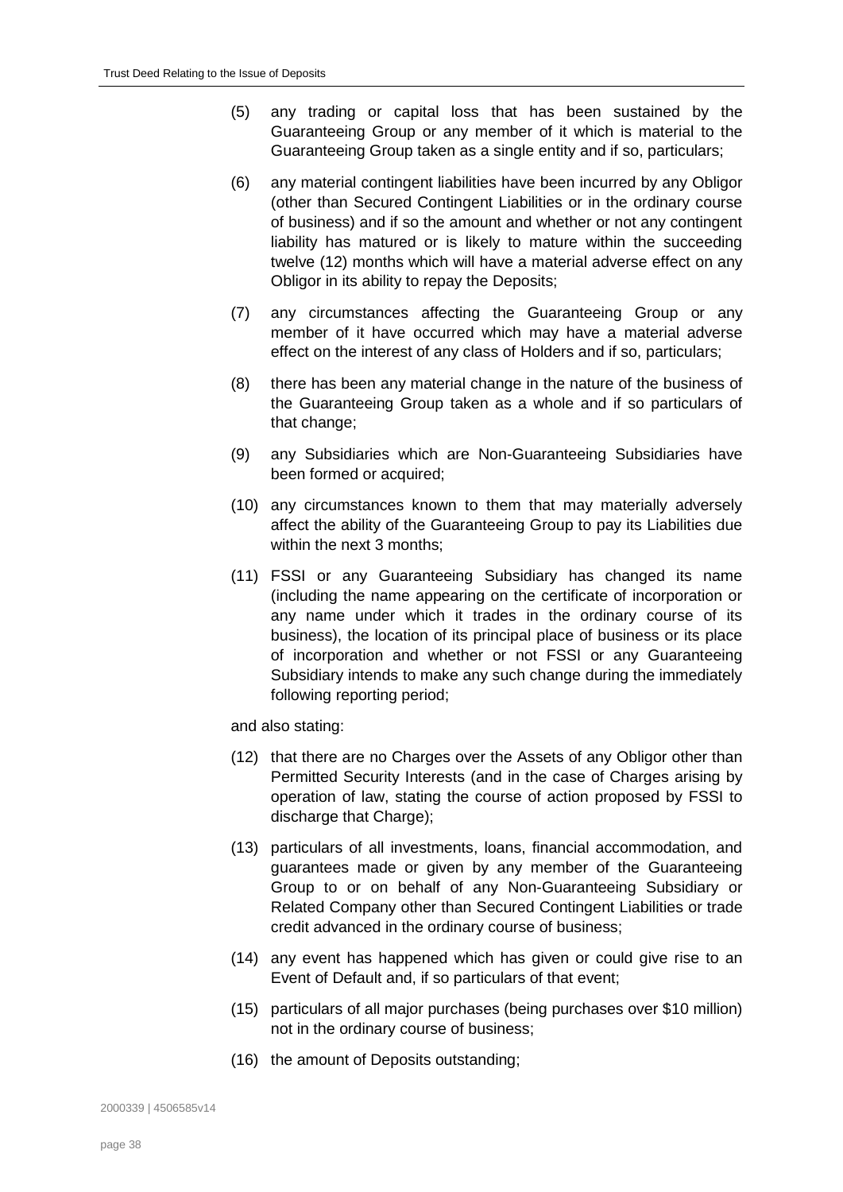(5) any trading or capital loss that has been sustained by the Guaranteeing Group or any member of it which is material to the Guaranteeing Group taken as a single entity and if so, particulars;

(6) any material contingent liabilities have been incurred by any Obligor (other than Secured Contingent Liabilities or in the ordinary course of business) and if so the amount and whether or not any contingent liability has matured or is likely to mature within the succeeding twelve (12) months which will have a material adverse effect on any Obligor in its ability to repay the Deposits;

(7) any circumstances affecting the Guaranteeing Group or any member of it have occurred which may have a material adverse effect on the interest of any class of Holders and if so, particulars;

(8) there has been any material change in the nature of the business of the Guaranteeing Group taken as a whole and if so particulars of that change;

(9) any Subsidiaries which are Non-Guaranteeing Subsidiaries have been formed or acquired;

(10) any circumstances known to them that may materially adversely affect the ability of the Guaranteeing Group to pay its Liabilities due within the next 3 months;

(11) FSSI or any Guaranteeing Subsidiary has changed its name (including the name appearing on the certificate of incorporation or any name under which it trades in the ordinary course of its business), the location of its principal place of business or its place of incorporation and whether or not FSSI or any Guaranteeing Subsidiary intends to make any such change during the immediately following reporting period;

and also stating:

(12) that there are no Charges over the Assets of any Obligor other than Permitted Security Interests (and in the case of Charges arising by operation of law, stating the course of action proposed by FSSI to discharge that Charge);

(13) particulars of all investments, loans, financial accommodation, and guarantees made or given by any member of the Guaranteeing Group to or on behalf of any Non-Guaranteeing Subsidiary or Related Company other than Secured Contingent Liabilities or trade credit advanced in the ordinary course of business;

(14) any event has happened which has given or could give rise to an Event of Default and, if so particulars of that event;

(15) particulars of all major purchases (being purchases over $10 million) not in the ordinary course of business;

(16) the amount of Deposits outstanding;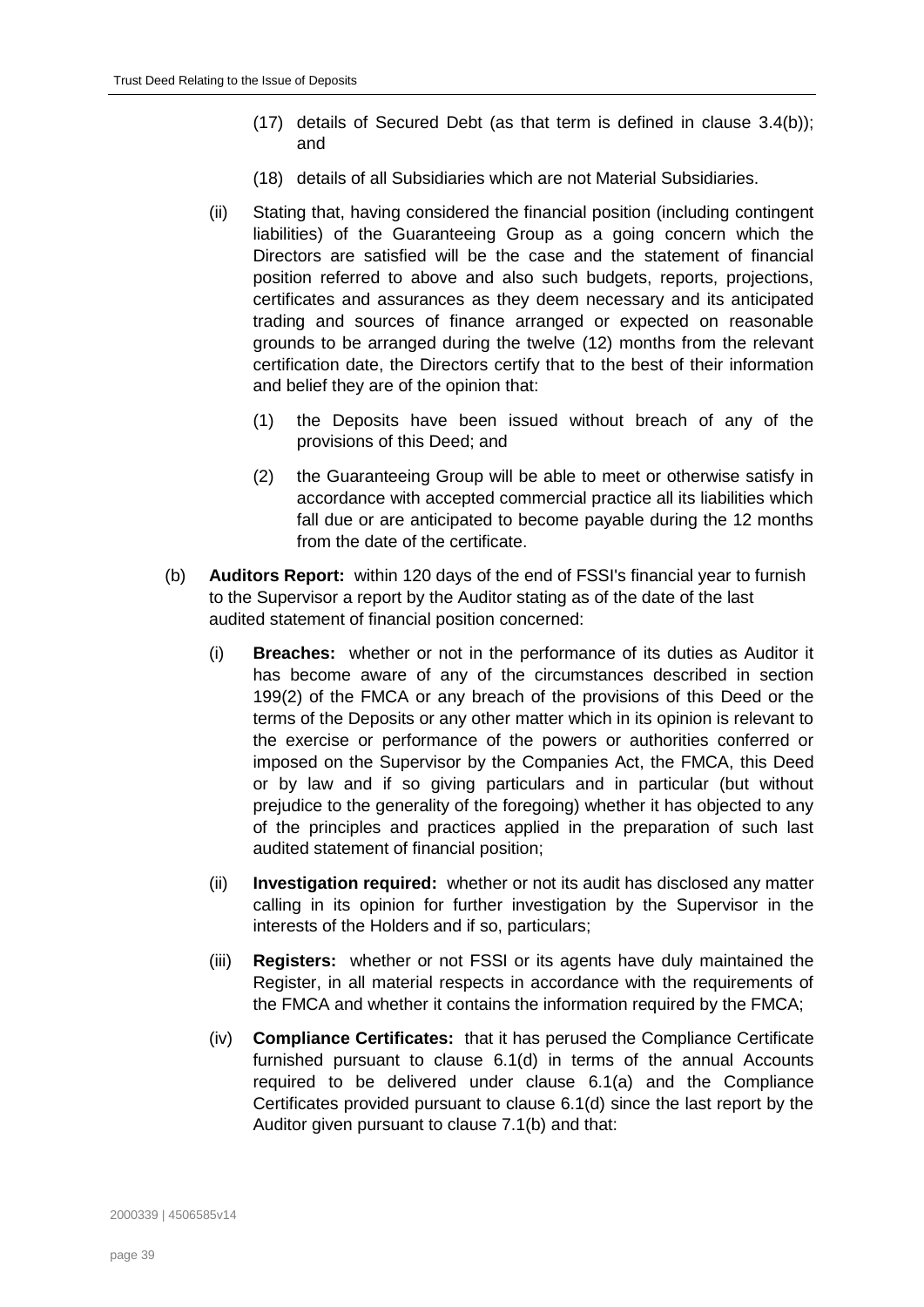(17) details of Secured Debt (as that term is defined in clause 3.4(b)); and

(18) details of all Subsidiaries which are not Material Subsidiaries.

(ii) Stating that, having considered the financial position (including contingent liabilities) of the Guaranteeing Group as a going concern which the Directors are satisfied will be the case and the statement of financial position referred to above and also such budgets, reports, projections, certificates and assurances as they deem necessary and its anticipated trading and sources of finance arranged or expected on reasonable grounds to be arranged during the twelve (12) months from the relevant certification date, the Directors certify that to the best of their information and belief they are of the opinion that:

(1) the Deposits have been issued without breach of any of the provisions of this Deed; and

(2) the Guaranteeing Group will be able to meet or otherwise satisfy in accordance with accepted commercial practice all its liabilities which fall due or are anticipated to become payable during the 12 months from the date of the certificate.

(b) **Auditors Report:** within 120 days of the end of FSSI's financial year to furnish to the Supervisor a report by the Auditor stating as of the date of the last audited statement of financial position concerned:

(i) **Breaches:** whether or not in the performance of its duties as Auditor it has become aware of any of the circumstances described in section 199(2) of the FMCA or any breach of the provisions of this Deed or the terms of the Deposits or any other matter which in its opinion is relevant to the exercise or performance of the powers or authorities conferred or imposed on the Supervisor by the Companies Act, the FMCA, this Deed or by law and if so giving particulars and in particular (but without prejudice to the generality of the foregoing) whether it has objected to any of the principles and practices applied in the preparation of such last audited statement of financial position;

(ii) **Investigation required:** whether or not its audit has disclosed any matter calling in its opinion for further investigation by the Supervisor in the interests of the Holders and if so, particulars;

(iii) **Registers:** whether or not FSSI or its agents have duly maintained the Register, in all material respects in accordance with the requirements of the FMCA and whether it contains the information required by the FMCA;

(iv) **Compliance Certificates:** that it has perused the Compliance Certificate furnished pursuant to clause 6.1(d) in terms of the annual Accounts required to be delivered under clause 6.1(a) and the Compliance Certificates provided pursuant to clause 6.1(d) since the last report by the Auditor given pursuant to clause 7.1(b) and that: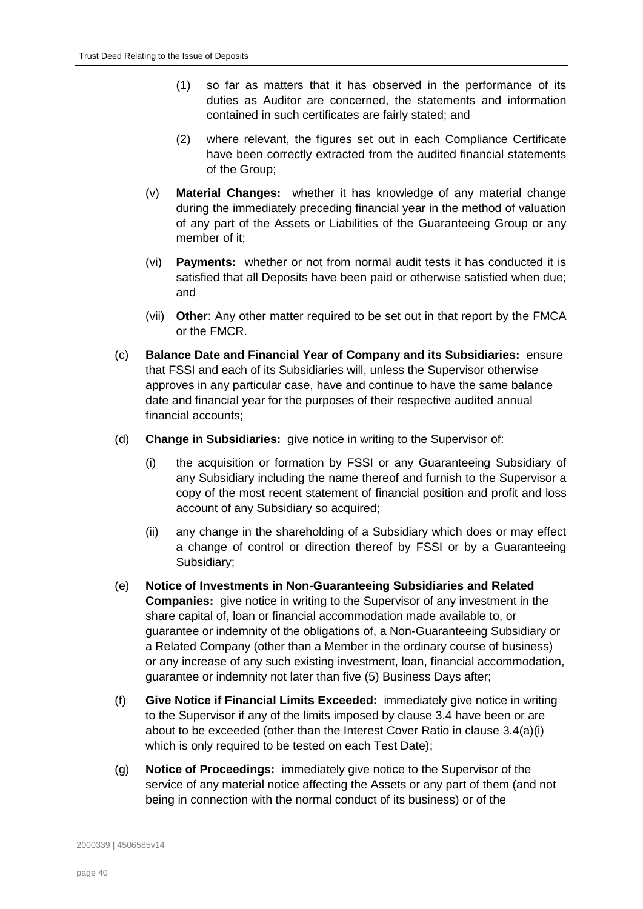(1) so far as matters that it has observed in the performance of its duties as Auditor are concerned, the statements and information contained in such certificates are fairly stated; and

(2) where relevant, the figures set out in each Compliance Certificate have been correctly extracted from the audited financial statements of the Group;

(v) **Material Changes:** whether it has knowledge of any material change during the immediately preceding financial year in the method of valuation of any part of the Assets or Liabilities of the Guaranteeing Group or any member of it;

(vi) **Payments:** whether or not from normal audit tests it has conducted it is satisfied that all Deposits have been paid or otherwise satisfied when due; and

(vii) **Other**: Any other matter required to be set out in that report by the FMCA or the FMCR.

(c) **Balance Date and Financial Year of Company and its Subsidiaries:** ensure that FSSI and each of its Subsidiaries will, unless the Supervisor otherwise approves in any particular case, have and continue to have the same balance date and financial year for the purposes of their respective audited annual financial accounts;

(d) **Change in Subsidiaries:** give notice in writing to the Supervisor of:

(i) the acquisition or formation by FSSI or any Guaranteeing Subsidiary of any Subsidiary including the name thereof and furnish to the Supervisor a copy of the most recent statement of financial position and profit and loss account of any Subsidiary so acquired;

(ii) any change in the shareholding of a Subsidiary which does or may effect a change of control or direction thereof by FSSI or by a Guaranteeing Subsidiary;

(e) **Notice of Investments in Non-Guaranteeing Subsidiaries and Related Companies:** give notice in writing to the Supervisor of any investment in the share capital of, loan or financial accommodation made available to, or guarantee or indemnity of the obligations of, a Non-Guaranteeing Subsidiary or a Related Company (other than a Member in the ordinary course of business) or any increase of any such existing investment, loan, financial accommodation, guarantee or indemnity not later than five (5) Business Days after;

(f) **Give Notice if Financial Limits Exceeded:** immediately give notice in writing to the Supervisor if any of the limits imposed by clause 3.4 have been or are about to be exceeded (other than the Interest Cover Ratio in clause 3.4(a)(i) which is only required to be tested on each Test Date);

(g) **Notice of Proceedings:** immediately give notice to the Supervisor of the service of any material notice affecting the Assets or any part of them (and not being in connection with the normal conduct of its business) or of the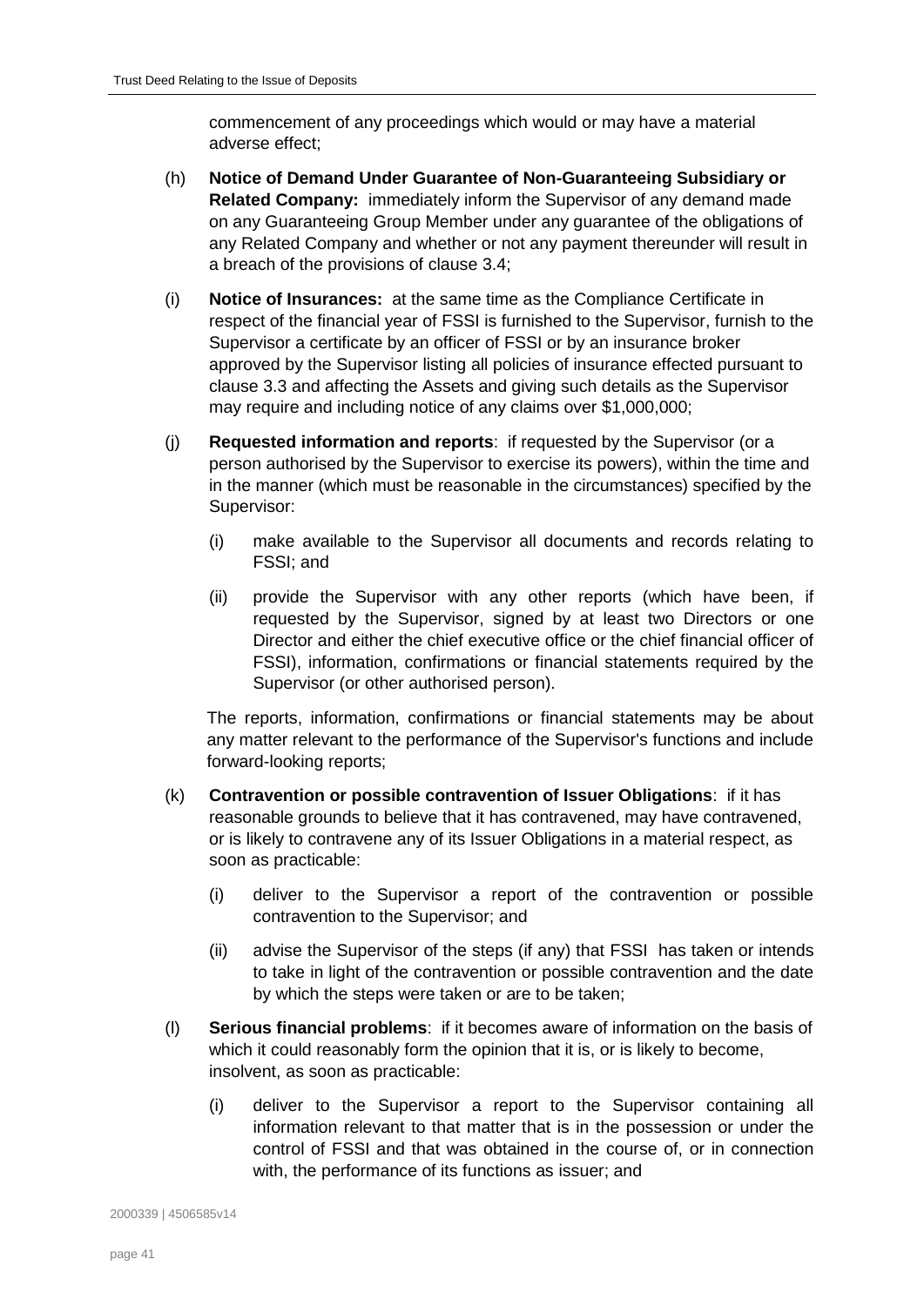commencement of any proceedings which would or may have a material adverse effect;

(h) **Notice of Demand Under Guarantee of Non-Guaranteeing Subsidiary or Related Company:** immediately inform the Supervisor of any demand made on any Guaranteeing Group Member under any guarantee of the obligations of any Related Company and whether or not any payment thereunder will result in a breach of the provisions of clause 3.4;

(i) **Notice of Insurances:** at the same time as the Compliance Certificate in respect of the financial year of FSSI is furnished to the Supervisor, furnish to the Supervisor a certificate by an officer of FSSI or by an insurance broker approved by the Supervisor listing all policies of insurance effected pursuant to clause 3.3 and affecting the Assets and giving such details as the Supervisor may require and including notice of any claims over $1,000,000;

(j) **Requested information and reports**: if requested by the Supervisor (or a person authorised by the Supervisor to exercise its powers), within the time and in the manner (which must be reasonable in the circumstances) specified by the Supervisor:

   (i) make available to the Supervisor all documents and records relating to FSSI; and

   (ii) provide the Supervisor with any other reports (which have been, if requested by the Supervisor, signed by at least two Directors or one Director and either the chief executive office or the chief financial officer of FSSI), information, confirmations or financial statements required by the Supervisor (or other authorised person).

   The reports, information, confirmations or financial statements may be about any matter relevant to the performance of the Supervisor's functions and include forward-looking reports;

(k) **Contravention or possible contravention of Issuer Obligations**: if it has reasonable grounds to believe that it has contravened, may have contravened, or is likely to contravene any of its Issuer Obligations in a material respect, as soon as practicable:

   (i) deliver to the Supervisor a report of the contravention or possible contravention to the Supervisor; and

   (ii) advise the Supervisor of the steps (if any) that FSSI has taken or intends to take in light of the contravention or possible contravention and the date by which the steps were taken or are to be taken;

(l) **Serious financial problems**: if it becomes aware of information on the basis of which it could reasonably form the opinion that it is, or is likely to become, insolvent, as soon as practicable:

   (i) deliver to the Supervisor a report to the Supervisor containing all information relevant to that matter that is in the possession or under the control of FSSI and that was obtained in the course of, or in connection with, the performance of its functions as issuer; and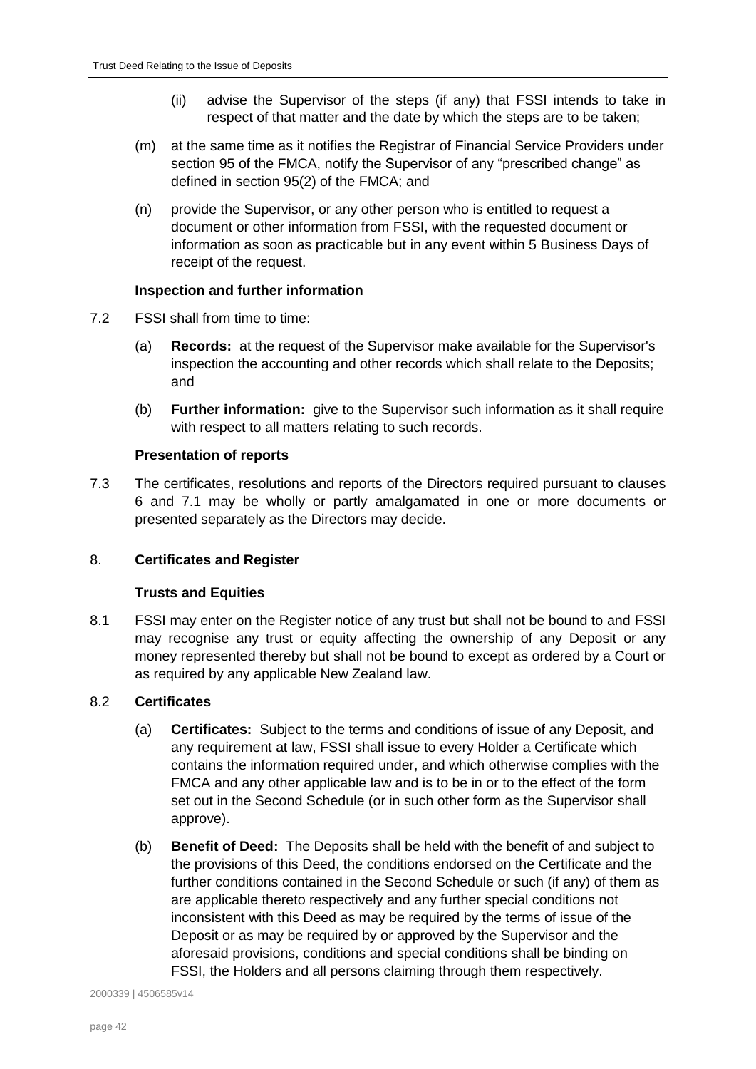(ii) advise the Supervisor of the steps (if any) that FSSI intends to take in respect of that matter and the date by which the steps are to be taken;

(m) at the same time as it notifies the Registrar of Financial Service Providers under section 95 of the FMCA, notify the Supervisor of any "prescribed change" as defined in section 95(2) of the FMCA; and

(n) provide the Supervisor, or any other person who is entitled to request a document or other information from FSSI, with the requested document or information as soon as practicable but in any event within 5 Business Days of receipt of the request.

**Inspection and further information**

7.2 FSSI shall from time to time:

(a) **Records:** at the request of the Supervisor make available for the Supervisor's inspection the accounting and other records which shall relate to the Deposits; and

(b) **Further information:** give to the Supervisor such information as it shall require with respect to all matters relating to such records.

**Presentation of reports**

7.3 The certificates, resolutions and reports of the Directors required pursuant to clauses 6 and 7.1 may be wholly or partly amalgamated in one or more documents or presented separately as the Directors may decide.

## 8. Certificates and Register

**Trusts and Equities**

8.1 FSSI may enter on the Register notice of any trust but shall not be bound to and FSSI may recognise any trust or equity affecting the ownership of any Deposit or any money represented thereby but shall not be bound to except as ordered by a Court or as required by any applicable New Zealand law.

8.2 **Certificates**

(a) **Certificates:** Subject to the terms and conditions of issue of any Deposit, and any requirement at law, FSSI shall issue to every Holder a Certificate which contains the information required under, and which otherwise complies with the FMCA and any other applicable law and is to be in or to the effect of the form set out in the Second Schedule (or in such other form as the Supervisor shall approve).

(b) **Benefit of Deed:** The Deposits shall be held with the benefit of and subject to the provisions of this Deed, the conditions endorsed on the Certificate and the further conditions contained in the Second Schedule or such (if any) of them as are applicable thereto respectively and any further special conditions not inconsistent with this Deed as may be required by the terms of issue of the Deposit or as may be required by or approved by the Supervisor and the aforesaid provisions, conditions and special conditions shall be binding on FSSI, the Holders and all persons claiming through them respectively.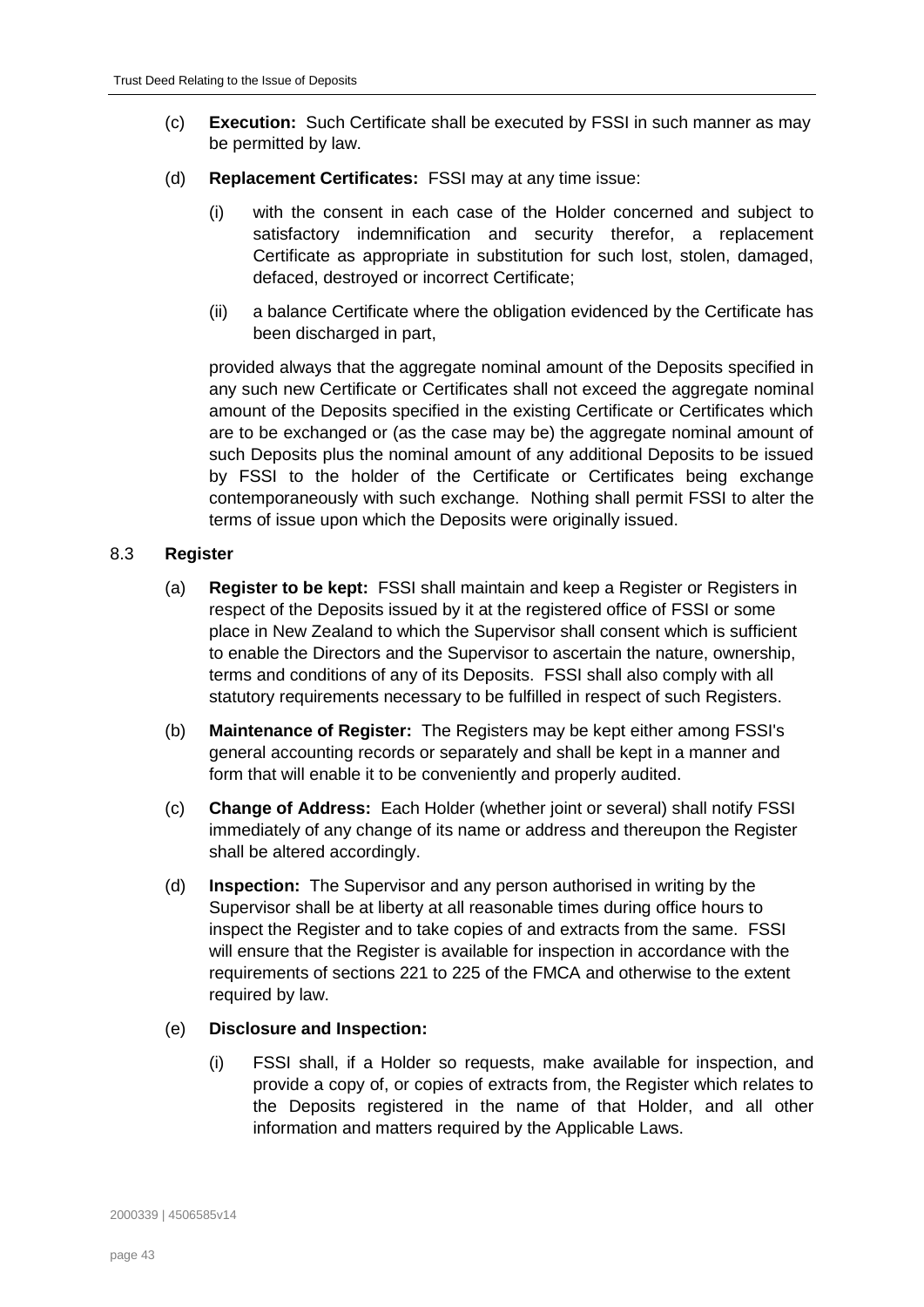(c) **Execution:** Such Certificate shall be executed by FSSI in such manner as may be permitted by law.

(d) **Replacement Certificates:** FSSI may at any time issue:

(i) with the consent in each case of the Holder concerned and subject to satisfactory indemnification and security therefor, a replacement Certificate as appropriate in substitution for such lost, stolen, damaged, defaced, destroyed or incorrect Certificate;

(ii) a balance Certificate where the obligation evidenced by the Certificate has been discharged in part,

provided always that the aggregate nominal amount of the Deposits specified in any such new Certificate or Certificates shall not exceed the aggregate nominal amount of the Deposits specified in the existing Certificate or Certificates which are to be exchanged or (as the case may be) the aggregate nominal amount of such Deposits plus the nominal amount of any additional Deposits to be issued by FSSI to the holder of the Certificate or Certificates being exchange contemporaneously with such exchange. Nothing shall permit FSSI to alter the terms of issue upon which the Deposits were originally issued.

8.3 **Register**

(a) **Register to be kept:** FSSI shall maintain and keep a Register or Registers in respect of the Deposits issued by it at the registered office of FSSI or some place in New Zealand to which the Supervisor shall consent which is sufficient to enable the Directors and the Supervisor to ascertain the nature, ownership, terms and conditions of any of its Deposits. FSSI shall also comply with all statutory requirements necessary to be fulfilled in respect of such Registers.

(b) **Maintenance of Register:** The Registers may be kept either among FSSI's general accounting records or separately and shall be kept in a manner and form that will enable it to be conveniently and properly audited.

(c) **Change of Address:** Each Holder (whether joint or several) shall notify FSSI immediately of any change of its name or address and thereupon the Register shall be altered accordingly.

(d) **Inspection:** The Supervisor and any person authorised in writing by the Supervisor shall be at liberty at all reasonable times during office hours to inspect the Register and to take copies of and extracts from the same. FSSI will ensure that the Register is available for inspection in accordance with the requirements of sections 221 to 225 of the FMCA and otherwise to the extent required by law.

(e) **Disclosure and Inspection:**

(i) FSSI shall, if a Holder so requests, make available for inspection, and provide a copy of, or copies of extracts from, the Register which relates to the Deposits registered in the name of that Holder, and all other information and matters required by the Applicable Laws.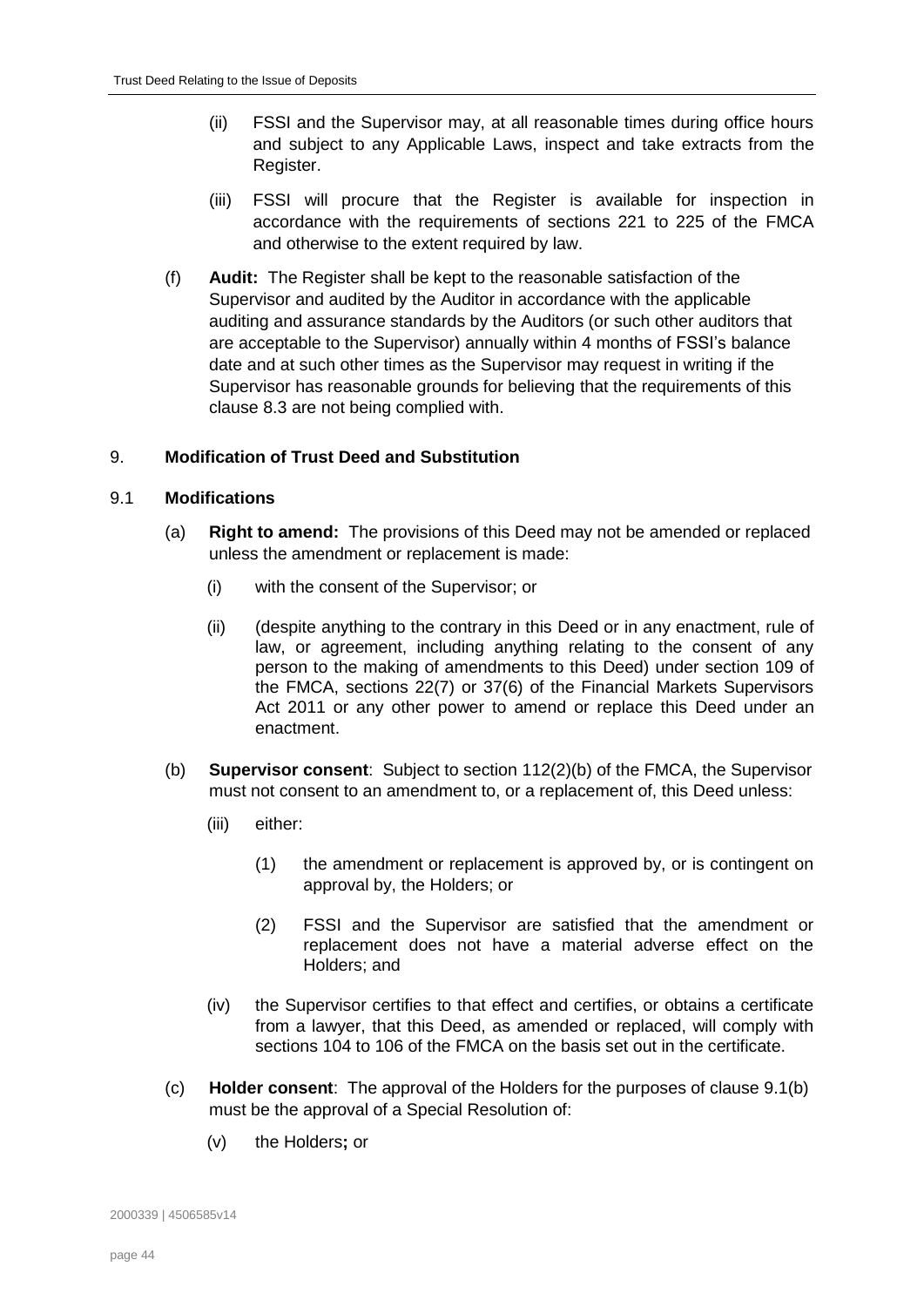(ii) FSSI and the Supervisor may, at all reasonable times during office hours and subject to any Applicable Laws, inspect and take extracts from the Register.

(iii) FSSI will procure that the Register is available for inspection in accordance with the requirements of sections 221 to 225 of the FMCA and otherwise to the extent required by law.

(f) **Audit:** The Register shall be kept to the reasonable satisfaction of the Supervisor and audited by the Auditor in accordance with the applicable auditing and assurance standards by the Auditors (or such other auditors that are acceptable to the Supervisor) annually within 4 months of FSSI's balance date and at such other times as the Supervisor may request in writing if the Supervisor has reasonable grounds for believing that the requirements of this clause 8.3 are not being complied with.

## 9. Modification of Trust Deed and Substitution

### 9.1 Modifications

(a) **Right to amend:** The provisions of this Deed may not be amended or replaced unless the amendment or replacement is made:

(i) with the consent of the Supervisor; or

(ii) (despite anything to the contrary in this Deed or in any enactment, rule of law, or agreement, including anything relating to the consent of any person to the making of amendments to this Deed) under section 109 of the FMCA, sections 22(7) or 37(6) of the Financial Markets Supervisors Act 2011 or any other power to amend or replace this Deed under an enactment.

(b) **Supervisor consent**: Subject to section 112(2)(b) of the FMCA, the Supervisor must not consent to an amendment to, or a replacement of, this Deed unless:

(iii) either:

(1) the amendment or replacement is approved by, or is contingent on approval by, the Holders; or

(2) FSSI and the Supervisor are satisfied that the amendment or replacement does not have a material adverse effect on the Holders; and

(iv) the Supervisor certifies to that effect and certifies, or obtains a certificate from a lawyer, that this Deed, as amended or replaced, will comply with sections 104 to 106 of the FMCA on the basis set out in the certificate.

(c) **Holder consent**: The approval of the Holders for the purposes of clause 9.1(b) must be the approval of a Special Resolution of:

(v) the Holders**;** or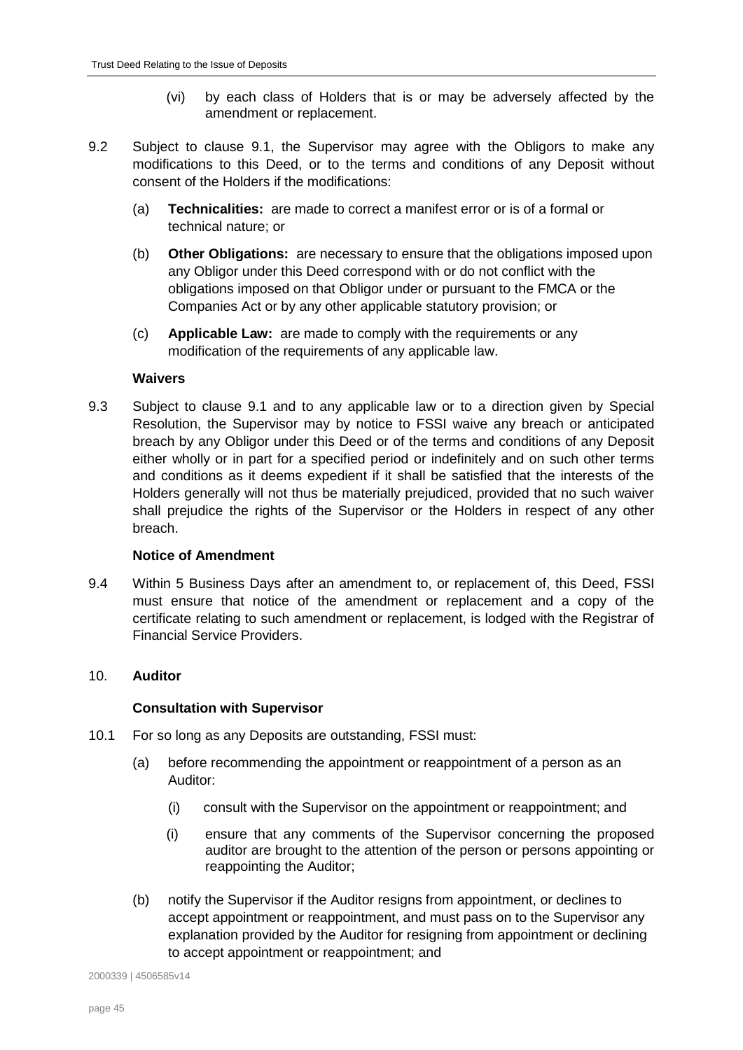(vi) by each class of Holders that is or may be adversely affected by the amendment or replacement.

9.2 Subject to clause 9.1, the Supervisor may agree with the Obligors to make any modifications to this Deed, or to the terms and conditions of any Deposit without consent of the Holders if the modifications:

(a) **Technicalities:** are made to correct a manifest error or is of a formal or technical nature; or

(b) **Other Obligations:** are necessary to ensure that the obligations imposed upon any Obligor under this Deed correspond with or do not conflict with the obligations imposed on that Obligor under or pursuant to the FMCA or the Companies Act or by any other applicable statutory provision; or

(c) **Applicable Law:** are made to comply with the requirements or any modification of the requirements of any applicable law.

**Waivers**

9.3 Subject to clause 9.1 and to any applicable law or to a direction given by Special Resolution, the Supervisor may by notice to FSSI waive any breach or anticipated breach by any Obligor under this Deed or of the terms and conditions of any Deposit either wholly or in part for a specified period or indefinitely and on such other terms and conditions as it deems expedient if it shall be satisfied that the interests of the Holders generally will not thus be materially prejudiced, provided that no such waiver shall prejudice the rights of the Supervisor or the Holders in respect of any other breach.

**Notice of Amendment**

9.4 Within 5 Business Days after an amendment to, or replacement of, this Deed, FSSI must ensure that notice of the amendment or replacement and a copy of the certificate relating to such amendment or replacement, is lodged with the Registrar of Financial Service Providers.

10. **Auditor**

**Consultation with Supervisor**

10.1 For so long as any Deposits are outstanding, FSSI must:

(a) before recommending the appointment or reappointment of a person as an Auditor:

(i) consult with the Supervisor on the appointment or reappointment; and

(i) ensure that any comments of the Supervisor concerning the proposed auditor are brought to the attention of the person or persons appointing or reappointing the Auditor;

(b) notify the Supervisor if the Auditor resigns from appointment, or declines to accept appointment or reappointment, and must pass on to the Supervisor any explanation provided by the Auditor for resigning from appointment or declining to accept appointment or reappointment; and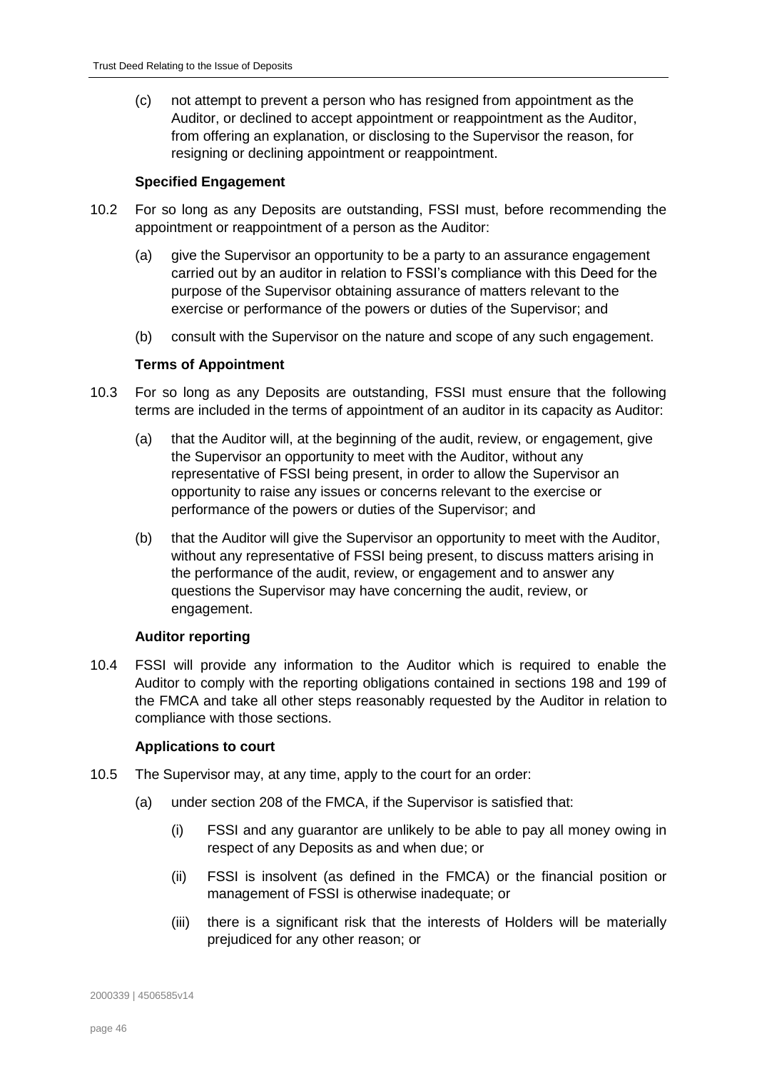(c) not attempt to prevent a person who has resigned from appointment as the Auditor, or declined to accept appointment or reappointment as the Auditor, from offering an explanation, or disclosing to the Supervisor the reason, for resigning or declining appointment or reappointment.

**Specified Engagement**

10.2 For so long as any Deposits are outstanding, FSSI must, before recommending the appointment or reappointment of a person as the Auditor:

(a) give the Supervisor an opportunity to be a party to an assurance engagement carried out by an auditor in relation to FSSI's compliance with this Deed for the purpose of the Supervisor obtaining assurance of matters relevant to the exercise or performance of the powers or duties of the Supervisor; and

(b) consult with the Supervisor on the nature and scope of any such engagement.

**Terms of Appointment**

10.3 For so long as any Deposits are outstanding, FSSI must ensure that the following terms are included in the terms of appointment of an auditor in its capacity as Auditor:

(a) that the Auditor will, at the beginning of the audit, review, or engagement, give the Supervisor an opportunity to meet with the Auditor, without any representative of FSSI being present, in order to allow the Supervisor an opportunity to raise any issues or concerns relevant to the exercise or performance of the powers or duties of the Supervisor; and

(b) that the Auditor will give the Supervisor an opportunity to meet with the Auditor, without any representative of FSSI being present, to discuss matters arising in the performance of the audit, review, or engagement and to answer any questions the Supervisor may have concerning the audit, review, or engagement.

**Auditor reporting**

10.4 FSSI will provide any information to the Auditor which is required to enable the Auditor to comply with the reporting obligations contained in sections 198 and 199 of the FMCA and take all other steps reasonably requested by the Auditor in relation to compliance with those sections.

**Applications to court**

10.5 The Supervisor may, at any time, apply to the court for an order:

(a) under section 208 of the FMCA, if the Supervisor is satisfied that:

(i) FSSI and any guarantor are unlikely to be able to pay all money owing in respect of any Deposits as and when due; or

(ii) FSSI is insolvent (as defined in the FMCA) or the financial position or management of FSSI is otherwise inadequate; or

(iii) there is a significant risk that the interests of Holders will be materially prejudiced for any other reason; or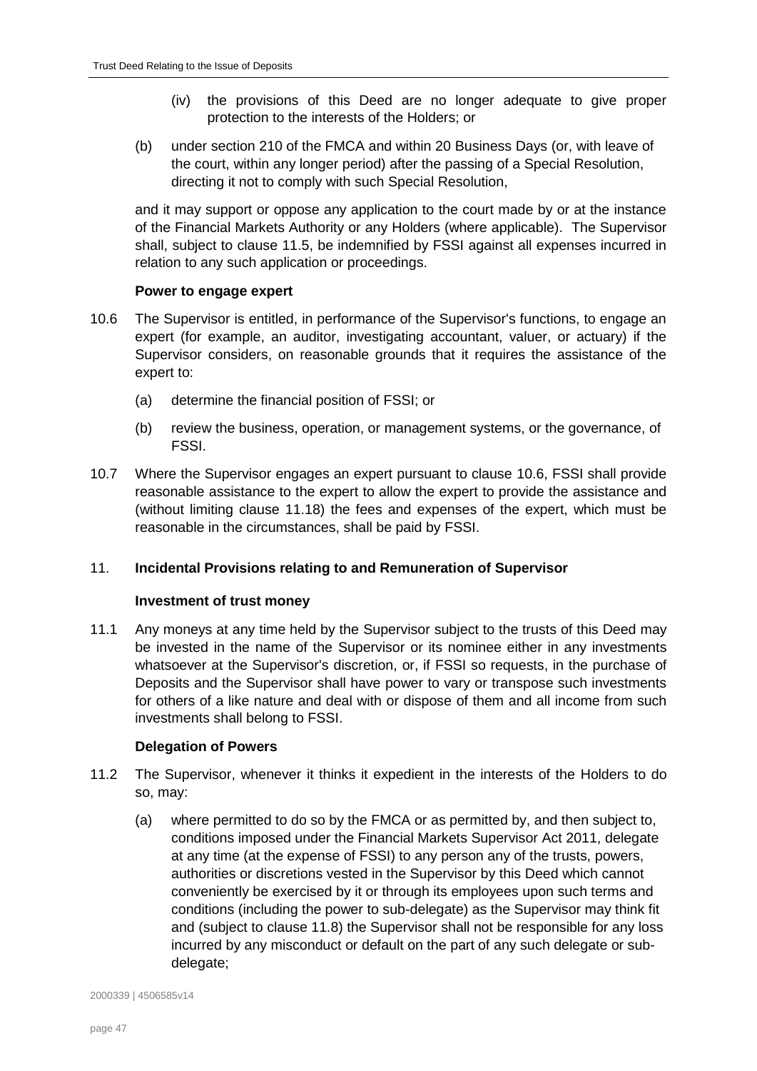(iv) the provisions of this Deed are no longer adequate to give proper protection to the interests of the Holders; or

(b) under section 210 of the FMCA and within 20 Business Days (or, with leave of the court, within any longer period) after the passing of a Special Resolution, directing it not to comply with such Special Resolution,

and it may support or oppose any application to the court made by or at the instance of the Financial Markets Authority or any Holders (where applicable). The Supervisor shall, subject to clause 11.5, be indemnified by FSSI against all expenses incurred in relation to any such application or proceedings.

**Power to engage expert**

10.6 The Supervisor is entitled, in performance of the Supervisor's functions, to engage an expert (for example, an auditor, investigating accountant, valuer, or actuary) if the Supervisor considers, on reasonable grounds that it requires the assistance of the expert to:

(a) determine the financial position of FSSI; or

(b) review the business, operation, or management systems, or the governance, of FSSI.

10.7 Where the Supervisor engages an expert pursuant to clause 10.6, FSSI shall provide reasonable assistance to the expert to allow the expert to provide the assistance and (without limiting clause 11.18) the fees and expenses of the expert, which must be reasonable in the circumstances, shall be paid by FSSI.

## 11. Incidental Provisions relating to and Remuneration of Supervisor

**Investment of trust money**

11.1 Any moneys at any time held by the Supervisor subject to the trusts of this Deed may be invested in the name of the Supervisor or its nominee either in any investments whatsoever at the Supervisor's discretion, or, if FSSI so requests, in the purchase of Deposits and the Supervisor shall have power to vary or transpose such investments for others of a like nature and deal with or dispose of them and all income from such investments shall belong to FSSI.

**Delegation of Powers**

11.2 The Supervisor, whenever it thinks it expedient in the interests of the Holders to do so, may:

(a) where permitted to do so by the FMCA or as permitted by, and then subject to, conditions imposed under the Financial Markets Supervisor Act 2011, delegate at any time (at the expense of FSSI) to any person any of the trusts, powers, authorities or discretions vested in the Supervisor by this Deed which cannot conveniently be exercised by it or through its employees upon such terms and conditions (including the power to sub-delegate) as the Supervisor may think fit and (subject to clause 11.8) the Supervisor shall not be responsible for any loss incurred by any misconduct or default on the part of any such delegate or sub-delegate;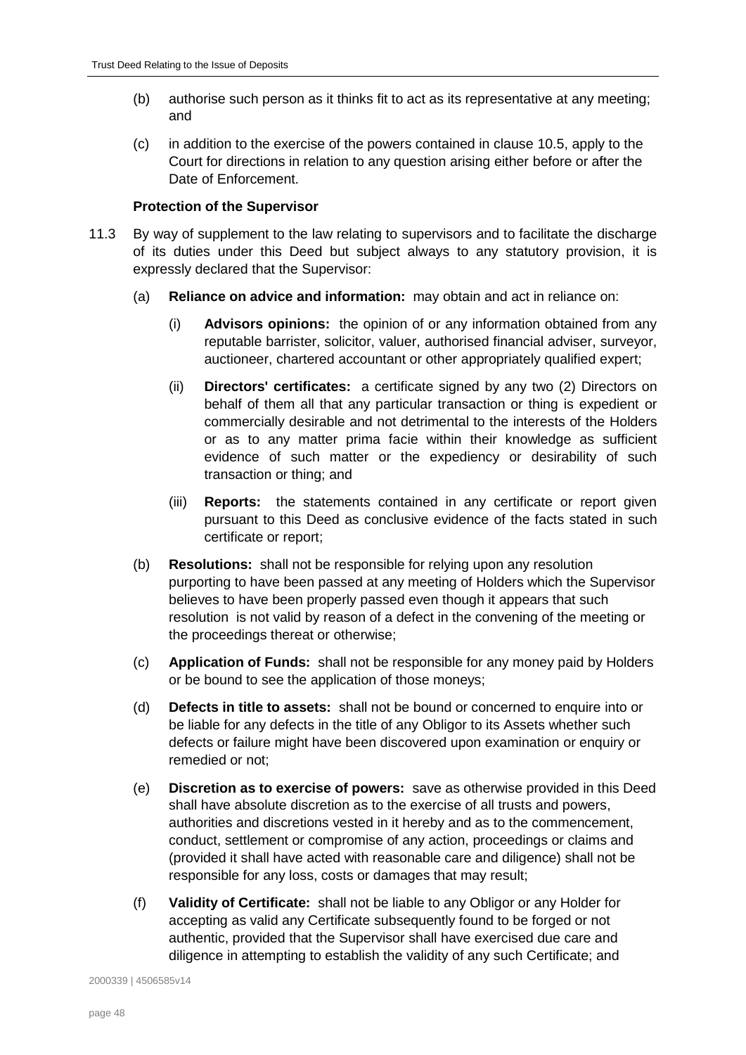(b) authorise such person as it thinks fit to act as its representative at any meeting; and

(c) in addition to the exercise of the powers contained in clause 10.5, apply to the Court for directions in relation to any question arising either before or after the Date of Enforcement.

**Protection of the Supervisor**

11.3 By way of supplement to the law relating to supervisors and to facilitate the discharge of its duties under this Deed but subject always to any statutory provision, it is expressly declared that the Supervisor:

(a) **Reliance on advice and information:** may obtain and act in reliance on:

(i) **Advisors opinions:** the opinion of or any information obtained from any reputable barrister, solicitor, valuer, authorised financial adviser, surveyor, auctioneer, chartered accountant or other appropriately qualified expert;

(ii) **Directors' certificates:** a certificate signed by any two (2) Directors on behalf of them all that any particular transaction or thing is expedient or commercially desirable and not detrimental to the interests of the Holders or as to any matter prima facie within their knowledge as sufficient evidence of such matter or the expediency or desirability of such transaction or thing; and

(iii) **Reports:** the statements contained in any certificate or report given pursuant to this Deed as conclusive evidence of the facts stated in such certificate or report;

(b) **Resolutions:** shall not be responsible for relying upon any resolution purporting to have been passed at any meeting of Holders which the Supervisor believes to have been properly passed even though it appears that such resolution is not valid by reason of a defect in the convening of the meeting or the proceedings thereat or otherwise;

(c) **Application of Funds:** shall not be responsible for any money paid by Holders or be bound to see the application of those moneys;

(d) **Defects in title to assets:** shall not be bound or concerned to enquire into or be liable for any defects in the title of any Obligor to its Assets whether such defects or failure might have been discovered upon examination or enquiry or remedied or not;

(e) **Discretion as to exercise of powers:** save as otherwise provided in this Deed shall have absolute discretion as to the exercise of all trusts and powers, authorities and discretions vested in it hereby and as to the commencement, conduct, settlement or compromise of any action, proceedings or claims and (provided it shall have acted with reasonable care and diligence) shall not be responsible for any loss, costs or damages that may result;

(f) **Validity of Certificate:** shall not be liable to any Obligor or any Holder for accepting as valid any Certificate subsequently found to be forged or not authentic, provided that the Supervisor shall have exercised due care and diligence in attempting to establish the validity of any such Certificate; and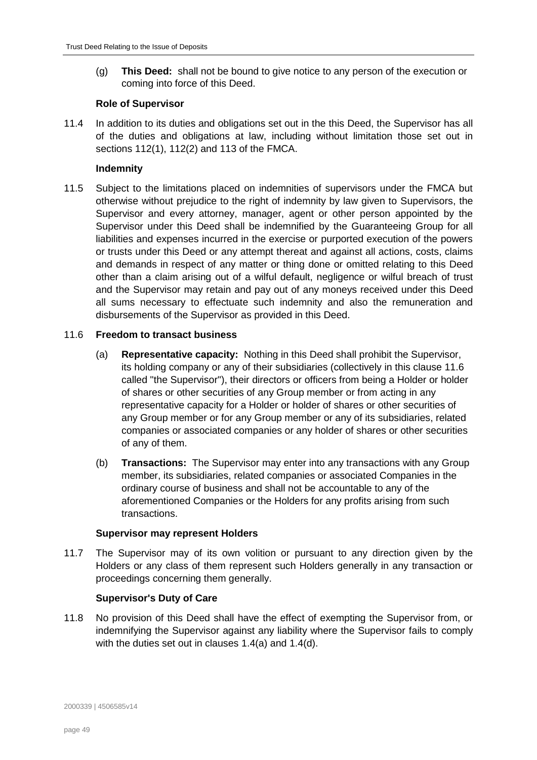(g) **This Deed:** shall not be bound to give notice to any person of the execution or coming into force of this Deed.

**Role of Supervisor**

11.4 In addition to its duties and obligations set out in the this Deed, the Supervisor has all of the duties and obligations at law, including without limitation those set out in sections 112(1), 112(2) and 113 of the FMCA.

**Indemnity**

11.5 Subject to the limitations placed on indemnities of supervisors under the FMCA but otherwise without prejudice to the right of indemnity by law given to Supervisors, the Supervisor and every attorney, manager, agent or other person appointed by the Supervisor under this Deed shall be indemnified by the Guaranteeing Group for all liabilities and expenses incurred in the exercise or purported execution of the powers or trusts under this Deed or any attempt thereat and against all actions, costs, claims and demands in respect of any matter or thing done or omitted relating to this Deed other than a claim arising out of a wilful default, negligence or wilful breach of trust and the Supervisor may retain and pay out of any moneys received under this Deed all sums necessary to effectuate such indemnity and also the remuneration and disbursements of the Supervisor as provided in this Deed.

11.6 **Freedom to transact business**

(a) **Representative capacity:** Nothing in this Deed shall prohibit the Supervisor, its holding company or any of their subsidiaries (collectively in this clause 11.6 called "the Supervisor"), their directors or officers from being a Holder or holder of shares or other securities of any Group member or from acting in any representative capacity for a Holder or holder of shares or other securities of any Group member or for any Group member or any of its subsidiaries, related companies or associated companies or any holder of shares or other securities of any of them.

(b) **Transactions:** The Supervisor may enter into any transactions with any Group member, its subsidiaries, related companies or associated Companies in the ordinary course of business and shall not be accountable to any of the aforementioned Companies or the Holders for any profits arising from such transactions.

**Supervisor may represent Holders**

11.7 The Supervisor may of its own volition or pursuant to any direction given by the Holders or any class of them represent such Holders generally in any transaction or proceedings concerning them generally.

**Supervisor's Duty of Care**

11.8 No provision of this Deed shall have the effect of exempting the Supervisor from, or indemnifying the Supervisor against any liability where the Supervisor fails to comply with the duties set out in clauses 1.4(a) and 1.4(d).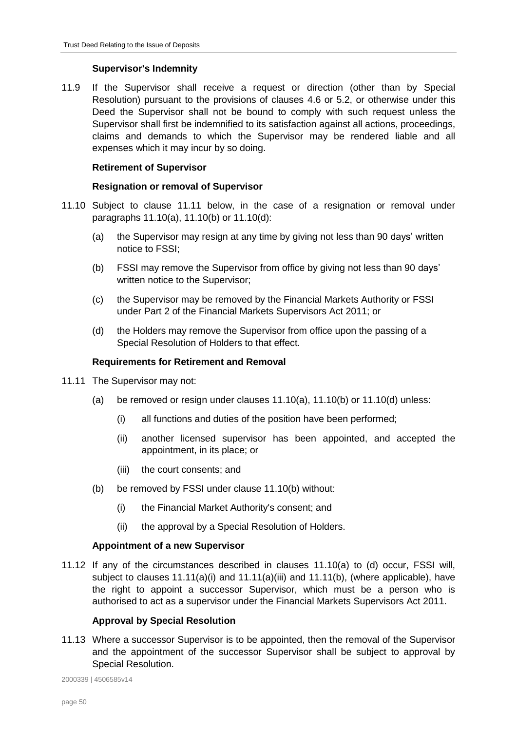### Supervisor's Indemnity

11.9 If the Supervisor shall receive a request or direction (other than by Special Resolution) pursuant to the provisions of clauses 4.6 or 5.2, or otherwise under this Deed the Supervisor shall not be bound to comply with such request unless the Supervisor shall first be indemnified to its satisfaction against all actions, proceedings, claims and demands to which the Supervisor may be rendered liable and all expenses which it may incur by so doing.

### Retirement of Supervisor

### Resignation or removal of Supervisor

11.10 Subject to clause 11.11 below, in the case of a resignation or removal under paragraphs 11.10(a), 11.10(b) or 11.10(d):

(a) the Supervisor may resign at any time by giving not less than 90 days' written notice to FSSI;

(b) FSSI may remove the Supervisor from office by giving not less than 90 days' written notice to the Supervisor;

(c) the Supervisor may be removed by the Financial Markets Authority or FSSI under Part 2 of the Financial Markets Supervisors Act 2011; or

(d) the Holders may remove the Supervisor from office upon the passing of a Special Resolution of Holders to that effect.

### Requirements for Retirement and Removal

11.11 The Supervisor may not:

(a) be removed or resign under clauses 11.10(a), 11.10(b) or 11.10(d) unless:

(i) all functions and duties of the position have been performed;

(ii) another licensed supervisor has been appointed, and accepted the appointment, in its place; or

(iii) the court consents; and

(b) be removed by FSSI under clause 11.10(b) without:

(i) the Financial Market Authority's consent; and

(ii) the approval by a Special Resolution of Holders.

### Appointment of a new Supervisor

11.12 If any of the circumstances described in clauses 11.10(a) to (d) occur, FSSI will, subject to clauses 11.11(a)(i) and 11.11(a)(iii) and 11.11(b), (where applicable), have the right to appoint a successor Supervisor, which must be a person who is authorised to act as a supervisor under the Financial Markets Supervisors Act 2011.

### Approval by Special Resolution

11.13 Where a successor Supervisor is to be appointed, then the removal of the Supervisor and the appointment of the successor Supervisor shall be subject to approval by Special Resolution.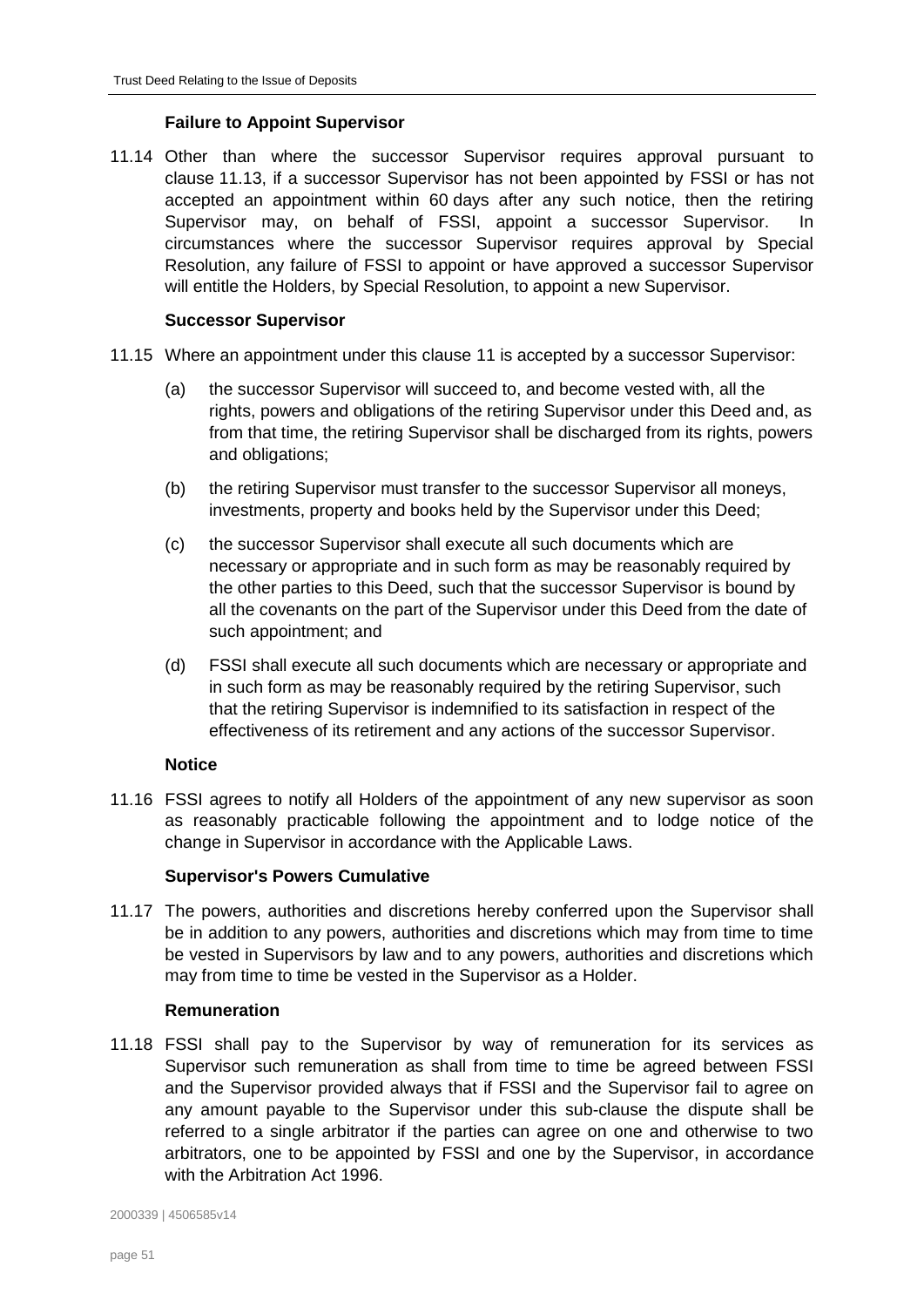**Failure to Appoint Supervisor**

11.14 Other than where the successor Supervisor requires approval pursuant to clause 11.13, if a successor Supervisor has not been appointed by FSSI or has not accepted an appointment within 60 days after any such notice, then the retiring Supervisor may, on behalf of FSSI, appoint a successor Supervisor. In circumstances where the successor Supervisor requires approval by Special Resolution, any failure of FSSI to appoint or have approved a successor Supervisor will entitle the Holders, by Special Resolution, to appoint a new Supervisor.

**Successor Supervisor**

11.15 Where an appointment under this clause 11 is accepted by a successor Supervisor:

(a) the successor Supervisor will succeed to, and become vested with, all the rights, powers and obligations of the retiring Supervisor under this Deed and, as from that time, the retiring Supervisor shall be discharged from its rights, powers and obligations;

(b) the retiring Supervisor must transfer to the successor Supervisor all moneys, investments, property and books held by the Supervisor under this Deed;

(c) the successor Supervisor shall execute all such documents which are necessary or appropriate and in such form as may be reasonably required by the other parties to this Deed, such that the successor Supervisor is bound by all the covenants on the part of the Supervisor under this Deed from the date of such appointment; and

(d) FSSI shall execute all such documents which are necessary or appropriate and in such form as may be reasonably required by the retiring Supervisor, such that the retiring Supervisor is indemnified to its satisfaction in respect of the effectiveness of its retirement and any actions of the successor Supervisor.

**Notice**

11.16 FSSI agrees to notify all Holders of the appointment of any new supervisor as soon as reasonably practicable following the appointment and to lodge notice of the change in Supervisor in accordance with the Applicable Laws.

**Supervisor's Powers Cumulative**

11.17 The powers, authorities and discretions hereby conferred upon the Supervisor shall be in addition to any powers, authorities and discretions which may from time to time be vested in Supervisors by law and to any powers, authorities and discretions which may from time to time be vested in the Supervisor as a Holder.

**Remuneration**

11.18 FSSI shall pay to the Supervisor by way of remuneration for its services as Supervisor such remuneration as shall from time to time be agreed between FSSI and the Supervisor provided always that if FSSI and the Supervisor fail to agree on any amount payable to the Supervisor under this sub-clause the dispute shall be referred to a single arbitrator if the parties can agree on one and otherwise to two arbitrators, one to be appointed by FSSI and one by the Supervisor, in accordance with the Arbitration Act 1996.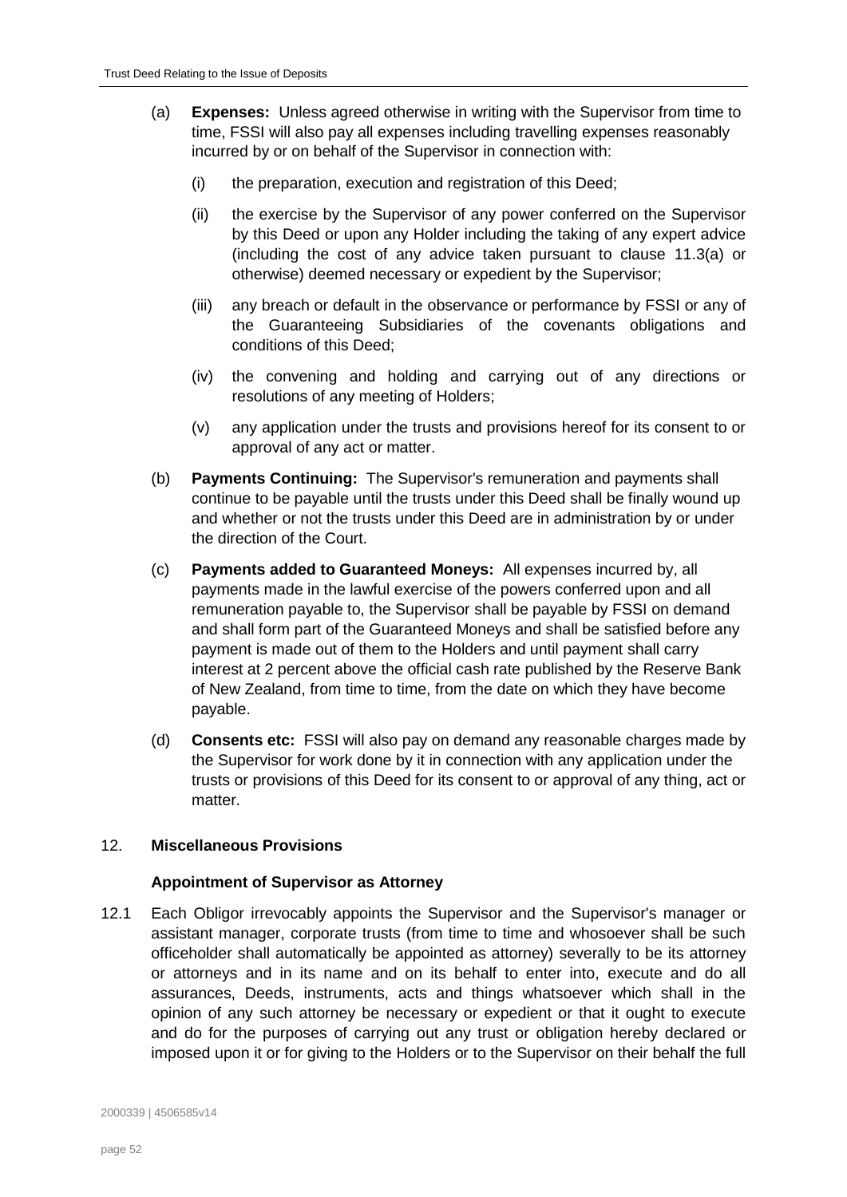(a) **Expenses:** Unless agreed otherwise in writing with the Supervisor from time to time, FSSI will also pay all expenses including travelling expenses reasonably incurred by or on behalf of the Supervisor in connection with:

   (i) the preparation, execution and registration of this Deed;

   (ii) the exercise by the Supervisor of any power conferred on the Supervisor by this Deed or upon any Holder including the taking of any expert advice (including the cost of any advice taken pursuant to clause 11.3(a) or otherwise) deemed necessary or expedient by the Supervisor;

   (iii) any breach or default in the observance or performance by FSSI or any of the Guaranteeing Subsidiaries of the covenants obligations and conditions of this Deed;

   (iv) the convening and holding and carrying out of any directions or resolutions of any meeting of Holders;

   (v) any application under the trusts and provisions hereof for its consent to or approval of any act or matter.

(b) **Payments Continuing:** The Supervisor's remuneration and payments shall continue to be payable until the trusts under this Deed shall be finally wound up and whether or not the trusts under this Deed are in administration by or under the direction of the Court.

(c) **Payments added to Guaranteed Moneys:** All expenses incurred by, all payments made in the lawful exercise of the powers conferred upon and all remuneration payable to, the Supervisor shall be payable by FSSI on demand and shall form part of the Guaranteed Moneys and shall be satisfied before any payment is made out of them to the Holders and until payment shall carry interest at 2 percent above the official cash rate published by the Reserve Bank of New Zealand, from time to time, from the date on which they have become payable.

(d) **Consents etc:** FSSI will also pay on demand any reasonable charges made by the Supervisor for work done by it in connection with any application under the trusts or provisions of this Deed for its consent to or approval of any thing, act or matter.

## 12. Miscellaneous Provisions

### Appointment of Supervisor as Attorney

12.1 Each Obligor irrevocably appoints the Supervisor and the Supervisor's manager or assistant manager, corporate trusts (from time to time and whosoever shall be such officeholder shall automatically be appointed as attorney) severally to be its attorney or attorneys and in its name and on its behalf to enter into, execute and do all assurances, Deeds, instruments, acts and things whatsoever which shall in the opinion of any such attorney be necessary or expedient or that it ought to execute and do for the purposes of carrying out any trust or obligation hereby declared or imposed upon it or for giving to the Holders or to the Supervisor on their behalf the full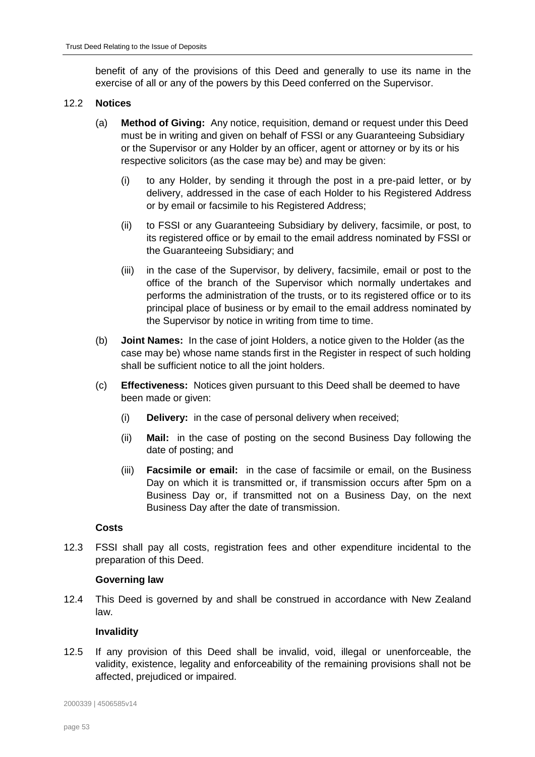benefit of any of the provisions of this Deed and generally to use its name in the exercise of all or any of the powers by this Deed conferred on the Supervisor.

12.2 **Notices**

(a) **Method of Giving:** Any notice, requisition, demand or request under this Deed must be in writing and given on behalf of FSSI or any Guaranteeing Subsidiary or the Supervisor or any Holder by an officer, agent or attorney or by its or his respective solicitors (as the case may be) and may be given:

(i) to any Holder, by sending it through the post in a pre-paid letter, or by delivery, addressed in the case of each Holder to his Registered Address or by email or facsimile to his Registered Address;

(ii) to FSSI or any Guaranteeing Subsidiary by delivery, facsimile, or post, to its registered office or by email to the email address nominated by FSSI or the Guaranteeing Subsidiary; and

(iii) in the case of the Supervisor, by delivery, facsimile, email or post to the office of the branch of the Supervisor which normally undertakes and performs the administration of the trusts, or to its registered office or to its principal place of business or by email to the email address nominated by the Supervisor by notice in writing from time to time.

(b) **Joint Names:** In the case of joint Holders, a notice given to the Holder (as the case may be) whose name stands first in the Register in respect of such holding shall be sufficient notice to all the joint holders.

(c) **Effectiveness:** Notices given pursuant to this Deed shall be deemed to have been made or given:

(i) **Delivery:** in the case of personal delivery when received;

(ii) **Mail:** in the case of posting on the second Business Day following the date of posting; and

(iii) **Facsimile or email:** in the case of facsimile or email, on the Business Day on which it is transmitted or, if transmission occurs after 5pm on a Business Day or, if transmitted not on a Business Day, on the next Business Day after the date of transmission.

**Costs**

12.3 FSSI shall pay all costs, registration fees and other expenditure incidental to the preparation of this Deed.

**Governing law**

12.4 This Deed is governed by and shall be construed in accordance with New Zealand law.

**Invalidity**

12.5 If any provision of this Deed shall be invalid, void, illegal or unenforceable, the validity, existence, legality and enforceability of the remaining provisions shall not be affected, prejudiced or impaired.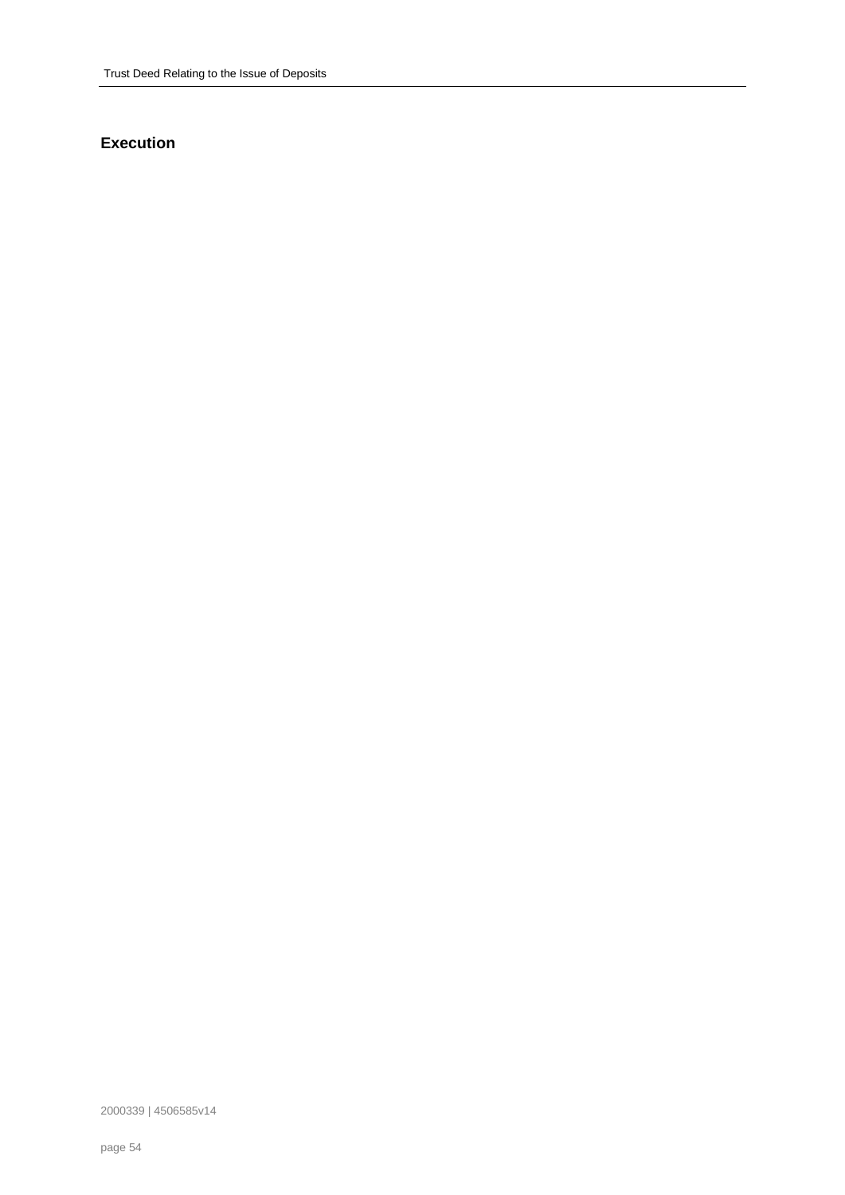## Execution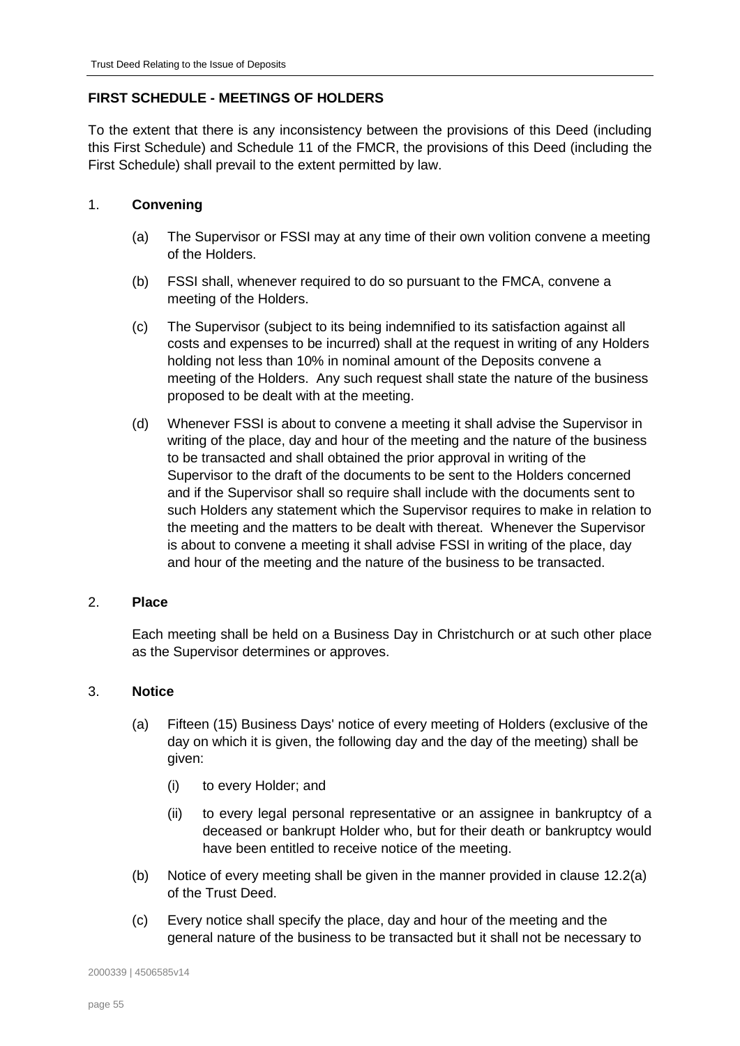## FIRST SCHEDULE - MEETINGS OF HOLDERS

To the extent that there is any inconsistency between the provisions of this Deed (including this First Schedule) and Schedule 11 of the FMCR, the provisions of this Deed (including the First Schedule) shall prevail to the extent permitted by law.

1. **Convening**

   (a) The Supervisor or FSSI may at any time of their own volition convene a meeting of the Holders.

   (b) FSSI shall, whenever required to do so pursuant to the FMCA, convene a meeting of the Holders.

   (c) The Supervisor (subject to its being indemnified to its satisfaction against all costs and expenses to be incurred) shall at the request in writing of any Holders holding not less than 10% in nominal amount of the Deposits convene a meeting of the Holders. Any such request shall state the nature of the business proposed to be dealt with at the meeting.

   (d) Whenever FSSI is about to convene a meeting it shall advise the Supervisor in writing of the place, day and hour of the meeting and the nature of the business to be transacted and shall obtained the prior approval in writing of the Supervisor to the draft of the documents to be sent to the Holders concerned and if the Supervisor shall so require shall include with the documents sent to such Holders any statement which the Supervisor requires to make in relation to the meeting and the matters to be dealt with thereat. Whenever the Supervisor is about to convene a meeting it shall advise FSSI in writing of the place, day and hour of the meeting and the nature of the business to be transacted.

2. **Place**

   Each meeting shall be held on a Business Day in Christchurch or at such other place as the Supervisor determines or approves.

3. **Notice**

   (a) Fifteen (15) Business Days' notice of every meeting of Holders (exclusive of the day on which it is given, the following day and the day of the meeting) shall be given:

      (i) to every Holder; and

      (ii) to every legal personal representative or an assignee in bankruptcy of a deceased or bankrupt Holder who, but for their death or bankruptcy would have been entitled to receive notice of the meeting.

   (b) Notice of every meeting shall be given in the manner provided in clause 12.2(a) of the Trust Deed.

   (c) Every notice shall specify the place, day and hour of the meeting and the general nature of the business to be transacted but it shall not be necessary to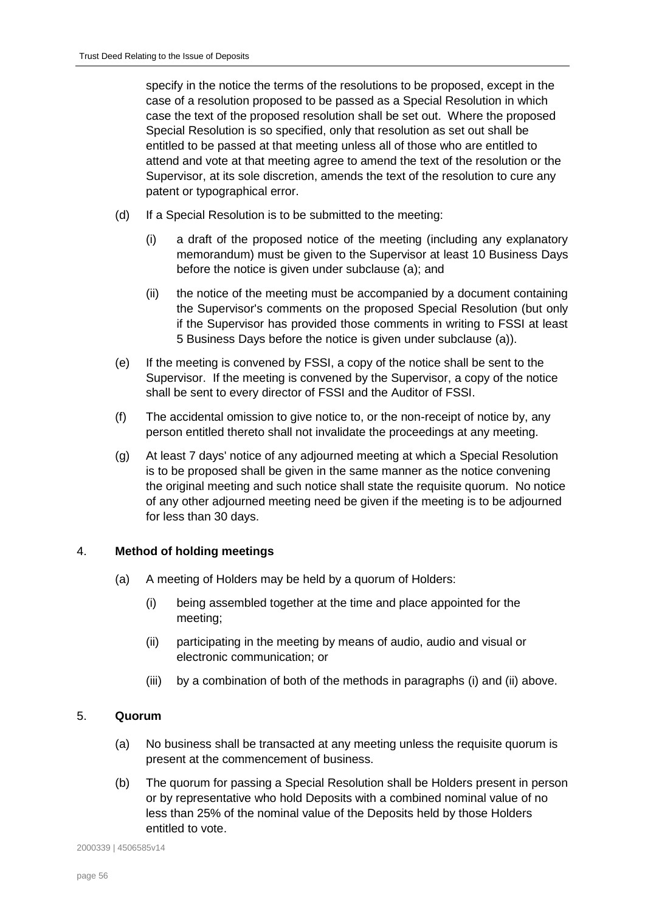specify in the notice the terms of the resolutions to be proposed, except in the case of a resolution proposed to be passed as a Special Resolution in which case the text of the proposed resolution shall be set out. Where the proposed Special Resolution is so specified, only that resolution as set out shall be entitled to be passed at that meeting unless all of those who are entitled to attend and vote at that meeting agree to amend the text of the resolution or the Supervisor, at its sole discretion, amends the text of the resolution to cure any patent or typographical error.

(d) If a Special Resolution is to be submitted to the meeting:

  (i) a draft of the proposed notice of the meeting (including any explanatory memorandum) must be given to the Supervisor at least 10 Business Days before the notice is given under subclause (a); and

  (ii) the notice of the meeting must be accompanied by a document containing the Supervisor's comments on the proposed Special Resolution (but only if the Supervisor has provided those comments in writing to FSSI at least 5 Business Days before the notice is given under subclause (a)).

(e) If the meeting is convened by FSSI, a copy of the notice shall be sent to the Supervisor. If the meeting is convened by the Supervisor, a copy of the notice shall be sent to every director of FSSI and the Auditor of FSSI.

(f) The accidental omission to give notice to, or the non-receipt of notice by, any person entitled thereto shall not invalidate the proceedings at any meeting.

(g) At least 7 days' notice of any adjourned meeting at which a Special Resolution is to be proposed shall be given in the same manner as the notice convening the original meeting and such notice shall state the requisite quorum. No notice of any other adjourned meeting need be given if the meeting is to be adjourned for less than 30 days.

## 4. Method of holding meetings

(a) A meeting of Holders may be held by a quorum of Holders:

  (i) being assembled together at the time and place appointed for the meeting;

  (ii) participating in the meeting by means of audio, audio and visual or electronic communication; or

  (iii) by a combination of both of the methods in paragraphs (i) and (ii) above.

## 5. Quorum

(a) No business shall be transacted at any meeting unless the requisite quorum is present at the commencement of business.

(b) The quorum for passing a Special Resolution shall be Holders present in person or by representative who hold Deposits with a combined nominal value of no less than 25% of the nominal value of the Deposits held by those Holders entitled to vote.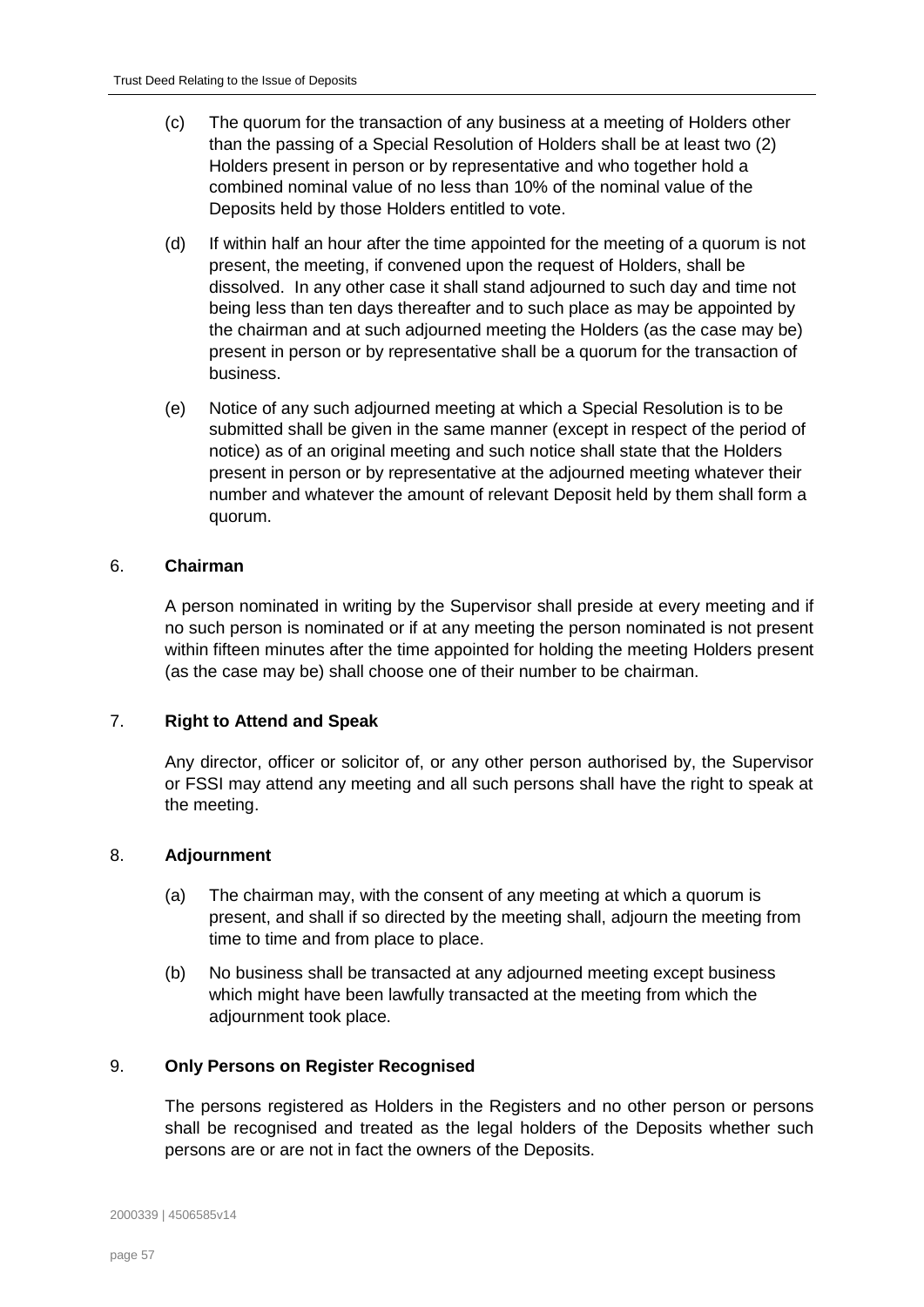(c) The quorum for the transaction of any business at a meeting of Holders other than the passing of a Special Resolution of Holders shall be at least two (2) Holders present in person or by representative and who together hold a combined nominal value of no less than 10% of the nominal value of the Deposits held by those Holders entitled to vote.

(d) If within half an hour after the time appointed for the meeting of a quorum is not present, the meeting, if convened upon the request of Holders, shall be dissolved. In any other case it shall stand adjourned to such day and time not being less than ten days thereafter and to such place as may be appointed by the chairman and at such adjourned meeting the Holders (as the case may be) present in person or by representative shall be a quorum for the transaction of business.

(e) Notice of any such adjourned meeting at which a Special Resolution is to be submitted shall be given in the same manner (except in respect of the period of notice) as of an original meeting and such notice shall state that the Holders present in person or by representative at the adjourned meeting whatever their number and whatever the amount of relevant Deposit held by them shall form a quorum.

## 6. **Chairman**

A person nominated in writing by the Supervisor shall preside at every meeting and if no such person is nominated or if at any meeting the person nominated is not present within fifteen minutes after the time appointed for holding the meeting Holders present (as the case may be) shall choose one of their number to be chairman.

## 7. **Right to Attend and Speak**

Any director, officer or solicitor of, or any other person authorised by, the Supervisor or FSSI may attend any meeting and all such persons shall have the right to speak at the meeting.

## 8. **Adjournment**

(a) The chairman may, with the consent of any meeting at which a quorum is present, and shall if so directed by the meeting shall, adjourn the meeting from time to time and from place to place.

(b) No business shall be transacted at any adjourned meeting except business which might have been lawfully transacted at the meeting from which the adjournment took place.

## 9. **Only Persons on Register Recognised**

The persons registered as Holders in the Registers and no other person or persons shall be recognised and treated as the legal holders of the Deposits whether such persons are or are not in fact the owners of the Deposits.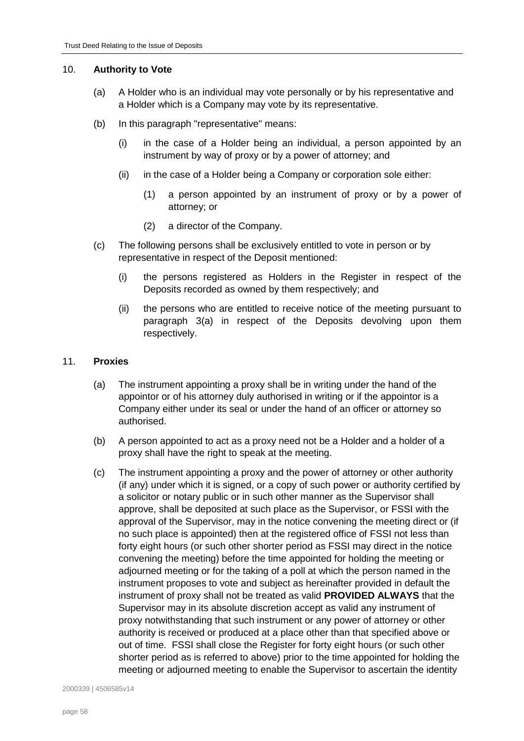## 10. **Authority to Vote**

(a) A Holder who is an individual may vote personally or by his representative and a Holder which is a Company may vote by its representative.

(b) In this paragraph "representative" means:

  (i) in the case of a Holder being an individual, a person appointed by an instrument by way of proxy or by a power of attorney; and

  (ii) in the case of a Holder being a Company or corporation sole either:

    (1) a person appointed by an instrument of proxy or by a power of attorney; or

    (2) a director of the Company.

(c) The following persons shall be exclusively entitled to vote in person or by representative in respect of the Deposit mentioned:

  (i) the persons registered as Holders in the Register in respect of the Deposits recorded as owned by them respectively; and

  (ii) the persons who are entitled to receive notice of the meeting pursuant to paragraph 3(a) in respect of the Deposits devolving upon them respectively.

## 11. **Proxies**

(a) The instrument appointing a proxy shall be in writing under the hand of the appointor or of his attorney duly authorised in writing or if the appointor is a Company either under its seal or under the hand of an officer or attorney so authorised.

(b) A person appointed to act as a proxy need not be a Holder and a holder of a proxy shall have the right to speak at the meeting.

(c) The instrument appointing a proxy and the power of attorney or other authority (if any) under which it is signed, or a copy of such power or authority certified by a solicitor or notary public or in such other manner as the Supervisor shall approve, shall be deposited at such place as the Supervisor, or FSSI with the approval of the Supervisor, may in the notice convening the meeting direct or (if no such place is appointed) then at the registered office of FSSI not less than forty eight hours (or such other shorter period as FSSI may direct in the notice convening the meeting) before the time appointed for holding the meeting or adjourned meeting or for the taking of a poll at which the person named in the instrument proposes to vote and subject as hereinafter provided in default the instrument of proxy shall not be treated as valid **PROVIDED ALWAYS** that the Supervisor may in its absolute discretion accept as valid any instrument of proxy notwithstanding that such instrument or any power of attorney or other authority is received or produced at a place other than that specified above or out of time. FSSI shall close the Register for forty eight hours (or such other shorter period as is referred to above) prior to the time appointed for holding the meeting or adjourned meeting to enable the Supervisor to ascertain the identity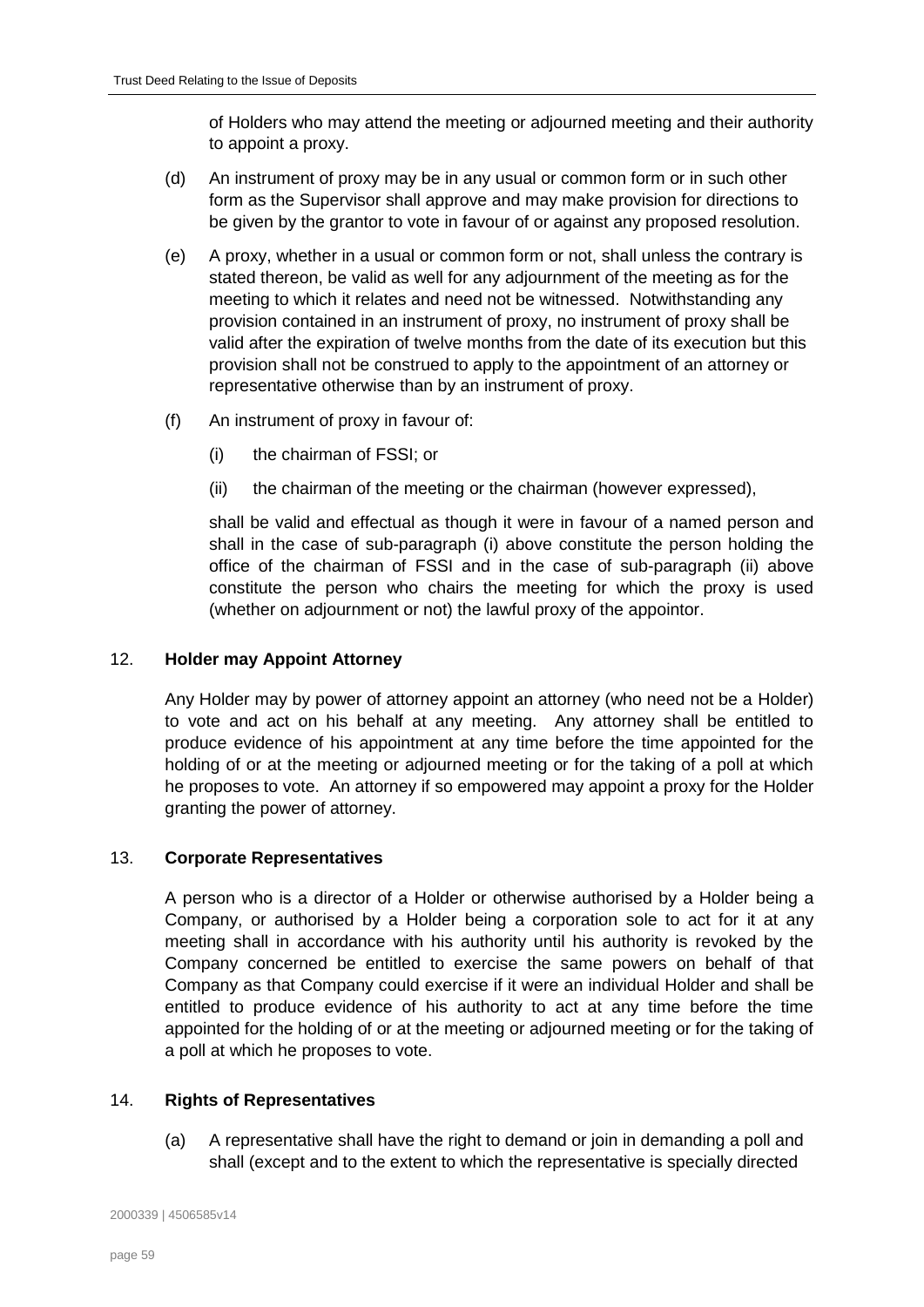of Holders who may attend the meeting or adjourned meeting and their authority to appoint a proxy.

(d) An instrument of proxy may be in any usual or common form or in such other form as the Supervisor shall approve and may make provision for directions to be given by the grantor to vote in favour of or against any proposed resolution.

(e) A proxy, whether in a usual or common form or not, shall unless the contrary is stated thereon, be valid as well for any adjournment of the meeting as for the meeting to which it relates and need not be witnessed. Notwithstanding any provision contained in an instrument of proxy, no instrument of proxy shall be valid after the expiration of twelve months from the date of its execution but this provision shall not be construed to apply to the appointment of an attorney or representative otherwise than by an instrument of proxy.

(f) An instrument of proxy in favour of:

(i) the chairman of FSSI; or

(ii) the chairman of the meeting or the chairman (however expressed),

shall be valid and effectual as though it were in favour of a named person and shall in the case of sub-paragraph (i) above constitute the person holding the office of the chairman of FSSI and in the case of sub-paragraph (ii) above constitute the person who chairs the meeting for which the proxy is used (whether on adjournment or not) the lawful proxy of the appointor.

12. **Holder may Appoint Attorney**

Any Holder may by power of attorney appoint an attorney (who need not be a Holder) to vote and act on his behalf at any meeting. Any attorney shall be entitled to produce evidence of his appointment at any time before the time appointed for the holding of or at the meeting or adjourned meeting or for the taking of a poll at which he proposes to vote. An attorney if so empowered may appoint a proxy for the Holder granting the power of attorney.

13. **Corporate Representatives**

A person who is a director of a Holder or otherwise authorised by a Holder being a Company, or authorised by a Holder being a corporation sole to act for it at any meeting shall in accordance with his authority until his authority is revoked by the Company concerned be entitled to exercise the same powers on behalf of that Company as that Company could exercise if it were an individual Holder and shall be entitled to produce evidence of his authority to act at any time before the time appointed for the holding of or at the meeting or adjourned meeting or for the taking of a poll at which he proposes to vote.

14. **Rights of Representatives**

(a) A representative shall have the right to demand or join in demanding a poll and shall (except and to the extent to which the representative is specially directed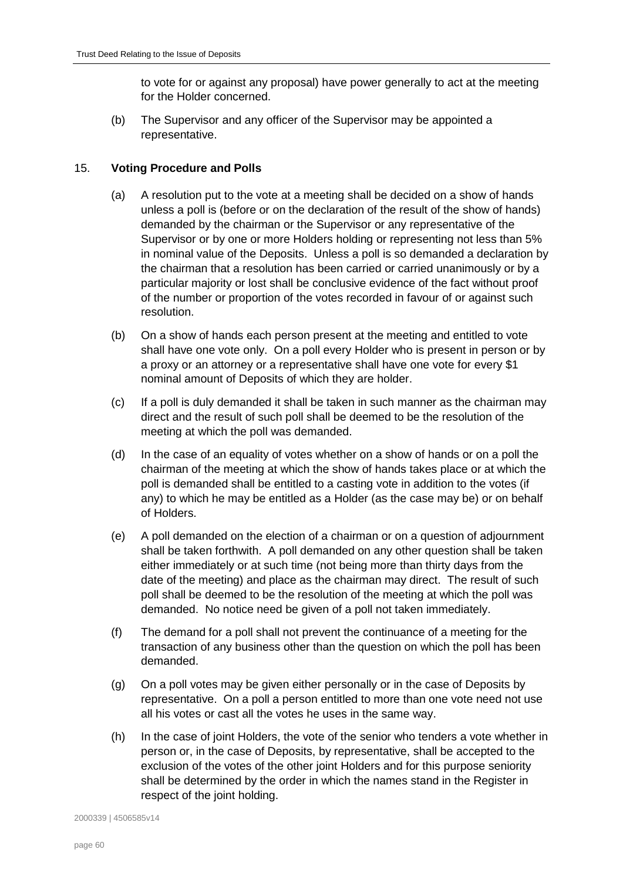to vote for or against any proposal) have power generally to act at the meeting for the Holder concerned.

(b) The Supervisor and any officer of the Supervisor may be appointed a representative.

15. **Voting Procedure and Polls**

(a) A resolution put to the vote at a meeting shall be decided on a show of hands unless a poll is (before or on the declaration of the result of the show of hands) demanded by the chairman or the Supervisor or any representative of the Supervisor or by one or more Holders holding or representing not less than 5% in nominal value of the Deposits. Unless a poll is so demanded a declaration by the chairman that a resolution has been carried or carried unanimously or by a particular majority or lost shall be conclusive evidence of the fact without proof of the number or proportion of the votes recorded in favour of or against such resolution.

(b) On a show of hands each person present at the meeting and entitled to vote shall have one vote only. On a poll every Holder who is present in person or by a proxy or an attorney or a representative shall have one vote for every $1 nominal amount of Deposits of which they are holder.

(c) If a poll is duly demanded it shall be taken in such manner as the chairman may direct and the result of such poll shall be deemed to be the resolution of the meeting at which the poll was demanded.

(d) In the case of an equality of votes whether on a show of hands or on a poll the chairman of the meeting at which the show of hands takes place or at which the poll is demanded shall be entitled to a casting vote in addition to the votes (if any) to which he may be entitled as a Holder (as the case may be) or on behalf of Holders.

(e) A poll demanded on the election of a chairman or on a question of adjournment shall be taken forthwith. A poll demanded on any other question shall be taken either immediately or at such time (not being more than thirty days from the date of the meeting) and place as the chairman may direct. The result of such poll shall be deemed to be the resolution of the meeting at which the poll was demanded. No notice need be given of a poll not taken immediately.

(f) The demand for a poll shall not prevent the continuance of a meeting for the transaction of any business other than the question on which the poll has been demanded.

(g) On a poll votes may be given either personally or in the case of Deposits by representative. On a poll a person entitled to more than one vote need not use all his votes or cast all the votes he uses in the same way.

(h) In the case of joint Holders, the vote of the senior who tenders a vote whether in person or, in the case of Deposits, by representative, shall be accepted to the exclusion of the votes of the other joint Holders and for this purpose seniority shall be determined by the order in which the names stand in the Register in respect of the joint holding.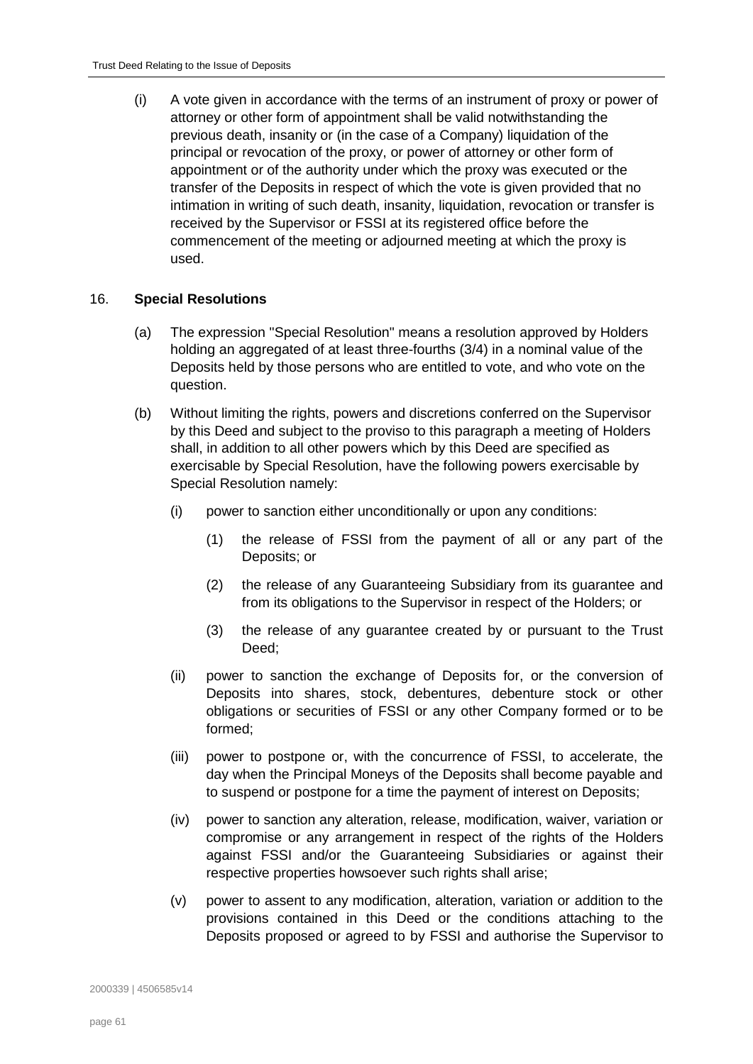(i) A vote given in accordance with the terms of an instrument of proxy or power of attorney or other form of appointment shall be valid notwithstanding the previous death, insanity or (in the case of a Company) liquidation of the principal or revocation of the proxy, or power of attorney or other form of appointment or of the authority under which the proxy was executed or the transfer of the Deposits in respect of which the vote is given provided that no intimation in writing of such death, insanity, liquidation, revocation or transfer is received by the Supervisor or FSSI at its registered office before the commencement of the meeting or adjourned meeting at which the proxy is used.

16. **Special Resolutions**

(a) The expression "Special Resolution" means a resolution approved by Holders holding an aggregated of at least three-fourths (3/4) in a nominal value of the Deposits held by those persons who are entitled to vote, and who vote on the question.

(b) Without limiting the rights, powers and discretions conferred on the Supervisor by this Deed and subject to the proviso to this paragraph a meeting of Holders shall, in addition to all other powers which by this Deed are specified as exercisable by Special Resolution, have the following powers exercisable by Special Resolution namely:

(i) power to sanction either unconditionally or upon any conditions:

(1) the release of FSSI from the payment of all or any part of the Deposits; or

(2) the release of any Guaranteeing Subsidiary from its guarantee and from its obligations to the Supervisor in respect of the Holders; or

(3) the release of any guarantee created by or pursuant to the Trust Deed;

(ii) power to sanction the exchange of Deposits for, or the conversion of Deposits into shares, stock, debentures, debenture stock or other obligations or securities of FSSI or any other Company formed or to be formed;

(iii) power to postpone or, with the concurrence of FSSI, to accelerate, the day when the Principal Moneys of the Deposits shall become payable and to suspend or postpone for a time the payment of interest on Deposits;

(iv) power to sanction any alteration, release, modification, waiver, variation or compromise or any arrangement in respect of the rights of the Holders against FSSI and/or the Guaranteeing Subsidiaries or against their respective properties howsoever such rights shall arise;

(v) power to assent to any modification, alteration, variation or addition to the provisions contained in this Deed or the conditions attaching to the Deposits proposed or agreed to by FSSI and authorise the Supervisor to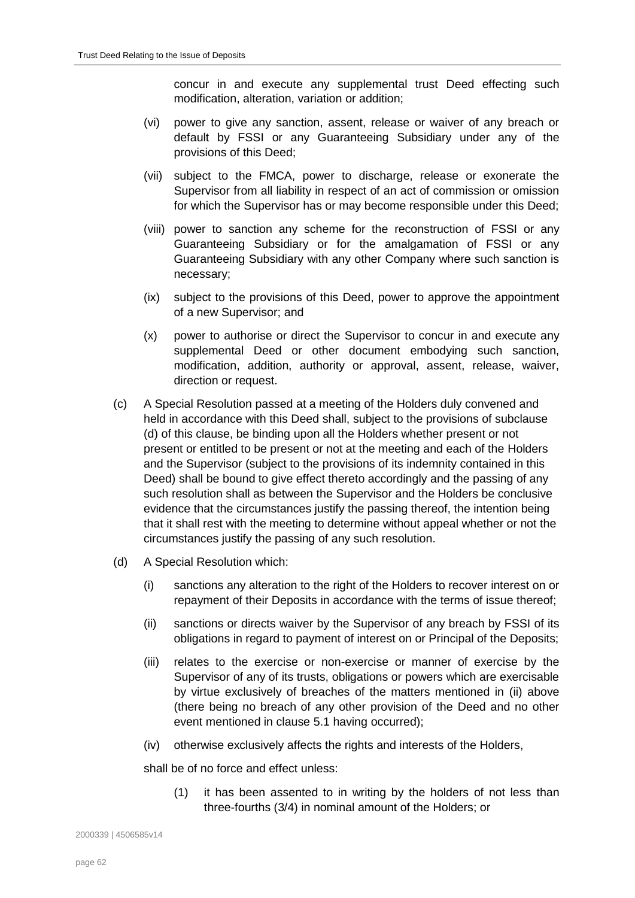concur in and execute any supplemental trust Deed effecting such modification, alteration, variation or addition;

(vi) power to give any sanction, assent, release or waiver of any breach or default by FSSI or any Guaranteeing Subsidiary under any of the provisions of this Deed;

(vii) subject to the FMCA, power to discharge, release or exonerate the Supervisor from all liability in respect of an act of commission or omission for which the Supervisor has or may become responsible under this Deed;

(viii) power to sanction any scheme for the reconstruction of FSSI or any Guaranteeing Subsidiary or for the amalgamation of FSSI or any Guaranteeing Subsidiary with any other Company where such sanction is necessary;

(ix) subject to the provisions of this Deed, power to approve the appointment of a new Supervisor; and

(x) power to authorise or direct the Supervisor to concur in and execute any supplemental Deed or other document embodying such sanction, modification, addition, authority or approval, assent, release, waiver, direction or request.

(c) A Special Resolution passed at a meeting of the Holders duly convened and held in accordance with this Deed shall, subject to the provisions of subclause (d) of this clause, be binding upon all the Holders whether present or not present or entitled to be present or not at the meeting and each of the Holders and the Supervisor (subject to the provisions of its indemnity contained in this Deed) shall be bound to give effect thereto accordingly and the passing of any such resolution shall as between the Supervisor and the Holders be conclusive evidence that the circumstances justify the passing thereof, the intention being that it shall rest with the meeting to determine without appeal whether or not the circumstances justify the passing of any such resolution.

(d) A Special Resolution which:

(i) sanctions any alteration to the right of the Holders to recover interest on or repayment of their Deposits in accordance with the terms of issue thereof;

(ii) sanctions or directs waiver by the Supervisor of any breach by FSSI of its obligations in regard to payment of interest on or Principal of the Deposits;

(iii) relates to the exercise or non-exercise or manner of exercise by the Supervisor of any of its trusts, obligations or powers which are exercisable by virtue exclusively of breaches of the matters mentioned in (ii) above (there being no breach of any other provision of the Deed and no other event mentioned in clause 5.1 having occurred);

(iv) otherwise exclusively affects the rights and interests of the Holders,

shall be of no force and effect unless:

(1) it has been assented to in writing by the holders of not less than three-fourths (3/4) in nominal amount of the Holders; or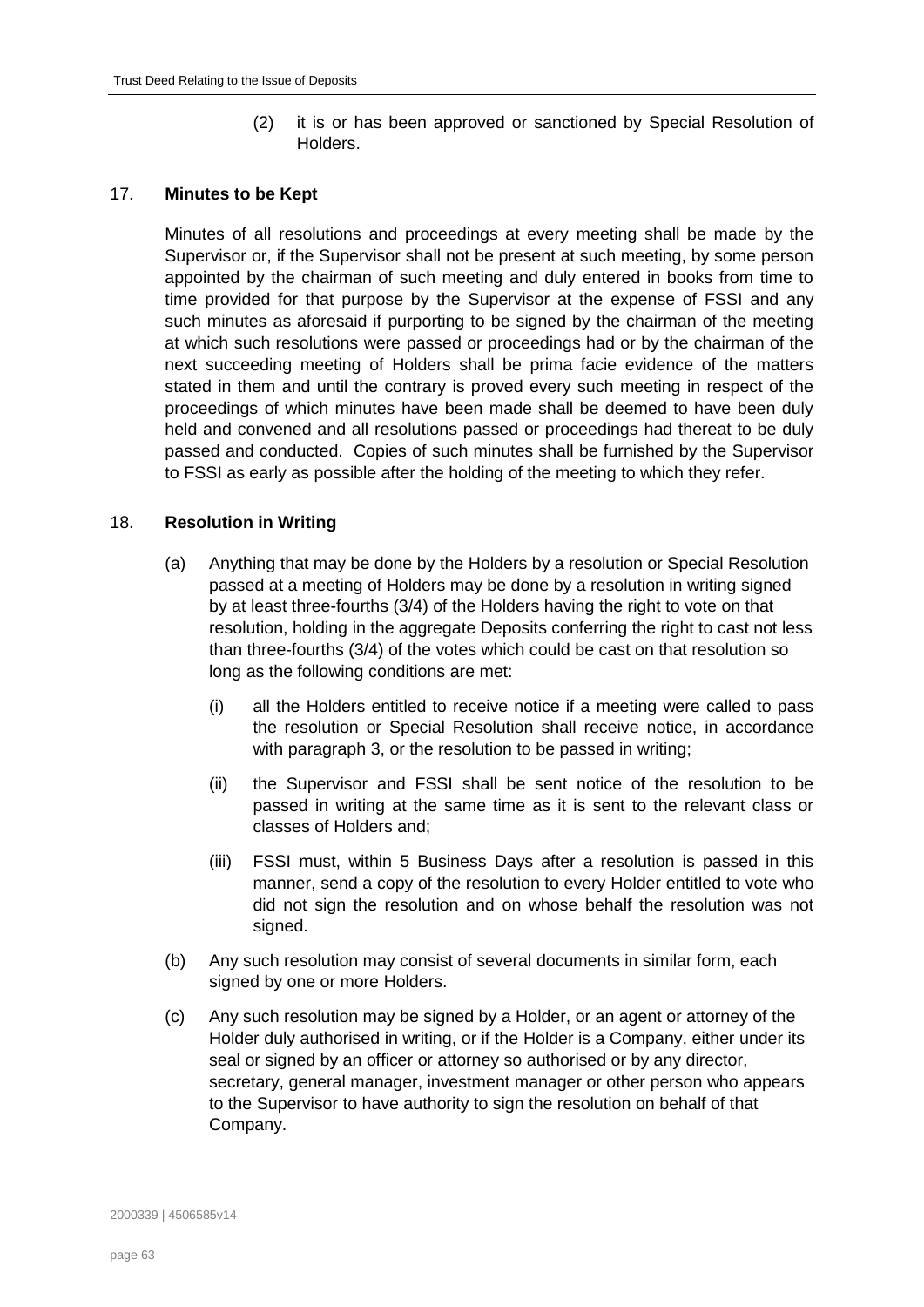(2) it is or has been approved or sanctioned by Special Resolution of Holders.

## 17. **Minutes to be Kept**

Minutes of all resolutions and proceedings at every meeting shall be made by the Supervisor or, if the Supervisor shall not be present at such meeting, by some person appointed by the chairman of such meeting and duly entered in books from time to time provided for that purpose by the Supervisor at the expense of FSSI and any such minutes as aforesaid if purporting to be signed by the chairman of the meeting at which such resolutions were passed or proceedings had or by the chairman of the next succeeding meeting of Holders shall be prima facie evidence of the matters stated in them and until the contrary is proved every such meeting in respect of the proceedings of which minutes have been made shall be deemed to have been duly held and convened and all resolutions passed or proceedings had thereat to be duly passed and conducted. Copies of such minutes shall be furnished by the Supervisor to FSSI as early as possible after the holding of the meeting to which they refer.

## 18. **Resolution in Writing**

(a) Anything that may be done by the Holders by a resolution or Special Resolution passed at a meeting of Holders may be done by a resolution in writing signed by at least three-fourths (3/4) of the Holders having the right to vote on that resolution, holding in the aggregate Deposits conferring the right to cast not less than three-fourths (3/4) of the votes which could be cast on that resolution so long as the following conditions are met:

(i) all the Holders entitled to receive notice if a meeting were called to pass the resolution or Special Resolution shall receive notice, in accordance with paragraph 3, or the resolution to be passed in writing;

(ii) the Supervisor and FSSI shall be sent notice of the resolution to be passed in writing at the same time as it is sent to the relevant class or classes of Holders and;

(iii) FSSI must, within 5 Business Days after a resolution is passed in this manner, send a copy of the resolution to every Holder entitled to vote who did not sign the resolution and on whose behalf the resolution was not signed.

(b) Any such resolution may consist of several documents in similar form, each signed by one or more Holders.

(c) Any such resolution may be signed by a Holder, or an agent or attorney of the Holder duly authorised in writing, or if the Holder is a Company, either under its seal or signed by an officer or attorney so authorised or by any director, secretary, general manager, investment manager or other person who appears to the Supervisor to have authority to sign the resolution on behalf of that Company.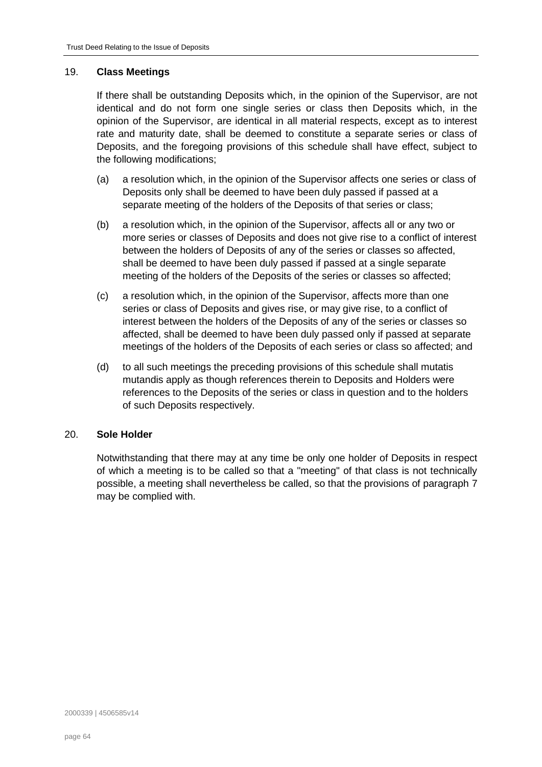## 19. Class Meetings

If there shall be outstanding Deposits which, in the opinion of the Supervisor, are not identical and do not form one single series or class then Deposits which, in the opinion of the Supervisor, are identical in all material respects, except as to interest rate and maturity date, shall be deemed to constitute a separate series or class of Deposits, and the foregoing provisions of this schedule shall have effect, subject to the following modifications;

(a) a resolution which, in the opinion of the Supervisor affects one series or class of Deposits only shall be deemed to have been duly passed if passed at a separate meeting of the holders of the Deposits of that series or class;

(b) a resolution which, in the opinion of the Supervisor, affects all or any two or more series or classes of Deposits and does not give rise to a conflict of interest between the holders of Deposits of any of the series or classes so affected, shall be deemed to have been duly passed if passed at a single separate meeting of the holders of the Deposits of the series or classes so affected;

(c) a resolution which, in the opinion of the Supervisor, affects more than one series or class of Deposits and gives rise, or may give rise, to a conflict of interest between the holders of the Deposits of any of the series or classes so affected, shall be deemed to have been duly passed only if passed at separate meetings of the holders of the Deposits of each series or class so affected; and

(d) to all such meetings the preceding provisions of this schedule shall mutatis mutandis apply as though references therein to Deposits and Holders were references to the Deposits of the series or class in question and to the holders of such Deposits respectively.

## 20. Sole Holder

Notwithstanding that there may at any time be only one holder of Deposits in respect of which a meeting is to be called so that a "meeting" of that class is not technically possible, a meeting shall nevertheless be called, so that the provisions of paragraph 7 may be complied with.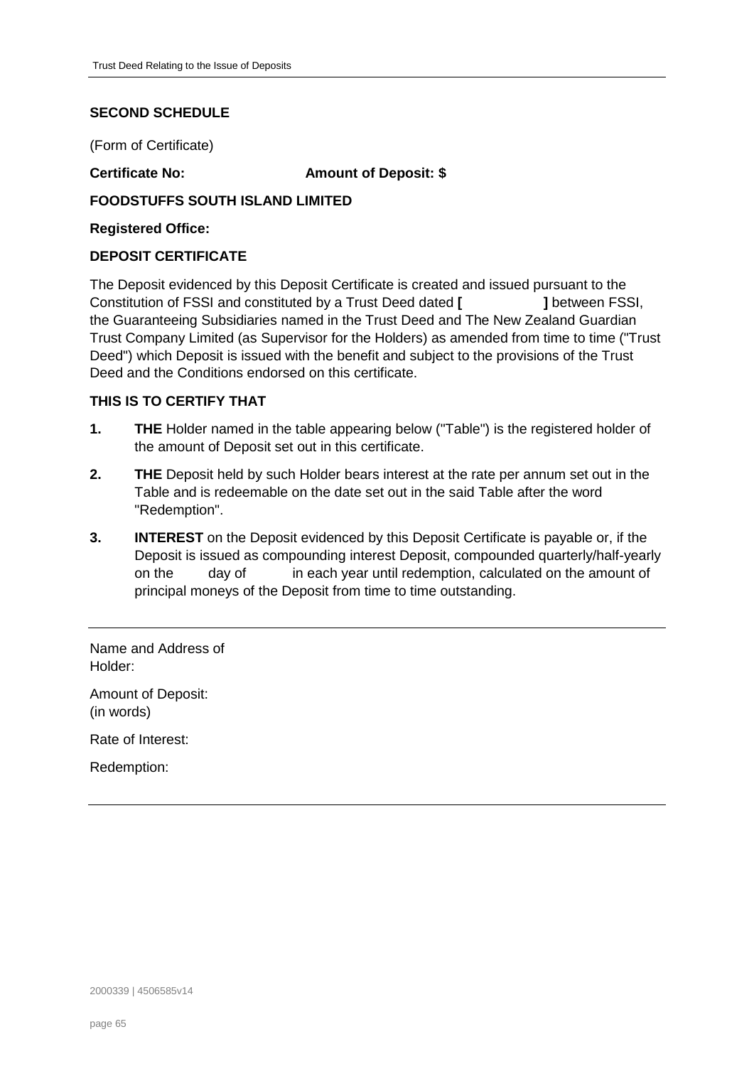**SECOND SCHEDULE**

(Form of Certificate)

**Certificate No:** **Amount of Deposit: $**

**FOODSTUFFS SOUTH ISLAND LIMITED**

**Registered Office:**

**DEPOSIT CERTIFICATE**

The Deposit evidenced by this Deposit Certificate is created and issued pursuant to the Constitution of FSSI and constituted by a Trust Deed dated **[ ]** between FSSI, the Guaranteeing Subsidiaries named in the Trust Deed and The New Zealand Guardian Trust Company Limited (as Supervisor for the Holders) as amended from time to time ("Trust Deed") which Deposit is issued with the benefit and subject to the provisions of the Trust Deed and the Conditions endorsed on this certificate.

**THIS IS TO CERTIFY THAT**

1. **THE** Holder named in the table appearing below ("Table") is the registered holder of the amount of Deposit set out in this certificate.
2. **THE** Deposit held by such Holder bears interest at the rate per annum set out in the Table and is redeemable on the date set out in the said Table after the word "Redemption".
3. **INTEREST** on the Deposit evidenced by this Deposit Certificate is payable or, if the Deposit is issued as compounding interest Deposit, compounded quarterly/half-yearly on the day of in each year until redemption, calculated on the amount of principal moneys of the Deposit from time to time outstanding.

---

Name and Address of Holder:

Amount of Deposit: (in words)

Rate of Interest:

Redemption:

---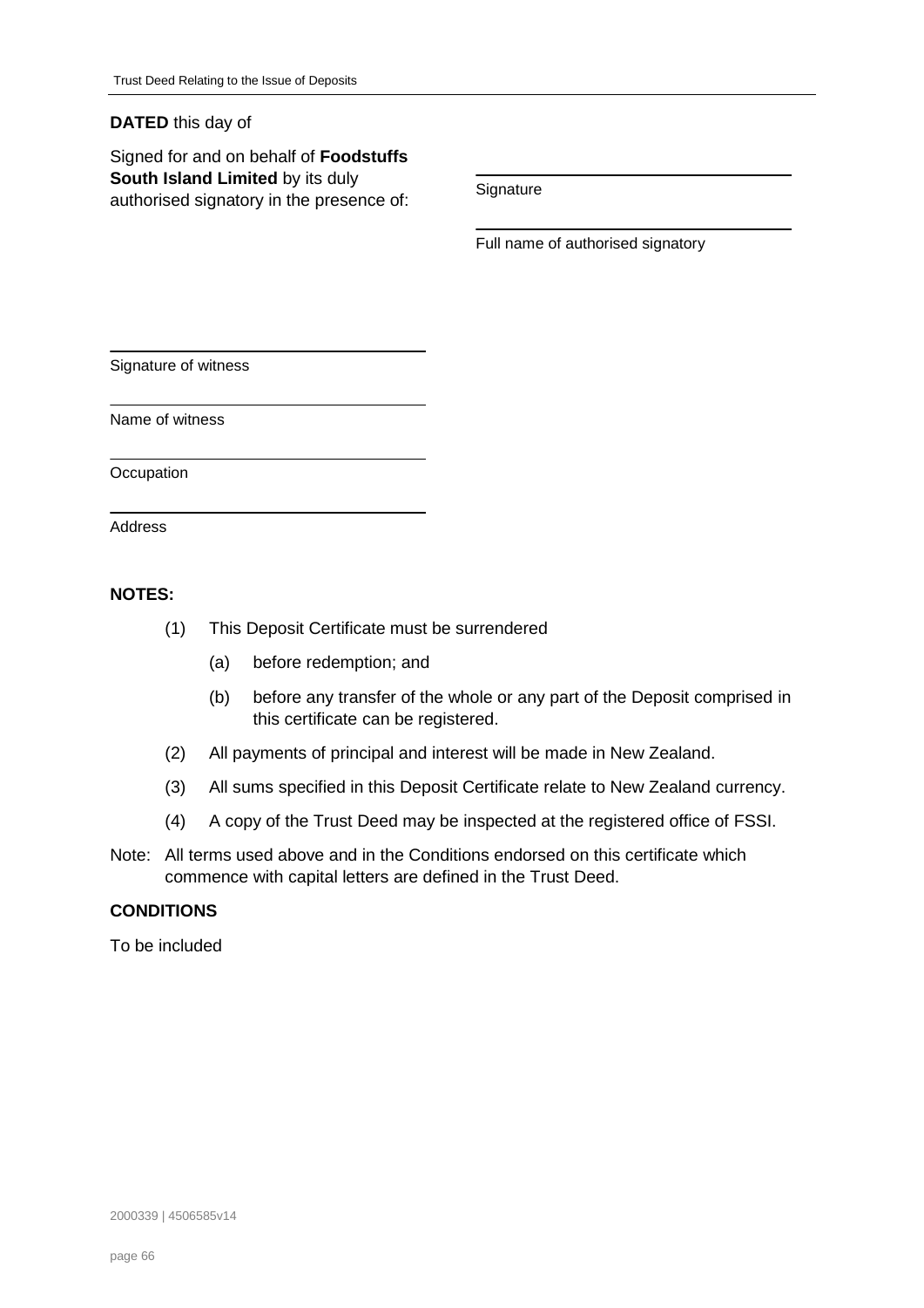**DATED** this day of

Signed for and on behalf of **Foodstuffs South Island Limited** by its duly authorised signatory in the presence of:

\_\_\_\_\_\_\_\_\_\_\_\_\_\_\_\_\_\_\_\_\_\_\_\_\_\_\_\_
Signature

\_\_\_\_\_\_\_\_\_\_\_\_\_\_\_\_\_\_\_\_\_\_\_\_\_\_\_\_
Full name of authorised signatory

\_\_\_\_\_\_\_\_\_\_\_\_\_\_\_\_\_\_\_\_\_\_\_\_\_\_\_\_
Signature of witness

\_\_\_\_\_\_\_\_\_\_\_\_\_\_\_\_\_\_\_\_\_\_\_\_\_\_\_\_
Name of witness

\_\_\_\_\_\_\_\_\_\_\_\_\_\_\_\_\_\_\_\_\_\_\_\_\_\_\_\_
Occupation

\_\_\_\_\_\_\_\_\_\_\_\_\_\_\_\_\_\_\_\_\_\_\_\_\_\_\_\_
Address

**NOTES:**

(1) This Deposit Certificate must be surrendered

  (a) before redemption; and

  (b) before any transfer of the whole or any part of the Deposit comprised in this certificate can be registered.

(2) All payments of principal and interest will be made in New Zealand.

(3) All sums specified in this Deposit Certificate relate to New Zealand currency.

(4) A copy of the Trust Deed may be inspected at the registered office of FSSI.

Note: All terms used above and in the Conditions endorsed on this certificate which commence with capital letters are defined in the Trust Deed.

**CONDITIONS**

To be included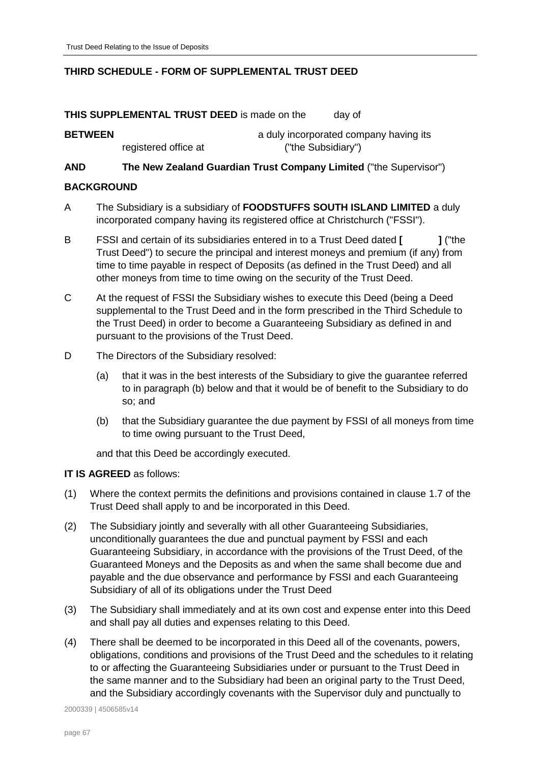## THIRD SCHEDULE - FORM OF SUPPLEMENTAL TRUST DEED

**THIS SUPPLEMENTAL TRUST DEED** is made on the day of

**BETWEEN** a duly incorporated company having its registered office at ("the Subsidiary")

**AND** **The New Zealand Guardian Trust Company Limited** ("the Supervisor")

**BACKGROUND**

A The Subsidiary is a subsidiary of **FOODSTUFFS SOUTH ISLAND LIMITED** a duly incorporated company having its registered office at Christchurch ("FSSI").

B FSSI and certain of its subsidiaries entered in to a Trust Deed dated **[ ]** ("the Trust Deed") to secure the principal and interest moneys and premium (if any) from time to time payable in respect of Deposits (as defined in the Trust Deed) and all other moneys from time to time owing on the security of the Trust Deed.

C At the request of FSSI the Subsidiary wishes to execute this Deed (being a Deed supplemental to the Trust Deed and in the form prescribed in the Third Schedule to the Trust Deed) in order to become a Guaranteeing Subsidiary as defined in and pursuant to the provisions of the Trust Deed.

D The Directors of the Subsidiary resolved:

(a) that it was in the best interests of the Subsidiary to give the guarantee referred to in paragraph (b) below and that it would be of benefit to the Subsidiary to do so; and

(b) that the Subsidiary guarantee the due payment by FSSI of all moneys from time to time owing pursuant to the Trust Deed,

and that this Deed be accordingly executed.

**IT IS AGREED** as follows:

(1) Where the context permits the definitions and provisions contained in clause 1.7 of the Trust Deed shall apply to and be incorporated in this Deed.

(2) The Subsidiary jointly and severally with all other Guaranteeing Subsidiaries, unconditionally guarantees the due and punctual payment by FSSI and each Guaranteeing Subsidiary, in accordance with the provisions of the Trust Deed, of the Guaranteed Moneys and the Deposits as and when the same shall become due and payable and the due observance and performance by FSSI and each Guaranteeing Subsidiary of all of its obligations under the Trust Deed

(3) The Subsidiary shall immediately and at its own cost and expense enter into this Deed and shall pay all duties and expenses relating to this Deed.

(4) There shall be deemed to be incorporated in this Deed all of the covenants, powers, obligations, conditions and provisions of the Trust Deed and the schedules to it relating to or affecting the Guaranteeing Subsidiaries under or pursuant to the Trust Deed in the same manner and to the Subsidiary had been an original party to the Trust Deed, and the Subsidiary accordingly covenants with the Supervisor duly and punctually to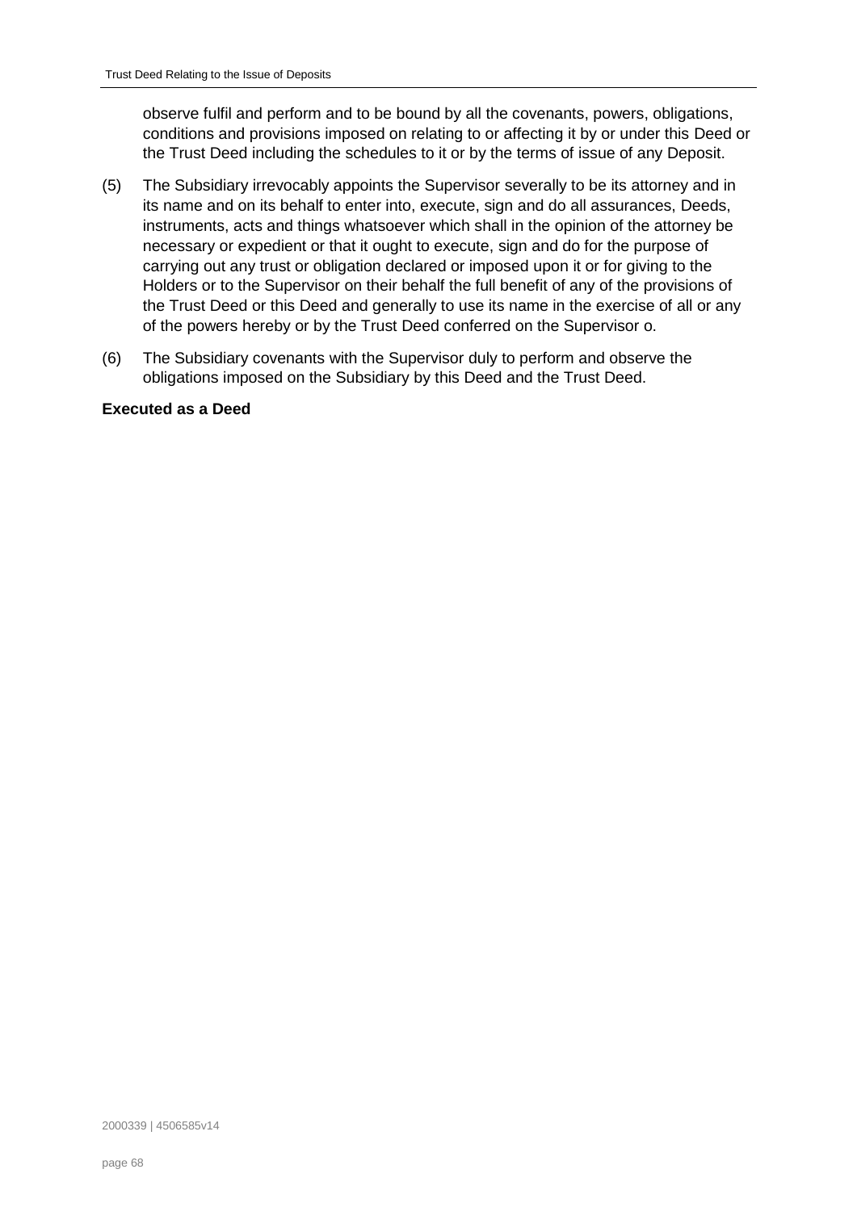observe fulfil and perform and to be bound by all the covenants, powers, obligations, conditions and provisions imposed on relating to or affecting it by or under this Deed or the Trust Deed including the schedules to it or by the terms of issue of any Deposit.

(5) The Subsidiary irrevocably appoints the Supervisor severally to be its attorney and in its name and on its behalf to enter into, execute, sign and do all assurances, Deeds, instruments, acts and things whatsoever which shall in the opinion of the attorney be necessary or expedient or that it ought to execute, sign and do for the purpose of carrying out any trust or obligation declared or imposed upon it or for giving to the Holders or to the Supervisor on their behalf the full benefit of any of the provisions of the Trust Deed or this Deed and generally to use its name in the exercise of all or any of the powers hereby or by the Trust Deed conferred on the Supervisor o.

(6) The Subsidiary covenants with the Supervisor duly to perform and observe the obligations imposed on the Subsidiary by this Deed and the Trust Deed.

**Executed as a Deed**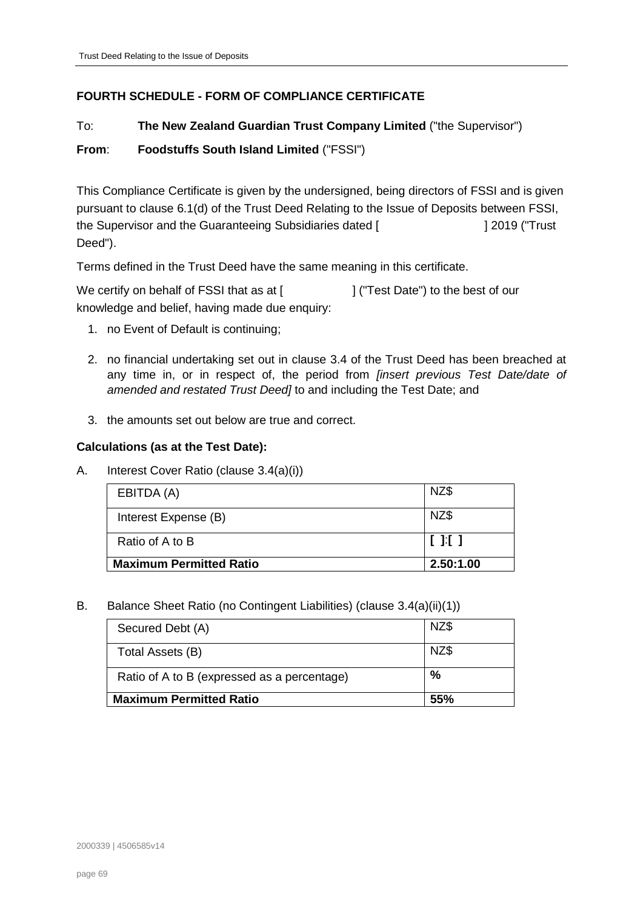## FOURTH SCHEDULE - FORM OF COMPLIANCE CERTIFICATE

To: **The New Zealand Guardian Trust Company Limited** ("the Supervisor")

**From**: **Foodstuffs South Island Limited** ("FSSI")

This Compliance Certificate is given by the undersigned, being directors of FSSI and is given pursuant to clause 6.1(d) of the Trust Deed Relating to the Issue of Deposits between FSSI, the Supervisor and the Guaranteeing Subsidiaries dated [ ] 2019 ("Trust Deed").

Terms defined in the Trust Deed have the same meaning in this certificate.

We certify on behalf of FSSI that as at [ ] ("Test Date") to the best of our knowledge and belief, having made due enquiry:

1. no Event of Default is continuing;
2. no financial undertaking set out in clause 3.4 of the Trust Deed has been breached at any time in, or in respect of, the period from *[insert previous Test Date/date of amended and restated Trust Deed]* to and including the Test Date; and
3. the amounts set out below are true and correct.

**Calculations (as at the Test Date):**

A. Interest Cover Ratio (clause 3.4(a)(i))

| | |
|---|---|
| EBITDA (A) | NZ$ |
| Interest Expense (B) | NZ$ |
| Ratio of A to B | **[ ]:[ ]** |
| **Maximum Permitted Ratio** | **2.50:1.00** |

B. Balance Sheet Ratio (no Contingent Liabilities) (clause 3.4(a)(ii)(1))

| | |
|---|---|
| Secured Debt (A) | NZ$ |
| Total Assets (B) | NZ$ |
| Ratio of A to B (expressed as a percentage) | **%** |
| **Maximum Permitted Ratio** | **55%** |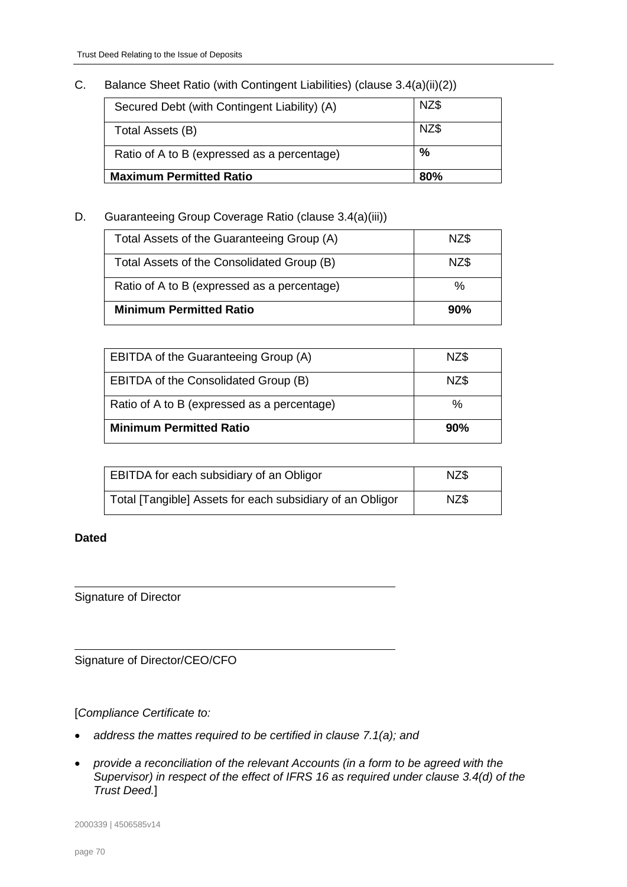C. Balance Sheet Ratio (with Contingent Liabilities) (clause 3.4(a)(ii)(2))

| | |
|---|---|
| Secured Debt (with Contingent Liability) (A) | NZ$ |
| Total Assets (B) | NZ$ |
| Ratio of A to B (expressed as a percentage) | **%** |
| **Maximum Permitted Ratio** | **80%** |

D. Guaranteeing Group Coverage Ratio (clause 3.4(a)(iii))

| | |
|---|---|
| Total Assets of the Guaranteeing Group (A) | NZ$ |
| Total Assets of the Consolidated Group (B) | NZ$ |
| Ratio of A to B (expressed as a percentage) | % |
| **Minimum Permitted Ratio** | **90%** |

| | |
|---|---|
| EBITDA of the Guaranteeing Group (A) | NZ$ |
| EBITDA of the Consolidated Group (B) | NZ$ |
| Ratio of A to B (expressed as a percentage) | % |
| **Minimum Permitted Ratio** | **90%** |

| | |
|---|---|
| EBITDA for each subsidiary of an Obligor | NZ$ |
| Total [Tangible] Assets for each subsidiary of an Obligor | NZ$ |

**Dated**

Signature of Director

Signature of Director/CEO/CFO

[*Compliance Certificate to:*

- *address the mattes required to be certified in clause 7.1(a); and*
- *provide a reconciliation of the relevant Accounts (in a form to be agreed with the Supervisor) in respect of the effect of IFRS 16 as required under clause 3.4(d) of the Trust Deed.*]

2000339 | 4506585v14